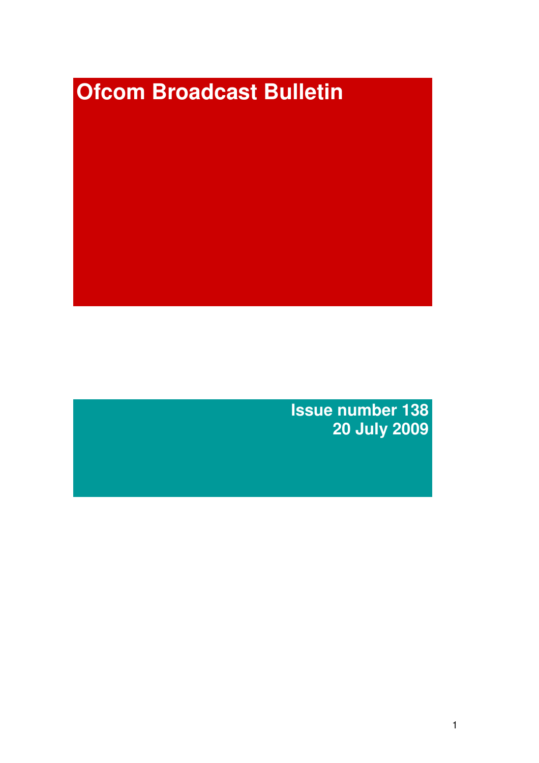# Ofcom Broadcast Bulletin

Issue number 138
20 July 2009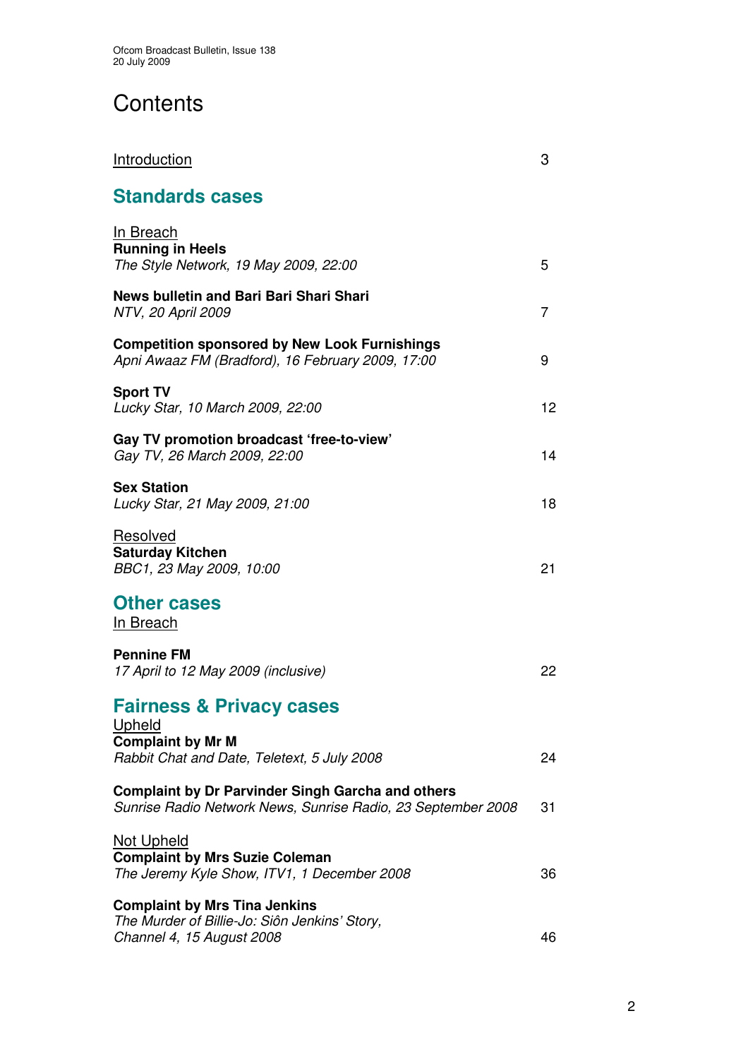# Contents

Introduction 3

## Standards cases

In Breach

**Running in Heels**
*The Style Network, 19 May 2009, 22:00* 5

**News bulletin and Bari Bari Shari Shari**
*NTV, 20 April 2009* 7

**Competition sponsored by New Look Furnishings**
*Apni Awaaz FM (Bradford), 16 February 2009, 17:00* 9

**Sport TV**
*Lucky Star, 10 March 2009, 22:00* 12

**Gay TV promotion broadcast 'free-to-view'**
*Gay TV, 26 March 2009, 22:00* 14

**Sex Station**
*Lucky Star, 21 May 2009, 21:00* 18

Resolved

**Saturday Kitchen**
*BBC1, 23 May 2009, 10:00* 21

## Other cases

In Breach

**Pennine FM**
*17 April to 12 May 2009 (inclusive)* 22

## Fairness & Privacy cases

Upheld

**Complaint by Mr M**
*Rabbit Chat and Date, Teletext, 5 July 2008* 24

**Complaint by Dr Parvinder Singh Garcha and others**
*Sunrise Radio Network News, Sunrise Radio, 23 September 2008* 31

Not Upheld

**Complaint by Mrs Suzie Coleman**
*The Jeremy Kyle Show, ITV1, 1 December 2008* 36

**Complaint by Mrs Tina Jenkins**
*The Murder of Billie-Jo: Siôn Jenkins' Story, Channel 4, 15 August 2008* 46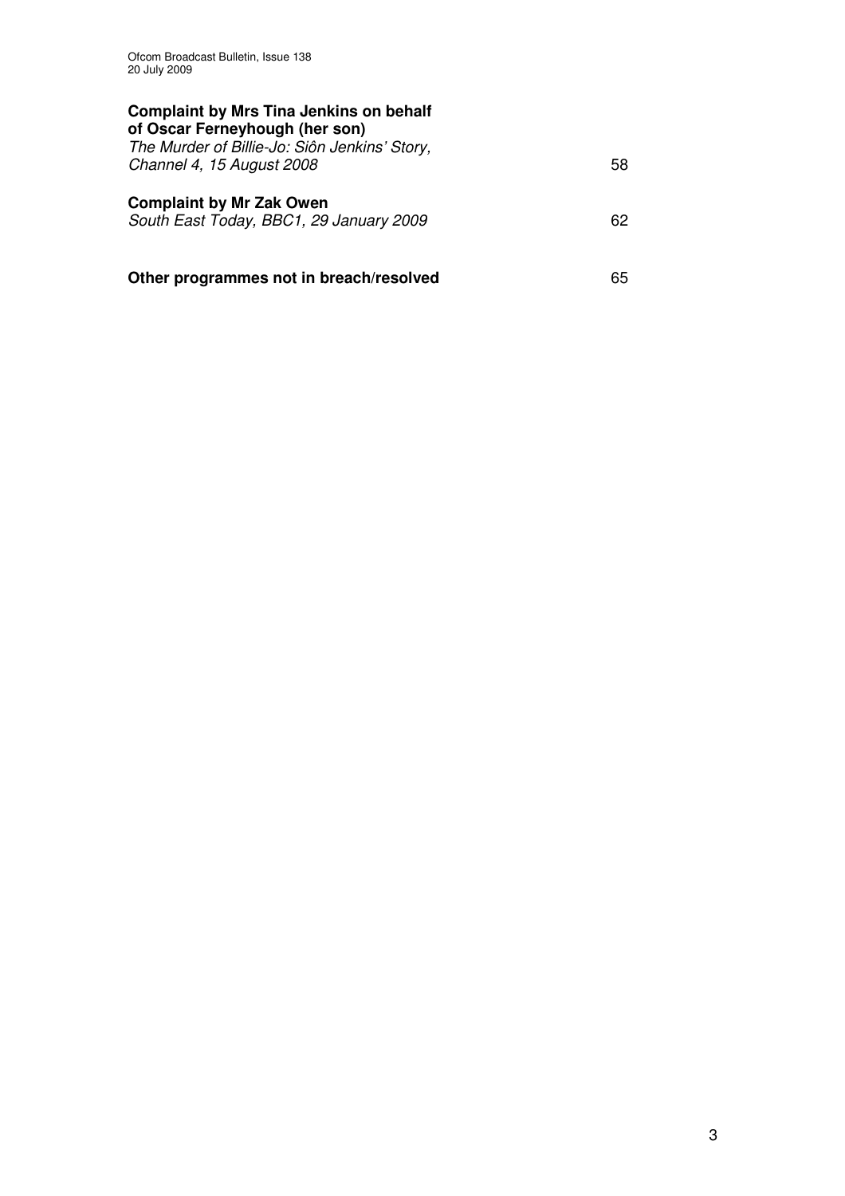**Complaint by Mrs Tina Jenkins on behalf of Oscar Ferneyhough (her son)**
*The Murder of Billie-Jo: Siôn Jenkins' Story, Channel 4, 15 August 2008* 58

**Complaint by Mr Zak Owen**
*South East Today, BBC1, 29 January 2009* 62

**Other programmes not in breach/resolved** 65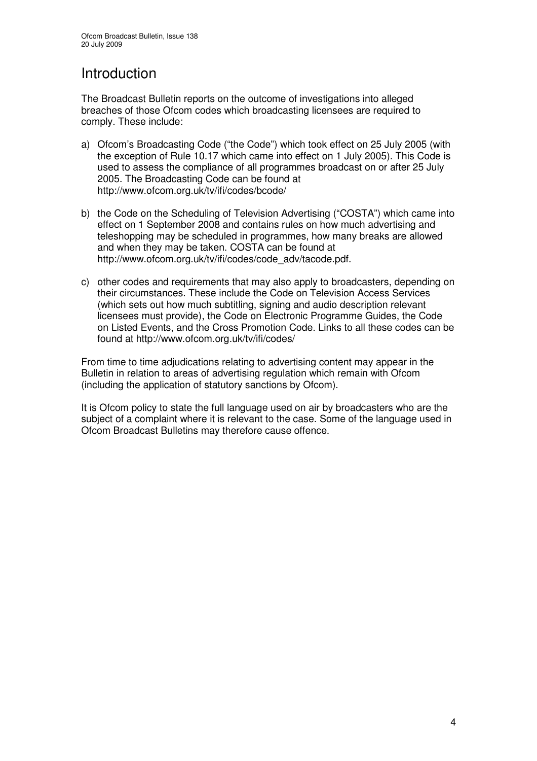# Introduction

The Broadcast Bulletin reports on the outcome of investigations into alleged breaches of those Ofcom codes which broadcasting licensees are required to comply. These include:

a) Ofcom's Broadcasting Code ("the Code") which took effect on 25 July 2005 (with the exception of Rule 10.17 which came into effect on 1 July 2005). This Code is used to assess the compliance of all programmes broadcast on or after 25 July 2005. The Broadcasting Code can be found at http://www.ofcom.org.uk/tv/ifi/codes/bcode/

b) the Code on the Scheduling of Television Advertising ("COSTA") which came into effect on 1 September 2008 and contains rules on how much advertising and teleshopping may be scheduled in programmes, how many breaks are allowed and when they may be taken. COSTA can be found at http://www.ofcom.org.uk/tv/ifi/codes/code_adv/tacode.pdf.

c) other codes and requirements that may also apply to broadcasters, depending on their circumstances. These include the Code on Television Access Services (which sets out how much subtitling, signing and audio description relevant licensees must provide), the Code on Electronic Programme Guides, the Code on Listed Events, and the Cross Promotion Code. Links to all these codes can be found at http://www.ofcom.org.uk/tv/ifi/codes/

From time to time adjudications relating to advertising content may appear in the Bulletin in relation to areas of advertising regulation which remain with Ofcom (including the application of statutory sanctions by Ofcom).

It is Ofcom policy to state the full language used on air by broadcasters who are the subject of a complaint where it is relevant to the case. Some of the language used in Ofcom Broadcast Bulletins may therefore cause offence.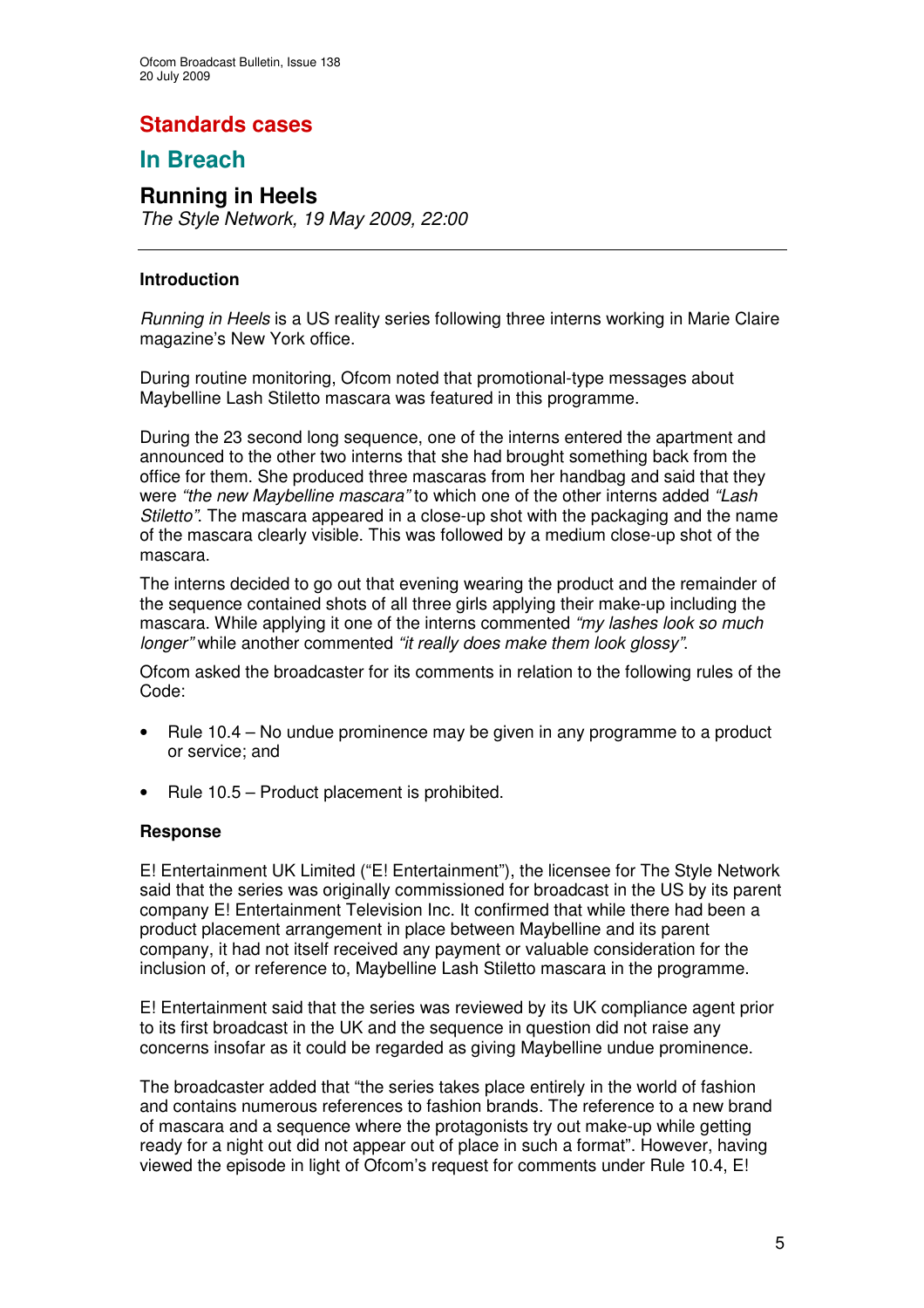# Standards cases

## In Breach

### Running in Heels

*The Style Network, 19 May 2009, 22:00*

---

**Introduction**

*Running in Heels* is a US reality series following three interns working in Marie Claire magazine's New York office.

During routine monitoring, Ofcom noted that promotional-type messages about Maybelline Lash Stiletto mascara was featured in this programme.

During the 23 second long sequence, one of the interns entered the apartment and announced to the other two interns that she had brought something back from the office for them. She produced three mascaras from her handbag and said that they were *"the new Maybelline mascara"* to which one of the other interns added *"Lash Stiletto"*. The mascara appeared in a close-up shot with the packaging and the name of the mascara clearly visible. This was followed by a medium close-up shot of the mascara.

The interns decided to go out that evening wearing the product and the remainder of the sequence contained shots of all three girls applying their make-up including the mascara. While applying it one of the interns commented *"my lashes look so much longer"* while another commented *"it really does make them look glossy"*.

Ofcom asked the broadcaster for its comments in relation to the following rules of the Code:

- Rule 10.4 – No undue prominence may be given in any programme to a product or service; and
- Rule 10.5 – Product placement is prohibited.

**Response**

E! Entertainment UK Limited ("E! Entertainment"), the licensee for The Style Network said that the series was originally commissioned for broadcast in the US by its parent company E! Entertainment Television Inc. It confirmed that while there had been a product placement arrangement in place between Maybelline and its parent company, it had not itself received any payment or valuable consideration for the inclusion of, or reference to, Maybelline Lash Stiletto mascara in the programme.

E! Entertainment said that the series was reviewed by its UK compliance agent prior to its first broadcast in the UK and the sequence in question did not raise any concerns insofar as it could be regarded as giving Maybelline undue prominence.

The broadcaster added that "the series takes place entirely in the world of fashion and contains numerous references to fashion brands. The reference to a new brand of mascara and a sequence where the protagonists try out make-up while getting ready for a night out did not appear out of place in such a format". However, having viewed the episode in light of Ofcom's request for comments under Rule 10.4, E!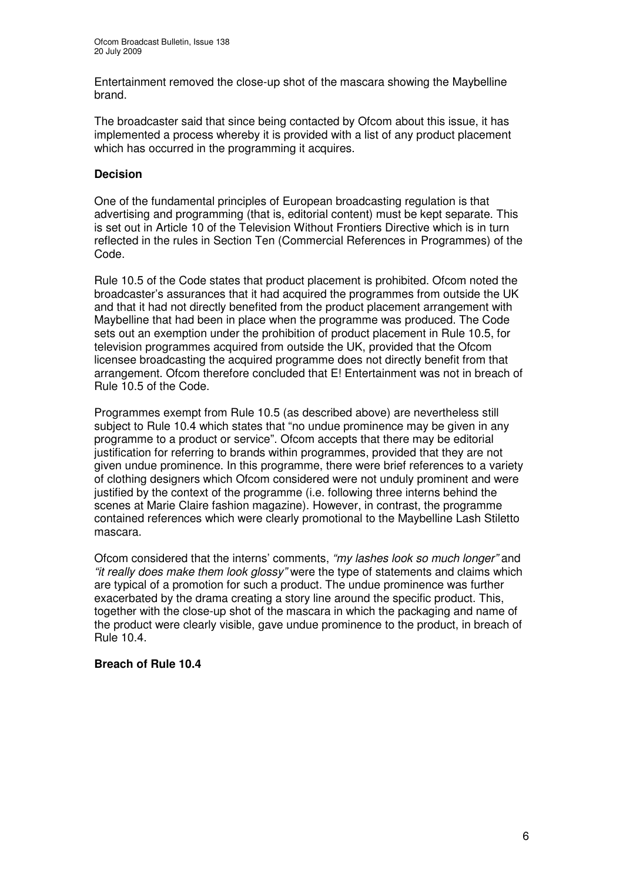Entertainment removed the close-up shot of the mascara showing the Maybelline brand.

The broadcaster said that since being contacted by Ofcom about this issue, it has implemented a process whereby it is provided with a list of any product placement which has occurred in the programming it acquires.

**Decision**

One of the fundamental principles of European broadcasting regulation is that advertising and programming (that is, editorial content) must be kept separate. This is set out in Article 10 of the Television Without Frontiers Directive which is in turn reflected in the rules in Section Ten (Commercial References in Programmes) of the Code.

Rule 10.5 of the Code states that product placement is prohibited. Ofcom noted the broadcaster's assurances that it had acquired the programmes from outside the UK and that it had not directly benefited from the product placement arrangement with Maybelline that had been in place when the programme was produced. The Code sets out an exemption under the prohibition of product placement in Rule 10.5, for television programmes acquired from outside the UK, provided that the Ofcom licensee broadcasting the acquired programme does not directly benefit from that arrangement. Ofcom therefore concluded that E! Entertainment was not in breach of Rule 10.5 of the Code.

Programmes exempt from Rule 10.5 (as described above) are nevertheless still subject to Rule 10.4 which states that "no undue prominence may be given in any programme to a product or service". Ofcom accepts that there may be editorial justification for referring to brands within programmes, provided that they are not given undue prominence. In this programme, there were brief references to a variety of clothing designers which Ofcom considered were not unduly prominent and were justified by the context of the programme (i.e. following three interns behind the scenes at Marie Claire fashion magazine). However, in contrast, the programme contained references which were clearly promotional to the Maybelline Lash Stiletto mascara.

Ofcom considered that the interns' comments, *"my lashes look so much longer"* and *"it really does make them look glossy"* were the type of statements and claims which are typical of a promotion for such a product. The undue prominence was further exacerbated by the drama creating a story line around the specific product. This, together with the close-up shot of the mascara in which the packaging and name of the product were clearly visible, gave undue prominence to the product, in breach of Rule 10.4.

**Breach of Rule 10.4**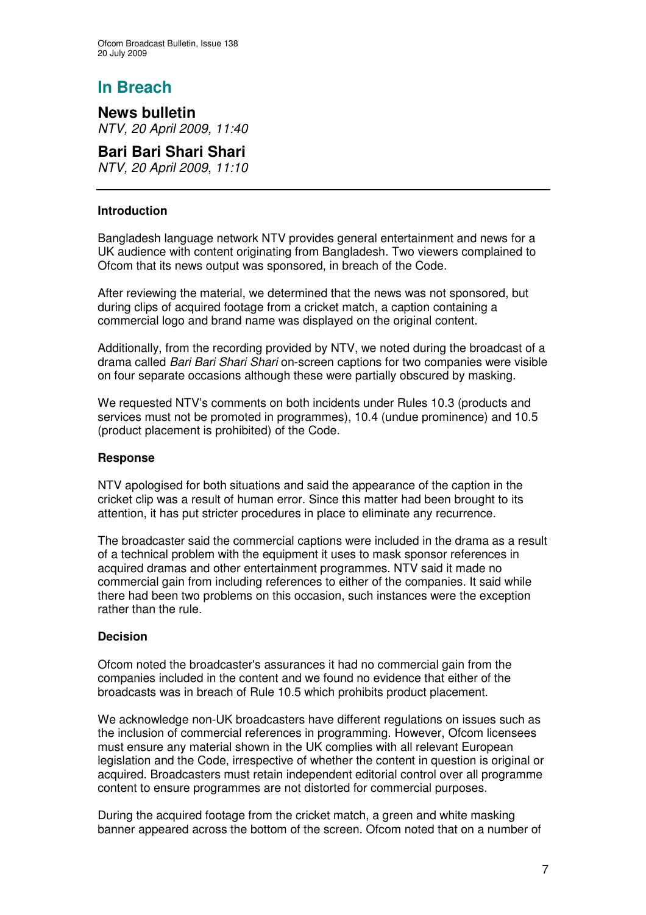# In Breach

## News bulletin
*NTV, 20 April 2009, 11:40*

## Bari Bari Shari Shari
*NTV, 20 April 2009, 11:10*

---

### Introduction

Bangladesh language network NTV provides general entertainment and news for a UK audience with content originating from Bangladesh. Two viewers complained to Ofcom that its news output was sponsored, in breach of the Code.

After reviewing the material, we determined that the news was not sponsored, but during clips of acquired footage from a cricket match, a caption containing a commercial logo and brand name was displayed on the original content.

Additionally, from the recording provided by NTV, we noted during the broadcast of a drama called *Bari Bari Shari Shari* on-screen captions for two companies were visible on four separate occasions although these were partially obscured by masking.

We requested NTV's comments on both incidents under Rules 10.3 (products and services must not be promoted in programmes), 10.4 (undue prominence) and 10.5 (product placement is prohibited) of the Code.

### Response

NTV apologised for both situations and said the appearance of the caption in the cricket clip was a result of human error. Since this matter had been brought to its attention, it has put stricter procedures in place to eliminate any recurrence.

The broadcaster said the commercial captions were included in the drama as a result of a technical problem with the equipment it uses to mask sponsor references in acquired dramas and other entertainment programmes. NTV said it made no commercial gain from including references to either of the companies. It said while there had been two problems on this occasion, such instances were the exception rather than the rule.

### Decision

Ofcom noted the broadcaster's assurances it had no commercial gain from the companies included in the content and we found no evidence that either of the broadcasts was in breach of Rule 10.5 which prohibits product placement.

We acknowledge non-UK broadcasters have different regulations on issues such as the inclusion of commercial references in programming. However, Ofcom licensees must ensure any material shown in the UK complies with all relevant European legislation and the Code, irrespective of whether the content in question is original or acquired. Broadcasters must retain independent editorial control over all programme content to ensure programmes are not distorted for commercial purposes.

During the acquired footage from the cricket match, a green and white masking banner appeared across the bottom of the screen. Ofcom noted that on a number of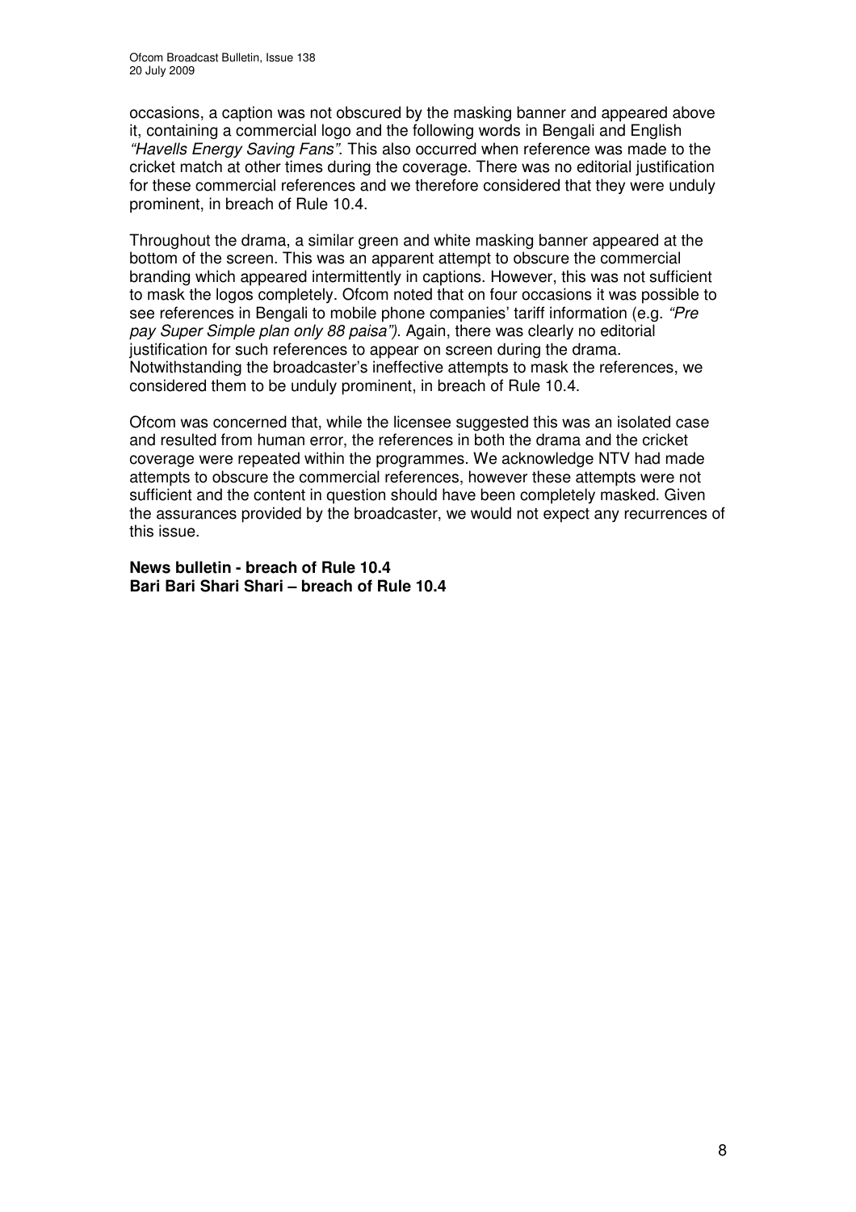occasions, a caption was not obscured by the masking banner and appeared above it, containing a commercial logo and the following words in Bengali and English *"Havells Energy Saving Fans"*. This also occurred when reference was made to the cricket match at other times during the coverage. There was no editorial justification for these commercial references and we therefore considered that they were unduly prominent, in breach of Rule 10.4.

Throughout the drama, a similar green and white masking banner appeared at the bottom of the screen. This was an apparent attempt to obscure the commercial branding which appeared intermittently in captions. However, this was not sufficient to mask the logos completely. Ofcom noted that on four occasions it was possible to see references in Bengali to mobile phone companies' tariff information (e.g. *"Pre pay Super Simple plan only 88 paisa")*. Again, there was clearly no editorial justification for such references to appear on screen during the drama. Notwithstanding the broadcaster's ineffective attempts to mask the references, we considered them to be unduly prominent, in breach of Rule 10.4.

Ofcom was concerned that, while the licensee suggested this was an isolated case and resulted from human error, the references in both the drama and the cricket coverage were repeated within the programmes. We acknowledge NTV had made attempts to obscure the commercial references, however these attempts were not sufficient and the content in question should have been completely masked. Given the assurances provided by the broadcaster, we would not expect any recurrences of this issue.

**News bulletin - breach of Rule 10.4**
**Bari Bari Shari Shari – breach of Rule 10.4**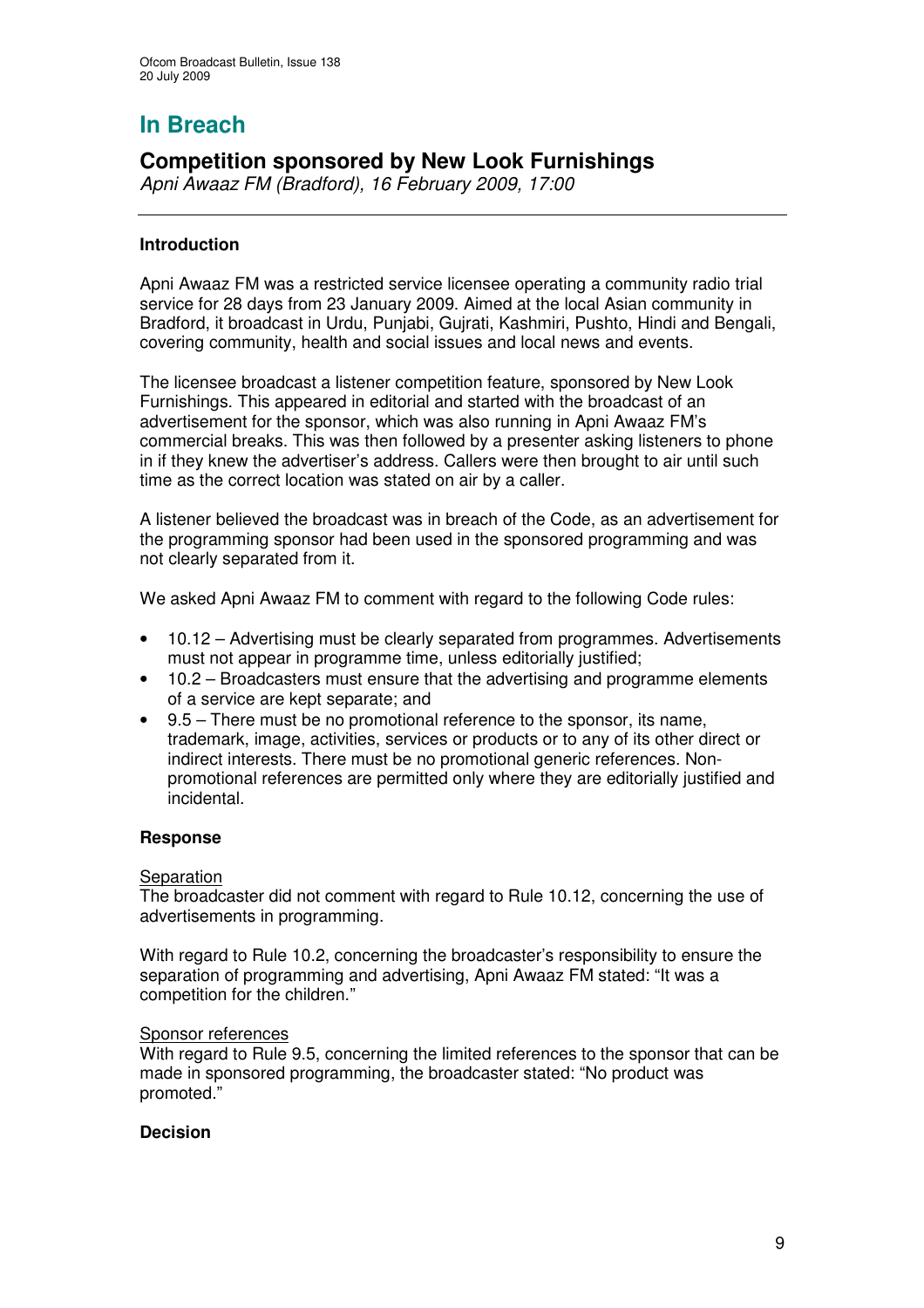# In Breach

## Competition sponsored by New Look Furnishings

*Apni Awaaz FM (Bradford), 16 February 2009, 17:00*

---

### Introduction

Apni Awaaz FM was a restricted service licensee operating a community radio trial service for 28 days from 23 January 2009. Aimed at the local Asian community in Bradford, it broadcast in Urdu, Punjabi, Gujrati, Kashmiri, Pushto, Hindi and Bengali, covering community, health and social issues and local news and events.

The licensee broadcast a listener competition feature, sponsored by New Look Furnishings. This appeared in editorial and started with the broadcast of an advertisement for the sponsor, which was also running in Apni Awaaz FM's commercial breaks. This was then followed by a presenter asking listeners to phone in if they knew the advertiser's address. Callers were then brought to air until such time as the correct location was stated on air by a caller.

A listener believed the broadcast was in breach of the Code, as an advertisement for the programming sponsor had been used in the sponsored programming and was not clearly separated from it.

We asked Apni Awaaz FM to comment with regard to the following Code rules:

- 10.12 – Advertising must be clearly separated from programmes. Advertisements must not appear in programme time, unless editorially justified;
- 10.2 – Broadcasters must ensure that the advertising and programme elements of a service are kept separate; and
- 9.5 – There must be no promotional reference to the sponsor, its name, trademark, image, activities, services or products or to any of its other direct or indirect interests. There must be no promotional generic references. Non-promotional references are permitted only where they are editorially justified and incidental.

### Response

Separation

The broadcaster did not comment with regard to Rule 10.12, concerning the use of advertisements in programming.

With regard to Rule 10.2, concerning the broadcaster's responsibility to ensure the separation of programming and advertising, Apni Awaaz FM stated: "It was a competition for the children."

Sponsor references

With regard to Rule 9.5, concerning the limited references to the sponsor that can be made in sponsored programming, the broadcaster stated: "No product was promoted."

### Decision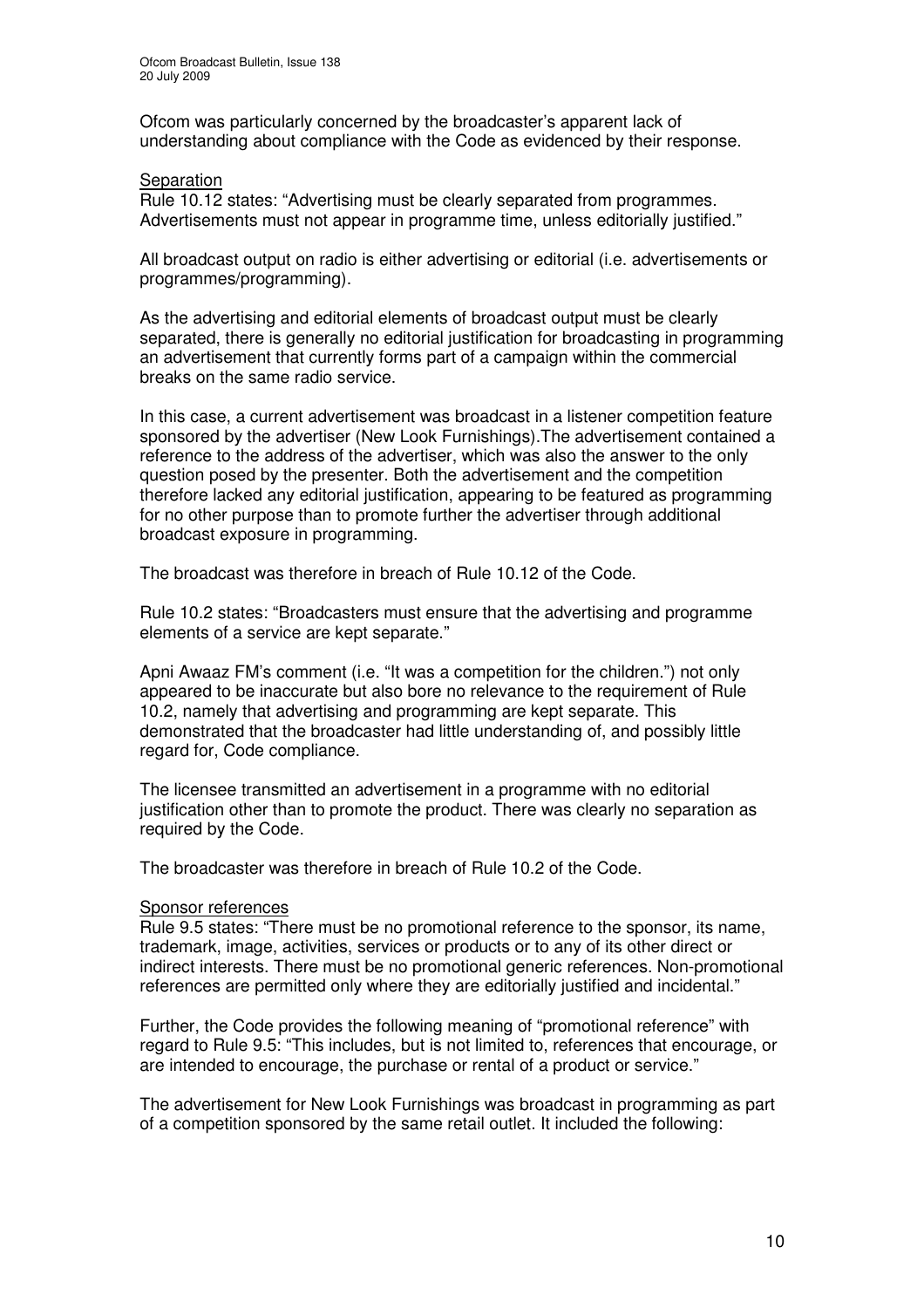Ofcom was particularly concerned by the broadcaster's apparent lack of understanding about compliance with the Code as evidenced by their response.

Separation

Rule 10.12 states: "Advertising must be clearly separated from programmes. Advertisements must not appear in programme time, unless editorially justified."

All broadcast output on radio is either advertising or editorial (i.e. advertisements or programmes/programming).

As the advertising and editorial elements of broadcast output must be clearly separated, there is generally no editorial justification for broadcasting in programming an advertisement that currently forms part of a campaign within the commercial breaks on the same radio service.

In this case, a current advertisement was broadcast in a listener competition feature sponsored by the advertiser (New Look Furnishings).The advertisement contained a reference to the address of the advertiser, which was also the answer to the only question posed by the presenter. Both the advertisement and the competition therefore lacked any editorial justification, appearing to be featured as programming for no other purpose than to promote further the advertiser through additional broadcast exposure in programming.

The broadcast was therefore in breach of Rule 10.12 of the Code.

Rule 10.2 states: "Broadcasters must ensure that the advertising and programme elements of a service are kept separate."

Apni Awaaz FM's comment (i.e. "It was a competition for the children.") not only appeared to be inaccurate but also bore no relevance to the requirement of Rule 10.2, namely that advertising and programming are kept separate. This demonstrated that the broadcaster had little understanding of, and possibly little regard for, Code compliance.

The licensee transmitted an advertisement in a programme with no editorial justification other than to promote the product. There was clearly no separation as required by the Code.

The broadcaster was therefore in breach of Rule 10.2 of the Code.

Sponsor references

Rule 9.5 states: "There must be no promotional reference to the sponsor, its name, trademark, image, activities, services or products or to any of its other direct or indirect interests. There must be no promotional generic references. Non-promotional references are permitted only where they are editorially justified and incidental."

Further, the Code provides the following meaning of "promotional reference" with regard to Rule 9.5: "This includes, but is not limited to, references that encourage, or are intended to encourage, the purchase or rental of a product or service."

The advertisement for New Look Furnishings was broadcast in programming as part of a competition sponsored by the same retail outlet. It included the following: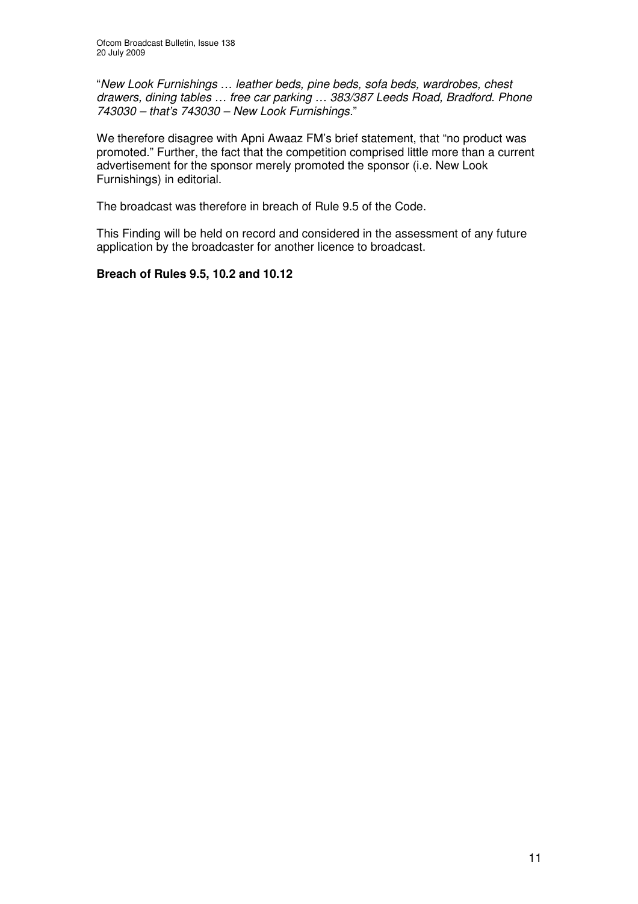"*New Look Furnishings … leather beds, pine beds, sofa beds, wardrobes, chest drawers, dining tables … free car parking … 383/387 Leeds Road, Bradford. Phone 743030 – that's 743030 – New Look Furnishings.*"

We therefore disagree with Apni Awaaz FM's brief statement, that "no product was promoted." Further, the fact that the competition comprised little more than a current advertisement for the sponsor merely promoted the sponsor (i.e. New Look Furnishings) in editorial.

The broadcast was therefore in breach of Rule 9.5 of the Code.

This Finding will be held on record and considered in the assessment of any future application by the broadcaster for another licence to broadcast.

**Breach of Rules 9.5, 10.2 and 10.12**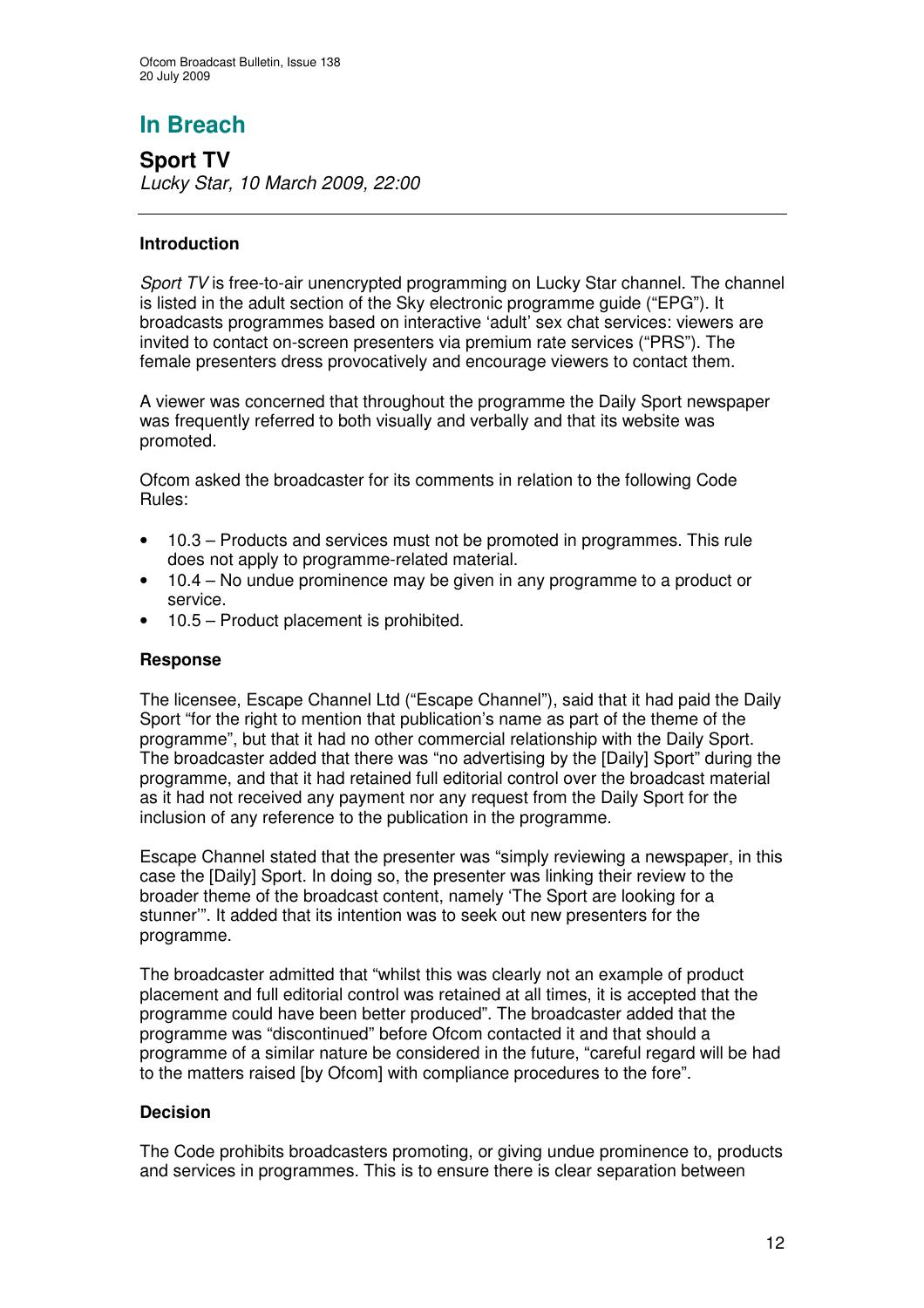# In Breach

## Sport TV

*Lucky Star, 10 March 2009, 22:00*

---

### Introduction

*Sport TV* is free-to-air unencrypted programming on Lucky Star channel. The channel is listed in the adult section of the Sky electronic programme guide ("EPG"). It broadcasts programmes based on interactive 'adult' sex chat services: viewers are invited to contact on-screen presenters via premium rate services ("PRS"). The female presenters dress provocatively and encourage viewers to contact them.

A viewer was concerned that throughout the programme the Daily Sport newspaper was frequently referred to both visually and verbally and that its website was promoted.

Ofcom asked the broadcaster for its comments in relation to the following Code Rules:

- 10.3 – Products and services must not be promoted in programmes. This rule does not apply to programme-related material.
- 10.4 – No undue prominence may be given in any programme to a product or service.
- 10.5 – Product placement is prohibited.

### Response

The licensee, Escape Channel Ltd ("Escape Channel"), said that it had paid the Daily Sport "for the right to mention that publication's name as part of the theme of the programme", but that it had no other commercial relationship with the Daily Sport. The broadcaster added that there was "no advertising by the [Daily] Sport" during the programme, and that it had retained full editorial control over the broadcast material as it had not received any payment nor any request from the Daily Sport for the inclusion of any reference to the publication in the programme.

Escape Channel stated that the presenter was "simply reviewing a newspaper, in this case the [Daily] Sport. In doing so, the presenter was linking their review to the broader theme of the broadcast content, namely 'The Sport are looking for a stunner'". It added that its intention was to seek out new presenters for the programme.

The broadcaster admitted that "whilst this was clearly not an example of product placement and full editorial control was retained at all times, it is accepted that the programme could have been better produced". The broadcaster added that the programme was "discontinued" before Ofcom contacted it and that should a programme of a similar nature be considered in the future, "careful regard will be had to the matters raised [by Ofcom] with compliance procedures to the fore".

### Decision

The Code prohibits broadcasters promoting, or giving undue prominence to, products and services in programmes. This is to ensure there is clear separation between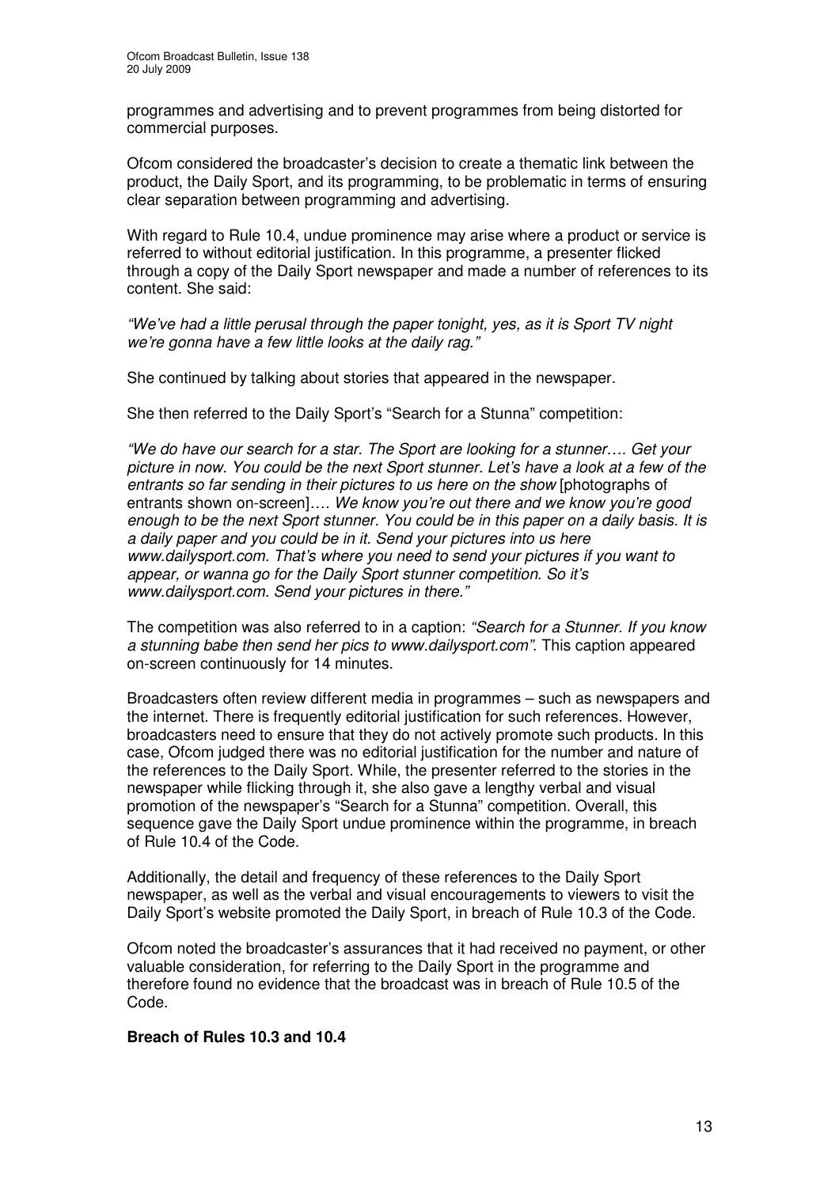programmes and advertising and to prevent programmes from being distorted for commercial purposes.

Ofcom considered the broadcaster's decision to create a thematic link between the product, the Daily Sport, and its programming, to be problematic in terms of ensuring clear separation between programming and advertising.

With regard to Rule 10.4, undue prominence may arise where a product or service is referred to without editorial justification. In this programme, a presenter flicked through a copy of the Daily Sport newspaper and made a number of references to its content. She said:

*"We've had a little perusal through the paper tonight, yes, as it is Sport TV night we're gonna have a few little looks at the daily rag."*

She continued by talking about stories that appeared in the newspaper.

She then referred to the Daily Sport's "Search for a Stunna" competition:

*"We do have our search for a star. The Sport are looking for a stunner…. Get your picture in now. You could be the next Sport stunner. Let's have a look at a few of the entrants so far sending in their pictures to us here on the show* [photographs of entrants shown on-screen]*…. We know you're out there and we know you're good enough to be the next Sport stunner. You could be in this paper on a daily basis. It is a daily paper and you could be in it. Send your pictures into us here www.dailysport.com. That's where you need to send your pictures if you want to appear, or wanna go for the Daily Sport stunner competition. So it's www.dailysport.com. Send your pictures in there."*

The competition was also referred to in a caption: *"Search for a Stunner. If you know a stunning babe then send her pics to www.dailysport.com"*. This caption appeared on-screen continuously for 14 minutes.

Broadcasters often review different media in programmes – such as newspapers and the internet. There is frequently editorial justification for such references. However, broadcasters need to ensure that they do not actively promote such products. In this case, Ofcom judged there was no editorial justification for the number and nature of the references to the Daily Sport. While, the presenter referred to the stories in the newspaper while flicking through it, she also gave a lengthy verbal and visual promotion of the newspaper's "Search for a Stunna" competition. Overall, this sequence gave the Daily Sport undue prominence within the programme, in breach of Rule 10.4 of the Code.

Additionally, the detail and frequency of these references to the Daily Sport newspaper, as well as the verbal and visual encouragements to viewers to visit the Daily Sport's website promoted the Daily Sport, in breach of Rule 10.3 of the Code.

Ofcom noted the broadcaster's assurances that it had received no payment, or other valuable consideration, for referring to the Daily Sport in the programme and therefore found no evidence that the broadcast was in breach of Rule 10.5 of the Code.

**Breach of Rules 10.3 and 10.4**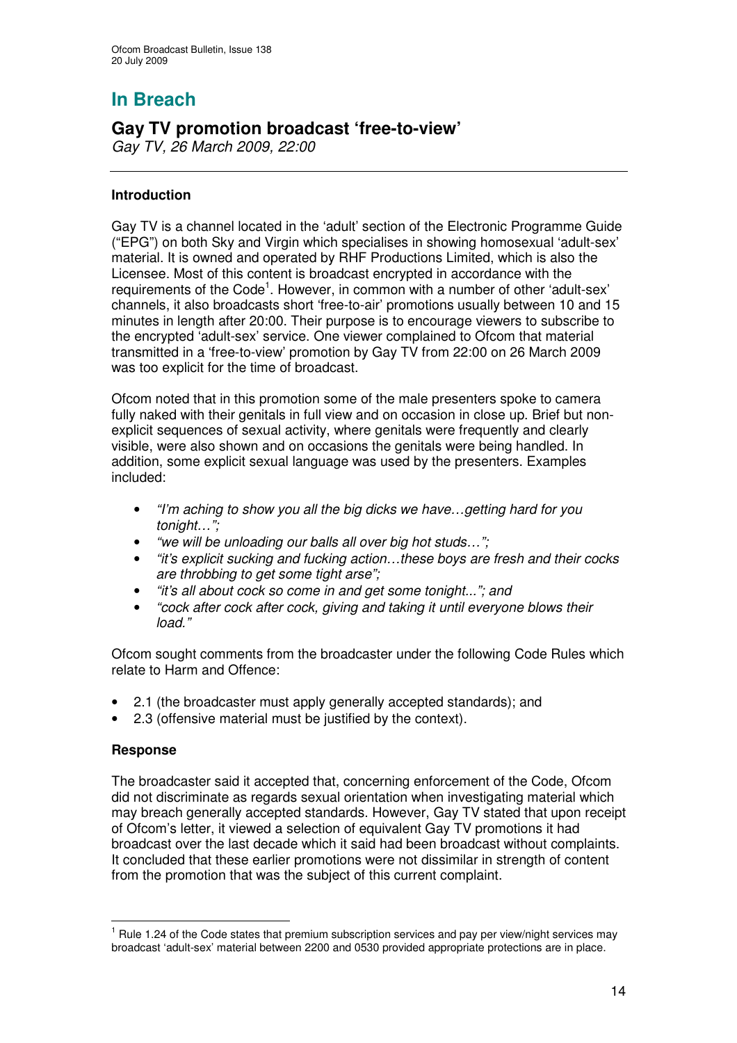# In Breach

## Gay TV promotion broadcast 'free-to-view'

*Gay TV, 26 March 2009, 22:00*

### Introduction

Gay TV is a channel located in the 'adult' section of the Electronic Programme Guide ("EPG") on both Sky and Virgin which specialises in showing homosexual 'adult-sex' material. It is owned and operated by RHF Productions Limited, which is also the Licensee. Most of this content is broadcast encrypted in accordance with the requirements of the Code[1]. However, in common with a number of other 'adult-sex' channels, it also broadcasts short 'free-to-air' promotions usually between 10 and 15 minutes in length after 20:00. Their purpose is to encourage viewers to subscribe to the encrypted 'adult-sex' service. One viewer complained to Ofcom that material transmitted in a 'free-to-view' promotion by Gay TV from 22:00 on 26 March 2009 was too explicit for the time of broadcast.

Ofcom noted that in this promotion some of the male presenters spoke to camera fully naked with their genitals in full view and on occasion in close up. Brief but non-explicit sequences of sexual activity, where genitals were frequently and clearly visible, were also shown and on occasions the genitals were being handled. In addition, some explicit sexual language was used by the presenters. Examples included:

- *"I'm aching to show you all the big dicks we have…getting hard for you tonight…";*
- *"we will be unloading our balls all over big hot studs…";*
- *"it's explicit sucking and fucking action…these boys are fresh and their cocks are throbbing to get some tight arse";*
- *"it's all about cock so come in and get some tonight...";* and
- *"cock after cock, giving and taking it until everyone blows their load."*

Ofcom sought comments from the broadcaster under the following Code Rules which relate to Harm and Offence:

- 2.1 (the broadcaster must apply generally accepted standards); and
- 2.3 (offensive material must be justified by the context).

### Response

The broadcaster said it accepted that, concerning enforcement of the Code, Ofcom did not discriminate as regards sexual orientation when investigating material which may breach generally accepted standards. However, Gay TV stated that upon receipt of Ofcom's letter, it viewed a selection of equivalent Gay TV promotions it had broadcast over the last decade which it said had been broadcast without complaints. It concluded that these earlier promotions were not dissimilar in strength of content from the promotion that was the subject of this current complaint.

[1] Rule 1.24 of the Code states that premium subscription services and pay per view/night services may broadcast 'adult-sex' material between 2200 and 0530 provided appropriate protections are in place.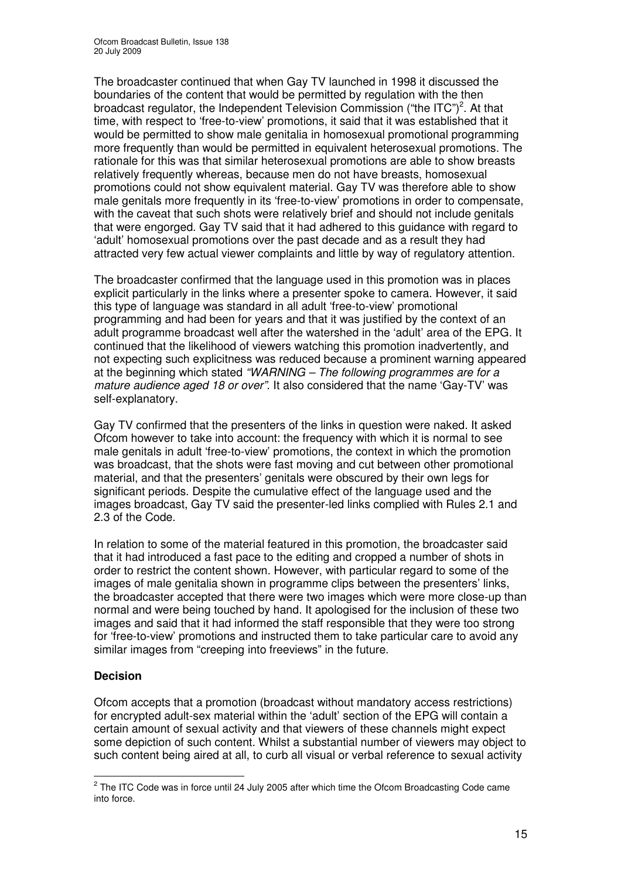The broadcaster continued that when Gay TV launched in 1998 it discussed the boundaries of the content that would be permitted by regulation with the then broadcast regulator, the Independent Television Commission ("the ITC")[2]. At that time, with respect to 'free-to-view' promotions, it said that it was established that it would be permitted to show male genitalia in homosexual promotional programming more frequently than would be permitted in equivalent heterosexual promotions. The rationale for this was that similar heterosexual promotions are able to show breasts relatively frequently whereas, because men do not have breasts, homosexual promotions could not show equivalent material. Gay TV was therefore able to show male genitals more frequently in its 'free-to-view' promotions in order to compensate, with the caveat that such shots were relatively brief and should not include genitals that were engorged. Gay TV said that it had adhered to this guidance with regard to 'adult' homosexual promotions over the past decade and as a result they had attracted very few actual viewer complaints and little by way of regulatory attention.

The broadcaster confirmed that the language used in this promotion was in places explicit particularly in the links where a presenter spoke to camera. However, it said this type of language was standard in all adult 'free-to-view' promotional programming and had been for years and that it was justified by the context of an adult programme broadcast well after the watershed in the 'adult' area of the EPG. It continued that the likelihood of viewers watching this promotion inadvertently, and not expecting such explicitness was reduced because a prominent warning appeared at the beginning which stated *"WARNING – The following programmes are for a mature audience aged 18 or over"*. It also considered that the name 'Gay-TV' was self-explanatory.

Gay TV confirmed that the presenters of the links in question were naked. It asked Ofcom however to take into account: the frequency with which it is normal to see male genitals in adult 'free-to-view' promotions, the context in which the promotion was broadcast, that the shots were fast moving and cut between other promotional material, and that the presenters' genitals were obscured by their own legs for significant periods. Despite the cumulative effect of the language used and the images broadcast, Gay TV said the presenter-led links complied with Rules 2.1 and 2.3 of the Code.

In relation to some of the material featured in this promotion, the broadcaster said that it had introduced a fast pace to the editing and cropped a number of shots in order to restrict the content shown. However, with particular regard to some of the images of male genitalia shown in programme clips between the presenters' links, the broadcaster accepted that there were two images which were more close-up than normal and were being touched by hand. It apologised for the inclusion of these two images and said that it had informed the staff responsible that they were too strong for 'free-to-view' promotions and instructed them to take particular care to avoid any similar images from "creeping into freeviews" in the future.

**Decision**

Ofcom accepts that a promotion (broadcast without mandatory access restrictions) for encrypted adult-sex material within the 'adult' section of the EPG will contain a certain amount of sexual activity and that viewers of these channels might expect some depiction of such content. Whilst a substantial number of viewers may object to such content being aired at all, to curb all visual or verbal reference to sexual activity

[2] The ITC Code was in force until 24 July 2005 after which time the Ofcom Broadcasting Code came into force.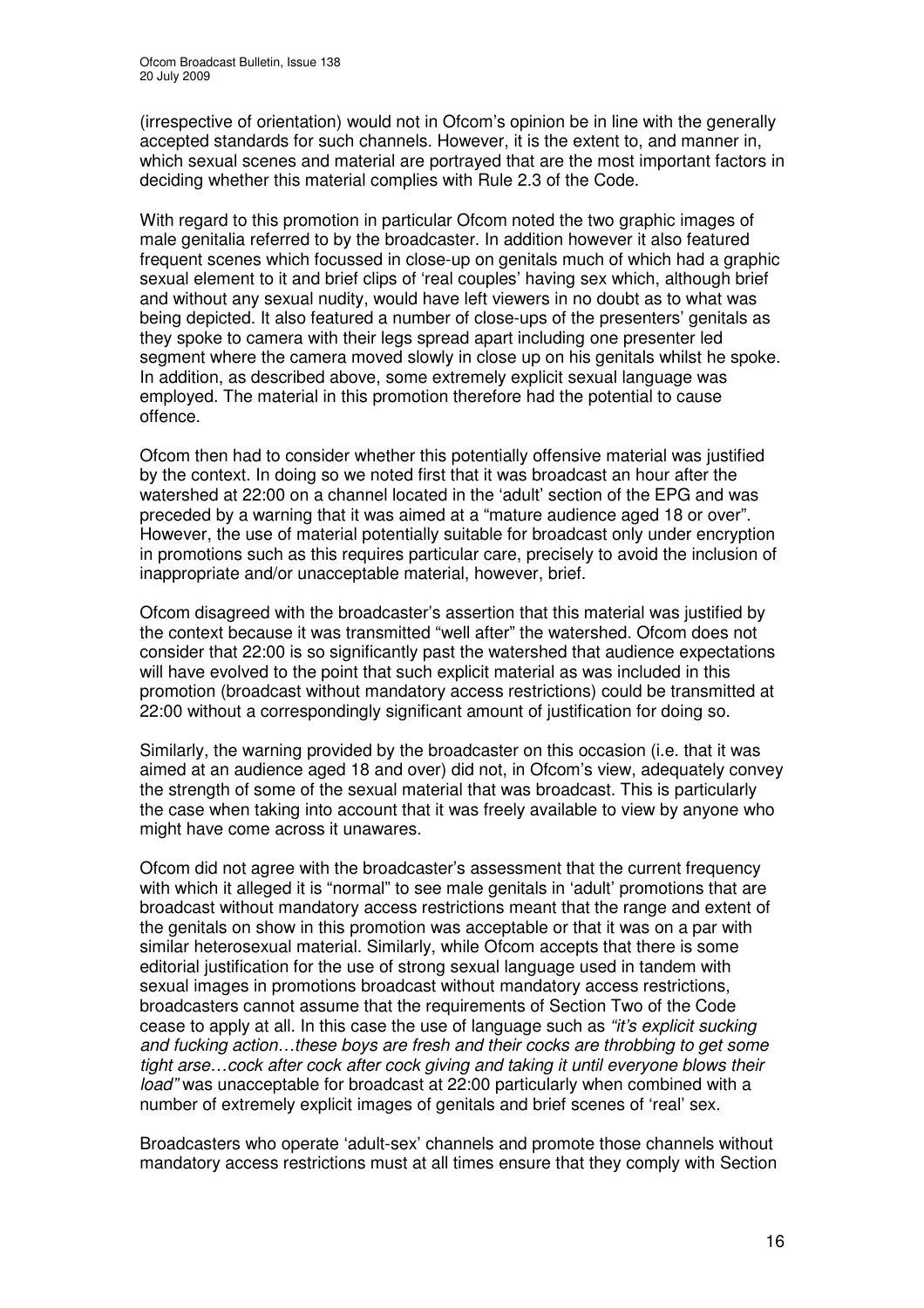(irrespective of orientation) would not in Ofcom's opinion be in line with the generally accepted standards for such channels. However, it is the extent to, and manner in, which sexual scenes and material are portrayed that are the most important factors in deciding whether this material complies with Rule 2.3 of the Code.

With regard to this promotion in particular Ofcom noted the two graphic images of male genitalia referred to by the broadcaster. In addition however it also featured frequent scenes which focussed in close-up on genitals much of which had a graphic sexual element to it and brief clips of 'real couples' having sex which, although brief and without any sexual nudity, would have left viewers in no doubt as to what was being depicted. It also featured a number of close-ups of the presenters' genitals as they spoke to camera with their legs spread apart including one presenter led segment where the camera moved slowly in close up on his genitals whilst he spoke. In addition, as described above, some extremely explicit sexual language was employed. The material in this promotion therefore had the potential to cause offence.

Ofcom then had to consider whether this potentially offensive material was justified by the context. In doing so we noted first that it was broadcast an hour after the watershed at 22:00 on a channel located in the 'adult' section of the EPG and was preceded by a warning that it was aimed at a "mature audience aged 18 or over". However, the use of material potentially suitable for broadcast only under encryption in promotions such as this requires particular care, precisely to avoid the inclusion of inappropriate and/or unacceptable material, however, brief.

Ofcom disagreed with the broadcaster's assertion that this material was justified by the context because it was transmitted "well after" the watershed. Ofcom does not consider that 22:00 is so significantly past the watershed that audience expectations will have evolved to the point that such explicit material as was included in this promotion (broadcast without mandatory access restrictions) could be transmitted at 22:00 without a correspondingly significant amount of justification for doing so.

Similarly, the warning provided by the broadcaster on this occasion (i.e. that it was aimed at an audience aged 18 and over) did not, in Ofcom's view, adequately convey the strength of some of the sexual material that was broadcast. This is particularly the case when taking into account that it was freely available to view by anyone who might have come across it unawares.

Ofcom did not agree with the broadcaster's assessment that the current frequency with which it alleged it is "normal" to see male genitals in 'adult' promotions that are broadcast without mandatory access restrictions meant that the range and extent of the genitals on show in this promotion was acceptable or that it was on a par with similar heterosexual material. Similarly, while Ofcom accepts that there is some editorial justification for the use of strong sexual language used in tandem with sexual images in promotions broadcast without mandatory access restrictions, broadcasters cannot assume that the requirements of Section Two of the Code cease to apply at all. In this case the use of language such as *"it's explicit sucking and fucking action…these boys are fresh and their cocks are throbbing to get some tight arse…cock after cock after cock giving and taking it until everyone blows their load"* was unacceptable for broadcast at 22:00 particularly when combined with a number of extremely explicit images of genitals and brief scenes of 'real' sex.

Broadcasters who operate 'adult-sex' channels and promote those channels without mandatory access restrictions must at all times ensure that they comply with Section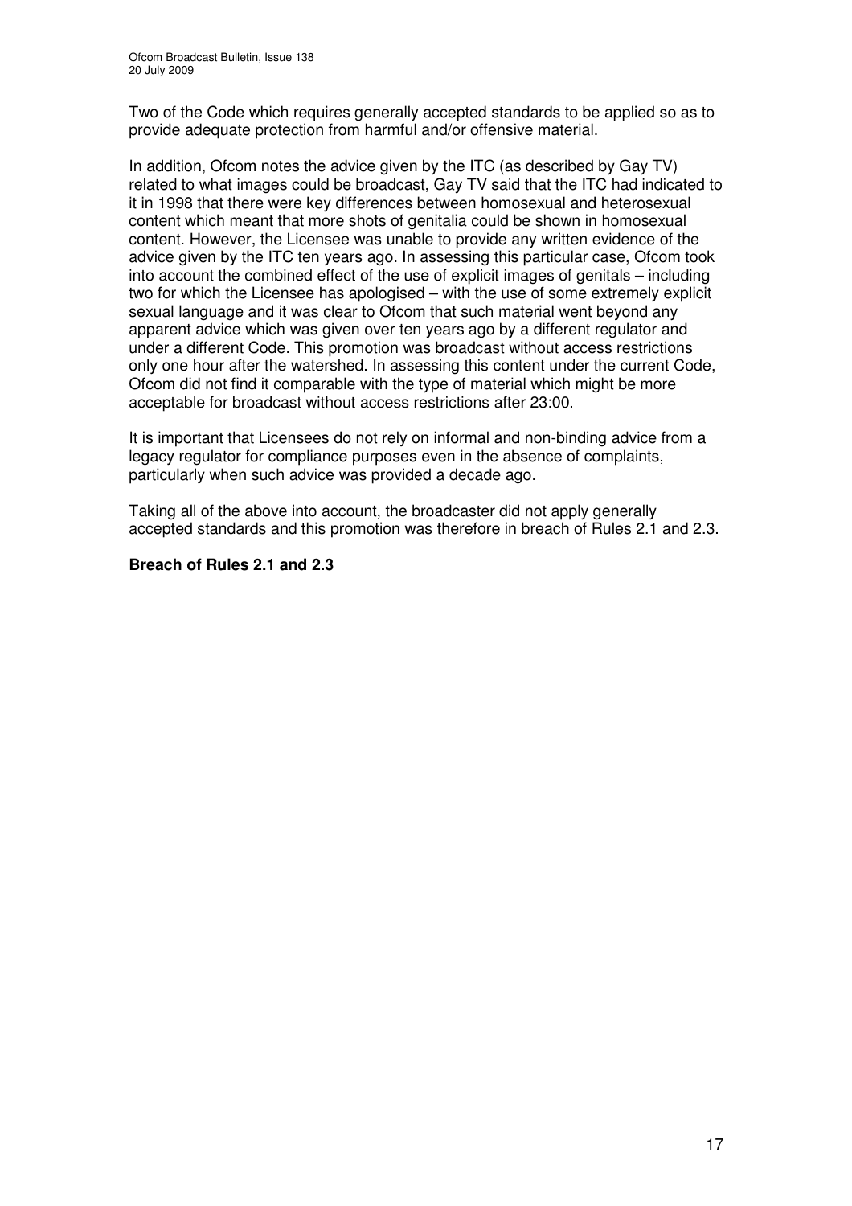Two of the Code which requires generally accepted standards to be applied so as to provide adequate protection from harmful and/or offensive material.

In addition, Ofcom notes the advice given by the ITC (as described by Gay TV) related to what images could be broadcast, Gay TV said that the ITC had indicated to it in 1998 that there were key differences between homosexual and heterosexual content which meant that more shots of genitalia could be shown in homosexual content. However, the Licensee was unable to provide any written evidence of the advice given by the ITC ten years ago. In assessing this particular case, Ofcom took into account the combined effect of the use of explicit images of genitals – including two for which the Licensee has apologised – with the use of some extremely explicit sexual language and it was clear to Ofcom that such material went beyond any apparent advice which was given over ten years ago by a different regulator and under a different Code. This promotion was broadcast without access restrictions only one hour after the watershed. In assessing this content under the current Code, Ofcom did not find it comparable with the type of material which might be more acceptable for broadcast without access restrictions after 23:00.

It is important that Licensees do not rely on informal and non-binding advice from a legacy regulator for compliance purposes even in the absence of complaints, particularly when such advice was provided a decade ago.

Taking all of the above into account, the broadcaster did not apply generally accepted standards and this promotion was therefore in breach of Rules 2.1 and 2.3.

**Breach of Rules 2.1 and 2.3**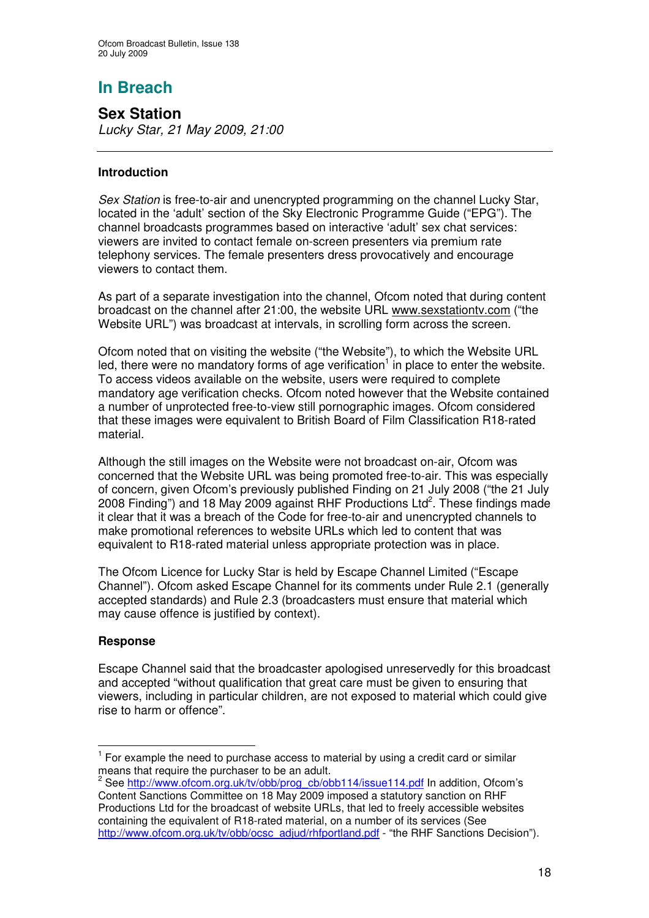# In Breach

## Sex Station

*Lucky Star, 21 May 2009, 21:00*

---

### Introduction

*Sex Station* is free-to-air and unencrypted programming on the channel Lucky Star, located in the 'adult' section of the Sky Electronic Programme Guide ("EPG"). The channel broadcasts programmes based on interactive 'adult' sex chat services: viewers are invited to contact female on-screen presenters via premium rate telephony services. The female presenters dress provocatively and encourage viewers to contact them.

As part of a separate investigation into the channel, Ofcom noted that during content broadcast on the channel after 21:00, the website URL www.sexstationtv.com ("the Website URL") was broadcast at intervals, in scrolling form across the screen.

Ofcom noted that on visiting the website ("the Website"), to which the Website URL led, there were no mandatory forms of age verification[1] in place to enter the website. To access videos available on the website, users were required to complete mandatory age verification checks. Ofcom noted however that the Website contained a number of unprotected free-to-view still pornographic images. Ofcom considered that these images were equivalent to British Board of Film Classification R18-rated material.

Although the still images on the Website were not broadcast on-air, Ofcom was concerned that the Website URL was being promoted free-to-air. This was especially of concern, given Ofcom's previously published Finding on 21 July 2008 ("the 21 July 2008 Finding") and 18 May 2009 against RHF Productions Ltd[2]. These findings made it clear that it was a breach of the Code for free-to-air and unencrypted channels to make promotional references to website URLs which led to content that was equivalent to R18-rated material unless appropriate protection was in place.

The Ofcom Licence for Lucky Star is held by Escape Channel Limited ("Escape Channel"). Ofcom asked Escape Channel for its comments under Rule 2.1 (generally accepted standards) and Rule 2.3 (broadcasters must ensure that material which may cause offence is justified by context).

### Response

Escape Channel said that the broadcaster apologised unreservedly for this broadcast and accepted "without qualification that great care must be given to ensuring that viewers, including in particular children, are not exposed to material which could give rise to harm or offence".

---

[1] For example the need to purchase access to material by using a credit card or similar means that require the purchaser to be an adult.

[2] See http://www.ofcom.org.uk/tv/obb/prog_cb/obb114/issue114.pdf In addition, Ofcom's Content Sanctions Committee on 18 May 2009 imposed a statutory sanction on RHF Productions Ltd for the broadcast of website URLs, that led to freely accessible websites containing the equivalent of R18-rated material, on a number of its services (See http://www.ofcom.org.uk/tv/obb/ocsc_adjud/rhfportland.pdf - "the RHF Sanctions Decision").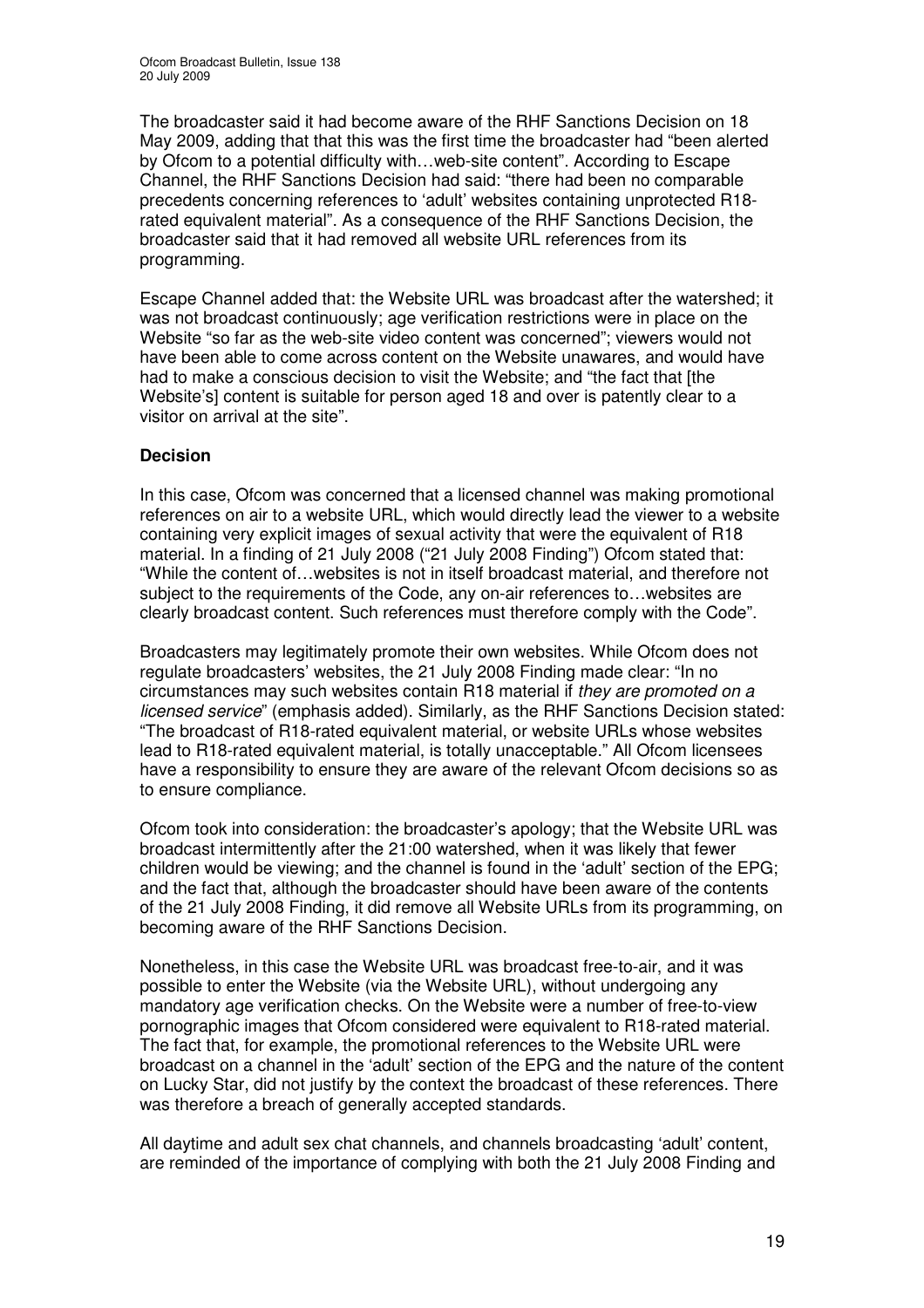The broadcaster said it had become aware of the RHF Sanctions Decision on 18 May 2009, adding that that this was the first time the broadcaster had "been alerted by Ofcom to a potential difficulty with…web-site content". According to Escape Channel, the RHF Sanctions Decision had said: "there had been no comparable precedents concerning references to 'adult' websites containing unprotected R18-rated equivalent material". As a consequence of the RHF Sanctions Decision, the broadcaster said that it had removed all website URL references from its programming.

Escape Channel added that: the Website URL was broadcast after the watershed; it was not broadcast continuously; age verification restrictions were in place on the Website "so far as the web-site video content was concerned"; viewers would not have been able to come across content on the Website unawares, and would have had to make a conscious decision to visit the Website; and "the fact that [the Website's] content is suitable for person aged 18 and over is patently clear to a visitor on arrival at the site".

**Decision**

In this case, Ofcom was concerned that a licensed channel was making promotional references on air to a website URL, which would directly lead the viewer to a website containing very explicit images of sexual activity that were the equivalent of R18 material. In a finding of 21 July 2008 ("21 July 2008 Finding") Ofcom stated that: "While the content of…websites is not in itself broadcast material, and therefore not subject to the requirements of the Code, any on-air references to…websites are clearly broadcast content. Such references must therefore comply with the Code".

Broadcasters may legitimately promote their own websites. While Ofcom does not regulate broadcasters' websites, the 21 July 2008 Finding made clear: "In no circumstances may such websites contain R18 material if *they are promoted on a licensed service*" (emphasis added). Similarly, as the RHF Sanctions Decision stated: "The broadcast of R18-rated equivalent material, or website URLs whose websites lead to R18-rated equivalent material, is totally unacceptable." All Ofcom licensees have a responsibility to ensure they are aware of the relevant Ofcom decisions so as to ensure compliance.

Ofcom took into consideration: the broadcaster's apology; that the Website URL was broadcast intermittently after the 21:00 watershed, when it was likely that fewer children would be viewing; and the channel is found in the 'adult' section of the EPG; and the fact that, although the broadcaster should have been aware of the contents of the 21 July 2008 Finding, it did remove all Website URLs from its programming, on becoming aware of the RHF Sanctions Decision.

Nonetheless, in this case the Website URL was broadcast free-to-air, and it was possible to enter the Website (via the Website URL), without undergoing any mandatory age verification checks. On the Website were a number of free-to-view pornographic images that Ofcom considered were equivalent to R18-rated material. The fact that, for example, the promotional references to the Website URL were broadcast on a channel in the 'adult' section of the EPG and the nature of the content on Lucky Star, did not justify by the context the broadcast of these references. There was therefore a breach of generally accepted standards.

All daytime and adult sex chat channels, and channels broadcasting 'adult' content, are reminded of the importance of complying with both the 21 July 2008 Finding and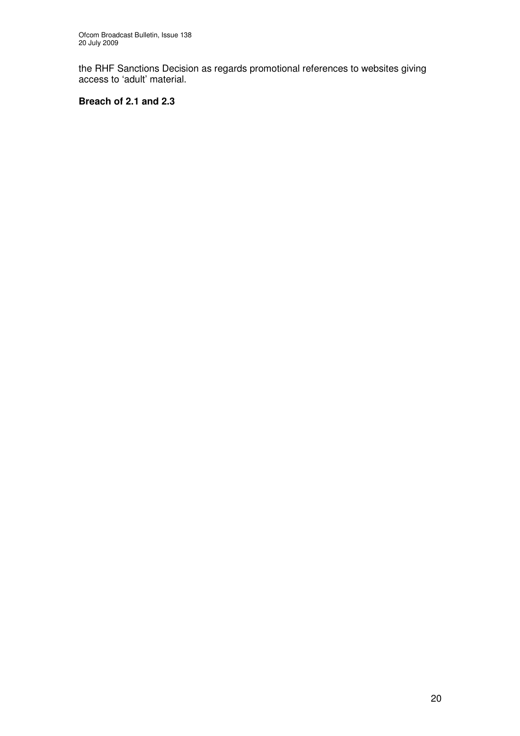the RHF Sanctions Decision as regards promotional references to websites giving access to 'adult' material.

**Breach of 2.1 and 2.3**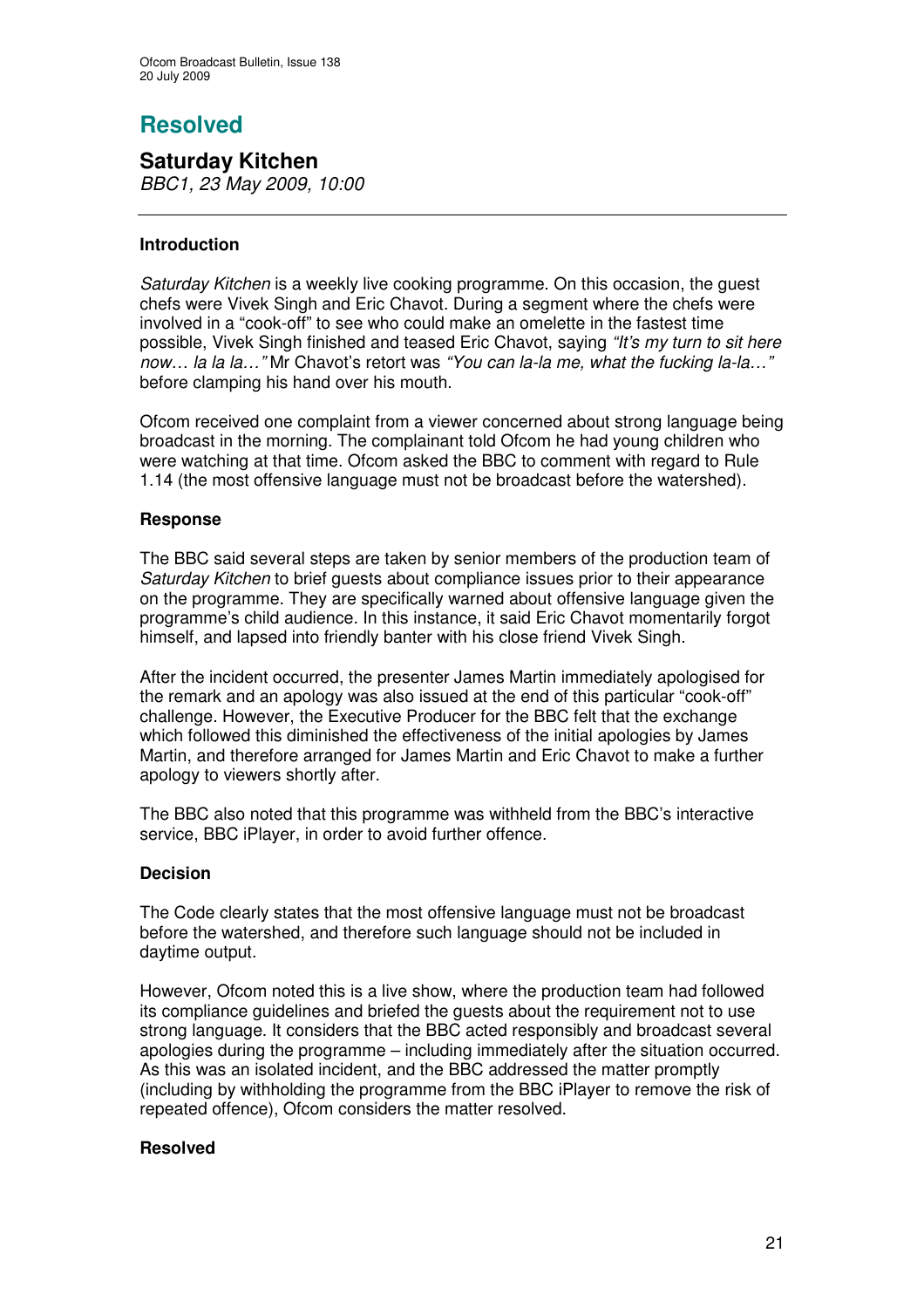# Resolved

## Saturday Kitchen

*BBC1, 23 May 2009, 10:00*

---

### Introduction

*Saturday Kitchen* is a weekly live cooking programme. On this occasion, the guest chefs were Vivek Singh and Eric Chavot. During a segment where the chefs were involved in a "cook-off" to see who could make an omelette in the fastest time possible, Vivek Singh finished and teased Eric Chavot, saying *"It's my turn to sit here now… la la la…"* Mr Chavot's retort was *"You can la-la me, what the fucking la-la…"* before clamping his hand over his mouth.

Ofcom received one complaint from a viewer concerned about strong language being broadcast in the morning. The complainant told Ofcom he had young children who were watching at that time. Ofcom asked the BBC to comment with regard to Rule 1.14 (the most offensive language must not be broadcast before the watershed).

### Response

The BBC said several steps are taken by senior members of the production team of *Saturday Kitchen* to brief guests about compliance issues prior to their appearance on the programme. They are specifically warned about offensive language given the programme's child audience. In this instance, it said Eric Chavot momentarily forgot himself, and lapsed into friendly banter with his close friend Vivek Singh.

After the incident occurred, the presenter James Martin immediately apologised for the remark and an apology was also issued at the end of this particular "cook-off" challenge. However, the Executive Producer for the BBC felt that the exchange which followed this diminished the effectiveness of the initial apologies by James Martin, and therefore arranged for James Martin and Eric Chavot to make a further apology to viewers shortly after.

The BBC also noted that this programme was withheld from the BBC's interactive service, BBC iPlayer, in order to avoid further offence.

### Decision

The Code clearly states that the most offensive language must not be broadcast before the watershed, and therefore such language should not be included in daytime output.

However, Ofcom noted this is a live show, where the production team had followed its compliance guidelines and briefed the guests about the requirement not to use strong language. It considers that the BBC acted responsibly and broadcast several apologies during the programme – including immediately after the situation occurred. As this was an isolated incident, and the BBC addressed the matter promptly (including by withholding the programme from the BBC iPlayer to remove the risk of repeated offence), Ofcom considers the matter resolved.

### Resolved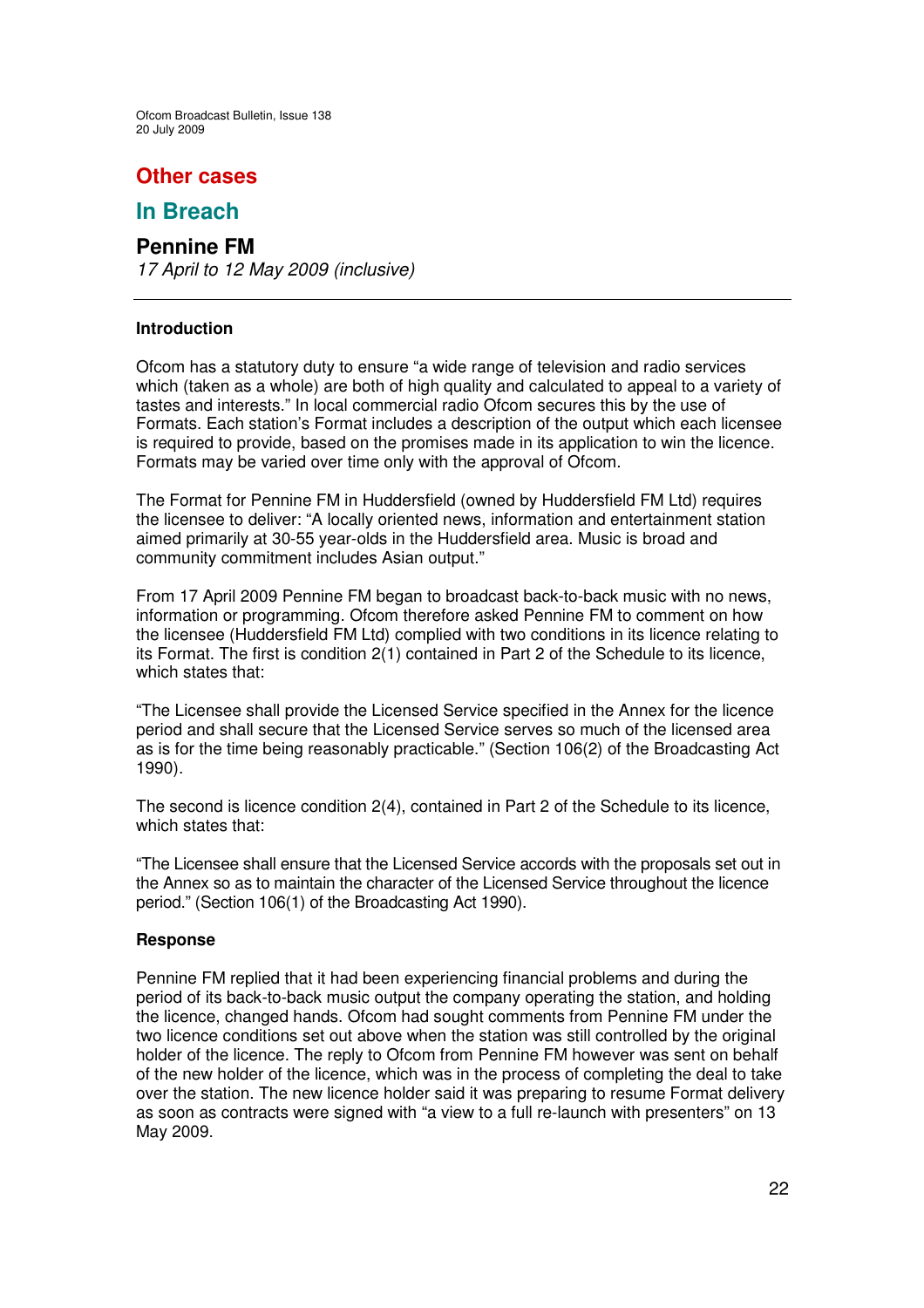## Other cases

## In Breach

### Pennine FM

*17 April to 12 May 2009 (inclusive)*

---

**Introduction**

Ofcom has a statutory duty to ensure "a wide range of television and radio services which (taken as a whole) are both of high quality and calculated to appeal to a variety of tastes and interests." In local commercial radio Ofcom secures this by the use of Formats. Each station's Format includes a description of the output which each licensee is required to provide, based on the promises made in its application to win the licence. Formats may be varied over time only with the approval of Ofcom.

The Format for Pennine FM in Huddersfield (owned by Huddersfield FM Ltd) requires the licensee to deliver: "A locally oriented news, information and entertainment station aimed primarily at 30-55 year-olds in the Huddersfield area. Music is broad and community commitment includes Asian output."

From 17 April 2009 Pennine FM began to broadcast back-to-back music with no news, information or programming. Ofcom therefore asked Pennine FM to comment on how the licensee (Huddersfield FM Ltd) complied with two conditions in its licence relating to its Format. The first is condition 2(1) contained in Part 2 of the Schedule to its licence, which states that:

"The Licensee shall provide the Licensed Service specified in the Annex for the licence period and shall secure that the Licensed Service serves so much of the licensed area as is for the time being reasonably practicable." (Section 106(2) of the Broadcasting Act 1990).

The second is licence condition 2(4), contained in Part 2 of the Schedule to its licence, which states that:

"The Licensee shall ensure that the Licensed Service accords with the proposals set out in the Annex so as to maintain the character of the Licensed Service throughout the licence period." (Section 106(1) of the Broadcasting Act 1990).

**Response**

Pennine FM replied that it had been experiencing financial problems and during the period of its back-to-back music output the company operating the station, and holding the licence, changed hands. Ofcom had sought comments from Pennine FM under the two licence conditions set out above when the station was still controlled by the original holder of the licence. The reply to Ofcom from Pennine FM however was sent on behalf of the new holder of the licence, which was in the process of completing the deal to take over the station. The new licence holder said it was preparing to resume Format delivery as soon as contracts were signed with "a view to a full re-launch with presenters" on 13 May 2009.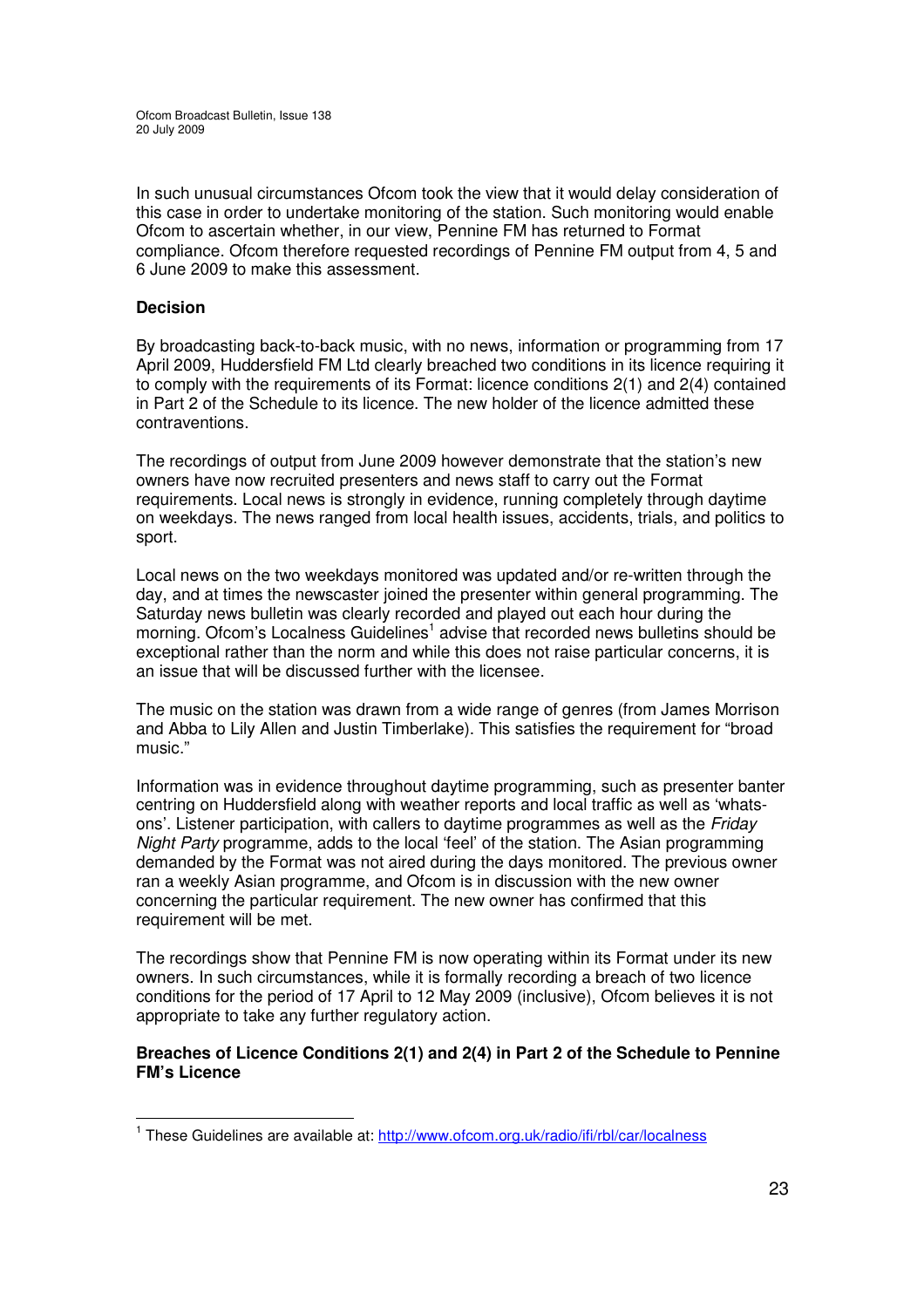In such unusual circumstances Ofcom took the view that it would delay consideration of this case in order to undertake monitoring of the station. Such monitoring would enable Ofcom to ascertain whether, in our view, Pennine FM has returned to Format compliance. Ofcom therefore requested recordings of Pennine FM output from 4, 5 and 6 June 2009 to make this assessment.

**Decision**

By broadcasting back-to-back music, with no news, information or programming from 17 April 2009, Huddersfield FM Ltd clearly breached two conditions in its licence requiring it to comply with the requirements of its Format: licence conditions 2(1) and 2(4) contained in Part 2 of the Schedule to its licence. The new holder of the licence admitted these contraventions.

The recordings of output from June 2009 however demonstrate that the station's new owners have now recruited presenters and news staff to carry out the Format requirements. Local news is strongly in evidence, running completely through daytime on weekdays. The news ranged from local health issues, accidents, trials, and politics to sport.

Local news on the two weekdays monitored was updated and/or re-written through the day, and at times the newscaster joined the presenter within general programming. The Saturday news bulletin was clearly recorded and played out each hour during the morning. Ofcom's Localness Guidelines[1] advise that recorded news bulletins should be exceptional rather than the norm and while this does not raise particular concerns, it is an issue that will be discussed further with the licensee.

The music on the station was drawn from a wide range of genres (from James Morrison and Abba to Lily Allen and Justin Timberlake). This satisfies the requirement for "broad music."

Information was in evidence throughout daytime programming, such as presenter banter centring on Huddersfield along with weather reports and local traffic as well as 'whats-ons'. Listener participation, with callers to daytime programmes as well as the *Friday Night Party* programme, adds to the local 'feel' of the station. The Asian programming demanded by the Format was not aired during the days monitored. The previous owner ran a weekly Asian programme, and Ofcom is in discussion with the new owner concerning the particular requirement. The new owner has confirmed that this requirement will be met.

The recordings show that Pennine FM is now operating within its Format under its new owners. In such circumstances, while it is formally recording a breach of two licence conditions for the period of 17 April to 12 May 2009 (inclusive), Ofcom believes it is not appropriate to take any further regulatory action.

**Breaches of Licence Conditions 2(1) and 2(4) in Part 2 of the Schedule to Pennine FM's Licence**

---

[1] These Guidelines are available at: http://www.ofcom.org.uk/radio/ifi/rbl/car/localness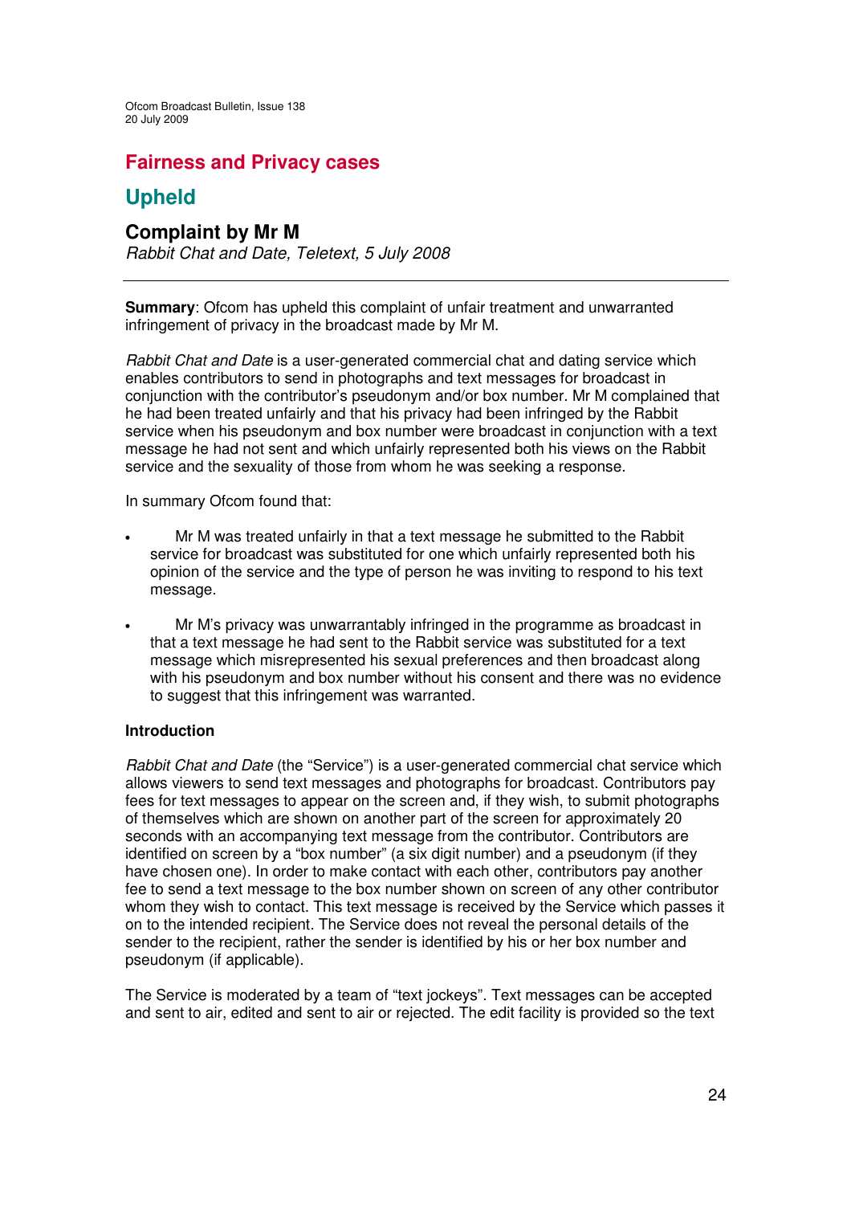# Fairness and Privacy cases

## Upheld

### Complaint by Mr M

*Rabbit Chat and Date, Teletext, 5 July 2008*

---

**Summary**: Ofcom has upheld this complaint of unfair treatment and unwarranted infringement of privacy in the broadcast made by Mr M.

*Rabbit Chat and Date* is a user-generated commercial chat and dating service which enables contributors to send in photographs and text messages for broadcast in conjunction with the contributor's pseudonym and/or box number. Mr M complained that he had been treated unfairly and that his privacy had been infringed by the Rabbit service when his pseudonym and box number were broadcast in conjunction with a text message he had not sent and which unfairly represented both his views on the Rabbit service and the sexuality of those from whom he was seeking a response.

In summary Ofcom found that:

- Mr M was treated unfairly in that a text message he submitted to the Rabbit service for broadcast was substituted for one which unfairly represented both his opinion of the service and the type of person he was inviting to respond to his text message.
- Mr M's privacy was unwarrantably infringed in the programme as broadcast in that a text message he had sent to the Rabbit service was substituted for a text message which misrepresented his sexual preferences and then broadcast along with his pseudonym and box number without his consent and there was no evidence to suggest that this infringement was warranted.

**Introduction**

*Rabbit Chat and Date* (the "Service") is a user-generated commercial chat service which allows viewers to send text messages and photographs for broadcast. Contributors pay fees for text messages to appear on the screen and, if they wish, to submit photographs of themselves which are shown on another part of the screen for approximately 20 seconds with an accompanying text message from the contributor. Contributors are identified on screen by a "box number" (a six digit number) and a pseudonym (if they have chosen one). In order to make contact with each other, contributors pay another fee to send a text message to the box number shown on screen of any other contributor whom they wish to contact. This text message is received by the Service which passes it on to the intended recipient. The Service does not reveal the personal details of the sender to the recipient, rather the sender is identified by his or her box number and pseudonym (if applicable).

The Service is moderated by a team of "text jockeys". Text messages can be accepted and sent to air, edited and sent to air or rejected. The edit facility is provided so the text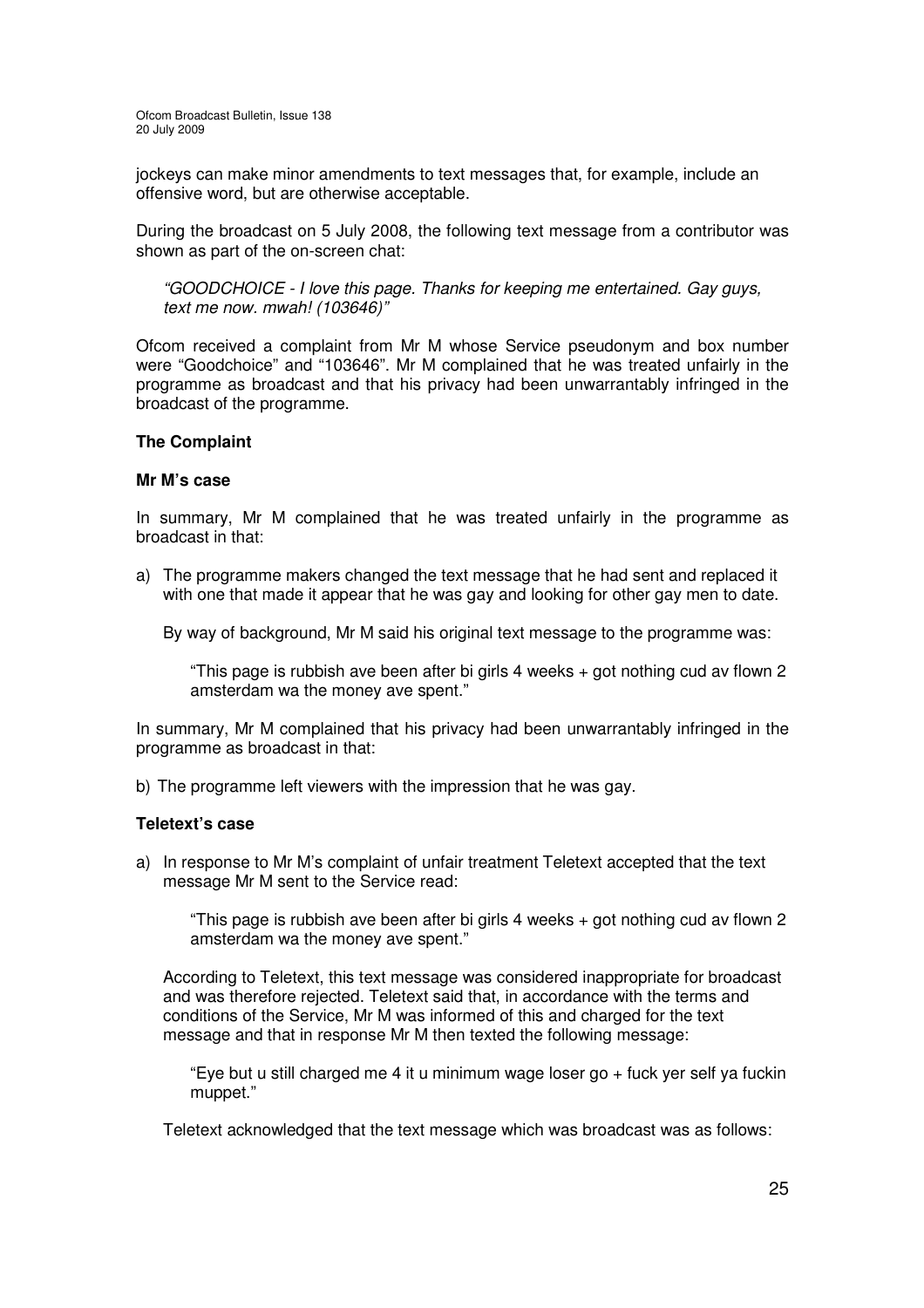jockeys can make minor amendments to text messages that, for example, include an offensive word, but are otherwise acceptable.

During the broadcast on 5 July 2008, the following text message from a contributor was shown as part of the on-screen chat:

> *"GOODCHOICE - I love this page. Thanks for keeping me entertained. Gay guys, text me now. mwah! (103646)"*

Ofcom received a complaint from Mr M whose Service pseudonym and box number were "Goodchoice" and "103646". Mr M complained that he was treated unfairly in the programme as broadcast and that his privacy had been unwarrantably infringed in the broadcast of the programme.

**The Complaint**

**Mr M's case**

In summary, Mr M complained that he was treated unfairly in the programme as broadcast in that:

a) The programme makers changed the text message that he had sent and replaced it with one that made it appear that he was gay and looking for other gay men to date.

   By way of background, Mr M said his original text message to the programme was:

   > "This page is rubbish ave been after bi girls 4 weeks + got nothing cud av flown 2 amsterdam wa the money ave spent."

In summary, Mr M complained that his privacy had been unwarrantably infringed in the programme as broadcast in that:

b) The programme left viewers with the impression that he was gay.

**Teletext's case**

a) In response to Mr M's complaint of unfair treatment Teletext accepted that the text message Mr M sent to the Service read:

   > "This page is rubbish ave been after bi girls 4 weeks + got nothing cud av flown 2 amsterdam wa the money ave spent."

   According to Teletext, this text message was considered inappropriate for broadcast and was therefore rejected. Teletext said that, in accordance with the terms and conditions of the Service, Mr M was informed of this and charged for the text message and that in response Mr M then texted the following message:

   > "Eye but u still charged me 4 it u minimum wage loser go + fuck yer self ya fuckin muppet."

   Teletext acknowledged that the text message which was broadcast was as follows: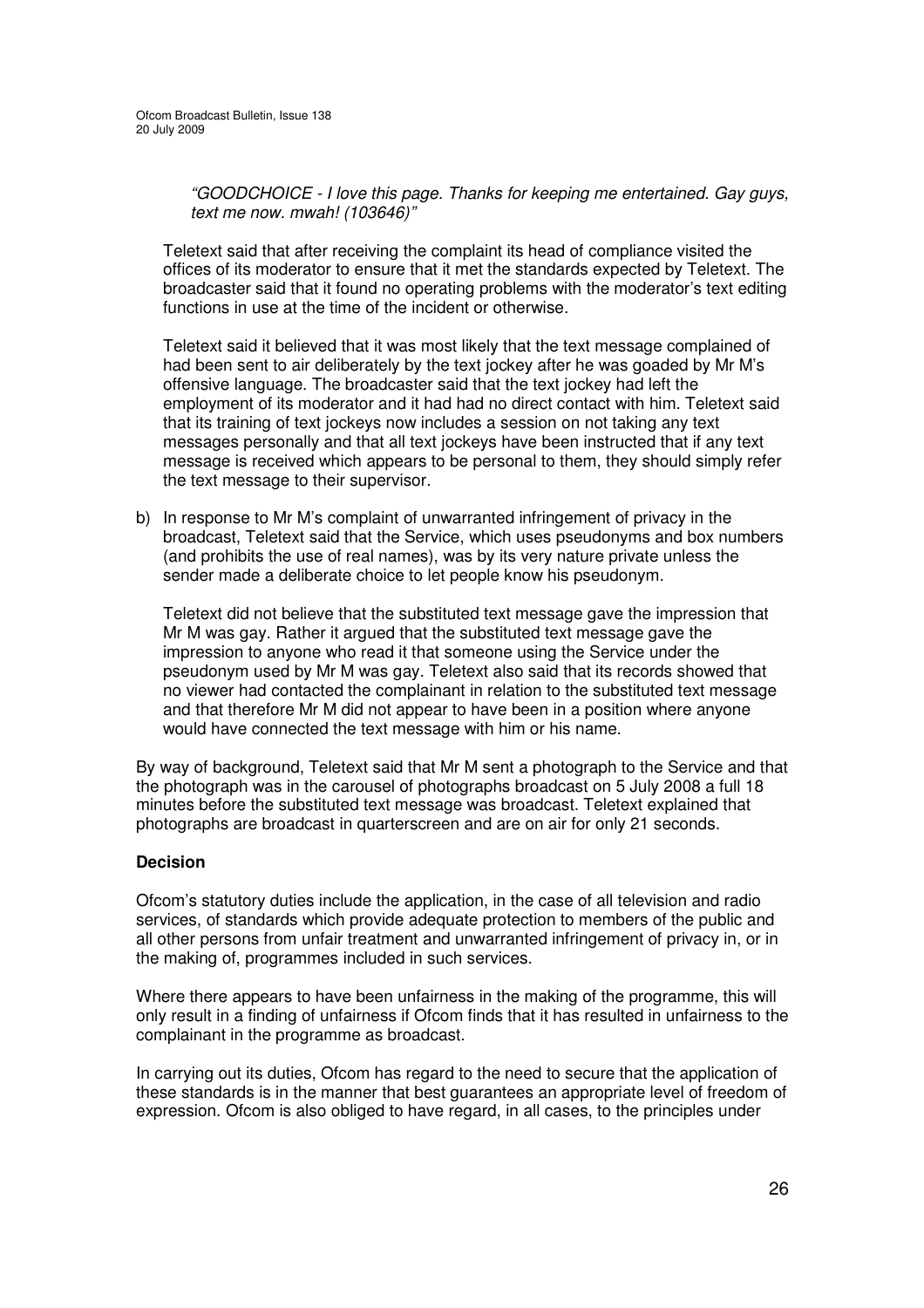*"GOODCHOICE - I love this page. Thanks for keeping me entertained. Gay guys, text me now. mwah! (103646)"*

Teletext said that after receiving the complaint its head of compliance visited the offices of its moderator to ensure that it met the standards expected by Teletext. The broadcaster said that it found no operating problems with the moderator's text editing functions in use at the time of the incident or otherwise.

Teletext said it believed that it was most likely that the text message complained of had been sent to air deliberately by the text jockey after he was goaded by Mr M's offensive language. The broadcaster said that the text jockey had left the employment of its moderator and it had had no direct contact with him. Teletext said that its training of text jockeys now includes a session on not taking any text messages personally and that all text jockeys have been instructed that if any text message is received which appears to be personal to them, they should simply refer the text message to their supervisor.

b) In response to Mr M's complaint of unwarranted infringement of privacy in the broadcast, Teletext said that the Service, which uses pseudonyms and box numbers (and prohibits the use of real names), was by its very nature private unless the sender made a deliberate choice to let people know his pseudonym.

   Teletext did not believe that the substituted text message gave the impression that Mr M was gay. Rather it argued that the substituted text message gave the impression to anyone who read it that someone using the Service under the pseudonym used by Mr M was gay. Teletext also said that its records showed that no viewer had contacted the complainant in relation to the substituted text message and that therefore Mr M did not appear to have been in a position where anyone would have connected the text message with him or his name.

By way of background, Teletext said that Mr M sent a photograph to the Service and that the photograph was in the carousel of photographs broadcast on 5 July 2008 a full 18 minutes before the substituted text message was broadcast. Teletext explained that photographs are broadcast in quarterscreen and are on air for only 21 seconds.

**Decision**

Ofcom's statutory duties include the application, in the case of all television and radio services, of standards which provide adequate protection to members of the public and all other persons from unfair treatment and unwarranted infringement of privacy in, or in the making of, programmes included in such services.

Where there appears to have been unfairness in the making of the programme, this will only result in a finding of unfairness if Ofcom finds that it has resulted in unfairness to the complainant in the programme as broadcast.

In carrying out its duties, Ofcom has regard to the need to secure that the application of these standards is in the manner that best guarantees an appropriate level of freedom of expression. Ofcom is also obliged to have regard, in all cases, to the principles under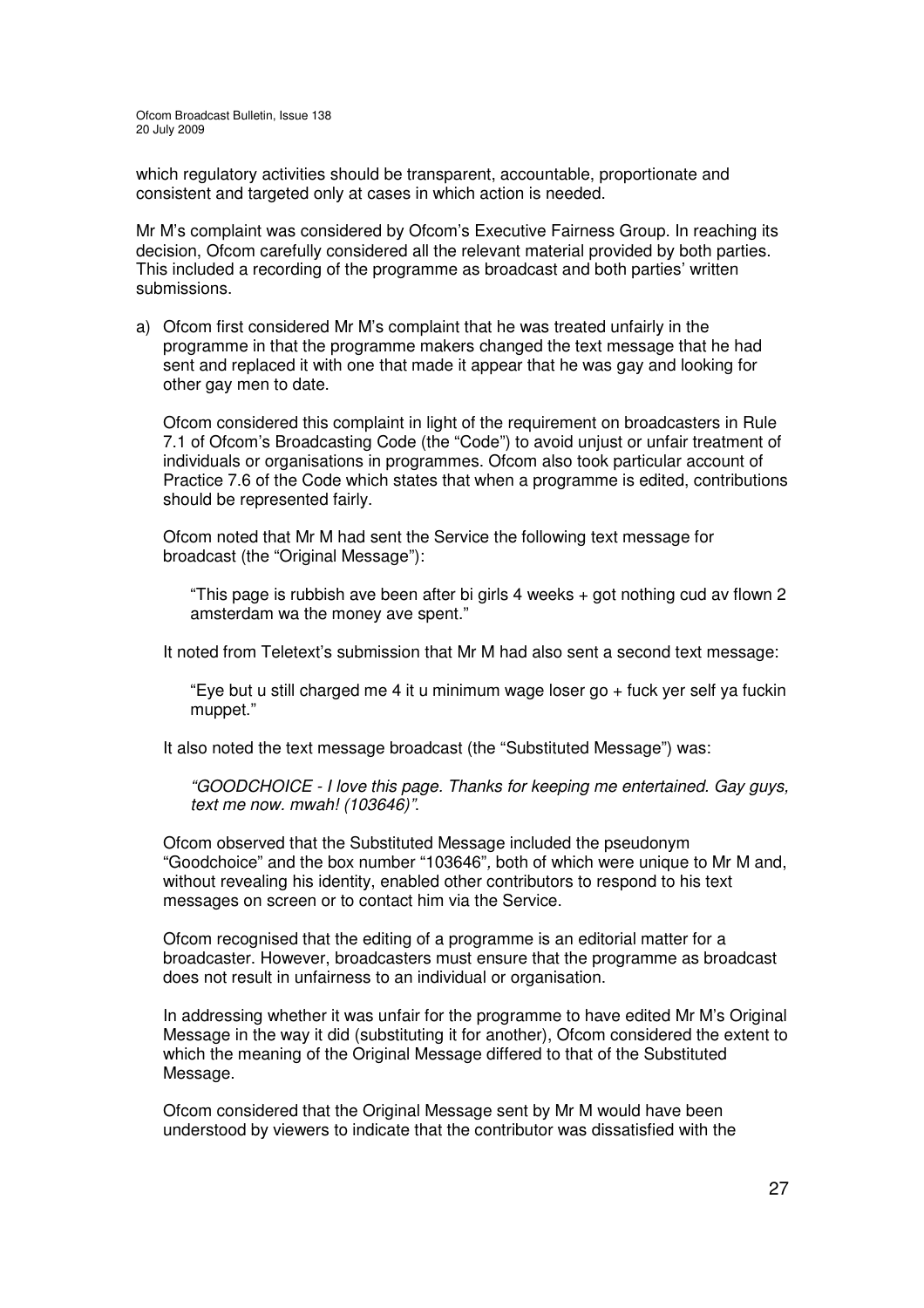which regulatory activities should be transparent, accountable, proportionate and consistent and targeted only at cases in which action is needed.

Mr M's complaint was considered by Ofcom's Executive Fairness Group. In reaching its decision, Ofcom carefully considered all the relevant material provided by both parties. This included a recording of the programme as broadcast and both parties' written submissions.

a) Ofcom first considered Mr M's complaint that he was treated unfairly in the programme in that the programme makers changed the text message that he had sent and replaced it with one that made it appear that he was gay and looking for other gay men to date.

   Ofcom considered this complaint in light of the requirement on broadcasters in Rule 7.1 of Ofcom's Broadcasting Code (the "Code") to avoid unjust or unfair treatment of individuals or organisations in programmes. Ofcom also took particular account of Practice 7.6 of the Code which states that when a programme is edited, contributions should be represented fairly.

   Ofcom noted that Mr M had sent the Service the following text message for broadcast (the "Original Message"):

   > "This page is rubbish ave been after bi girls 4 weeks + got nothing cud av flown 2 amsterdam wa the money ave spent."

   It noted from Teletext's submission that Mr M had also sent a second text message:

   > "Eye but u still charged me 4 it u minimum wage loser go + fuck yer self ya fuckin muppet."

   It also noted the text message broadcast (the "Substituted Message") was:

   > *"GOODCHOICE - I love this page. Thanks for keeping me entertained. Gay guys, text me now. mwah! (103646)"*.

   Ofcom observed that the Substituted Message included the pseudonym "Goodchoice" and the box number "103646", both of which were unique to Mr M and, without revealing his identity, enabled other contributors to respond to his text messages on screen or to contact him via the Service.

   Ofcom recognised that the editing of a programme is an editorial matter for a broadcaster. However, broadcasters must ensure that the programme as broadcast does not result in unfairness to an individual or organisation.

   In addressing whether it was unfair for the programme to have edited Mr M's Original Message in the way it did (substituting it for another), Ofcom considered the extent to which the meaning of the Original Message differed to that of the Substituted Message.

   Ofcom considered that the Original Message sent by Mr M would have been understood by viewers to indicate that the contributor was dissatisfied with the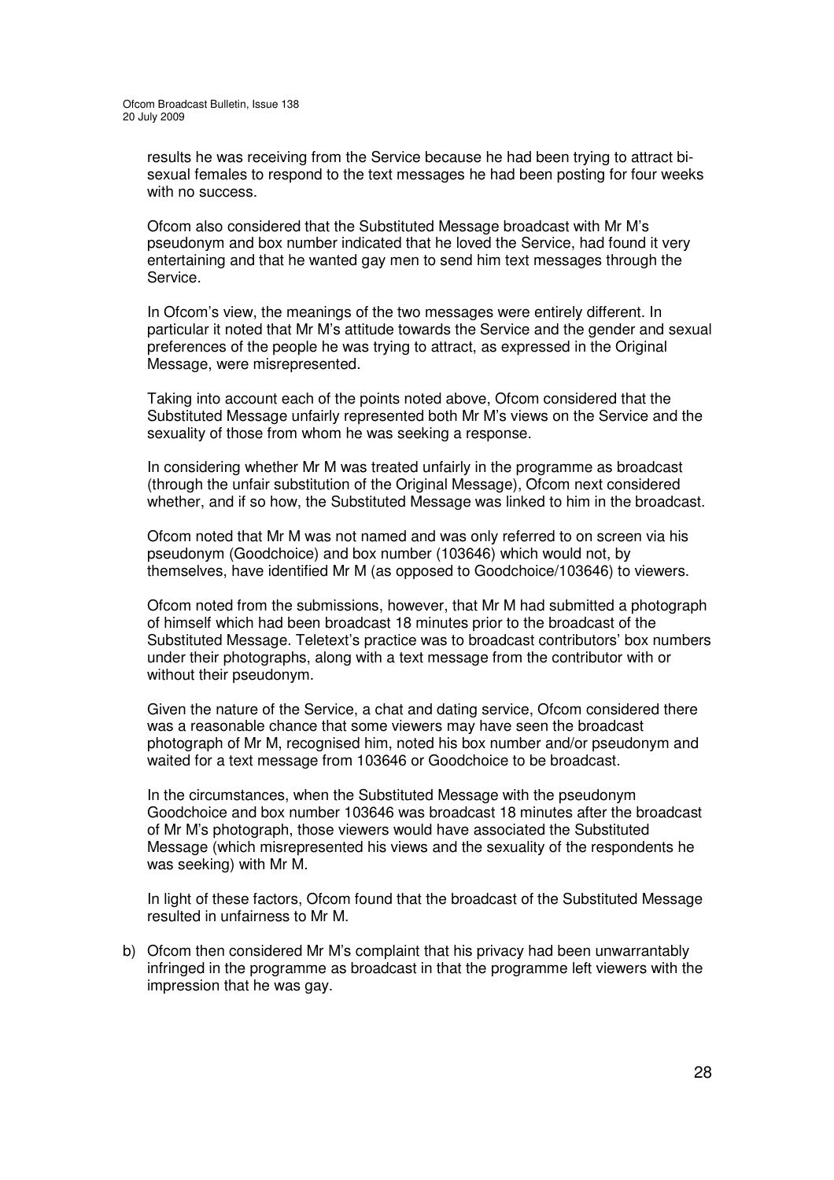results he was receiving from the Service because he had been trying to attract bi-sexual females to respond to the text messages he had been posting for four weeks with no success.

Ofcom also considered that the Substituted Message broadcast with Mr M's pseudonym and box number indicated that he loved the Service, had found it very entertaining and that he wanted gay men to send him text messages through the Service.

In Ofcom's view, the meanings of the two messages were entirely different. In particular it noted that Mr M's attitude towards the Service and the gender and sexual preferences of the people he was trying to attract, as expressed in the Original Message, were misrepresented.

Taking into account each of the points noted above, Ofcom considered that the Substituted Message unfairly represented both Mr M's views on the Service and the sexuality of those from whom he was seeking a response.

In considering whether Mr M was treated unfairly in the programme as broadcast (through the unfair substitution of the Original Message), Ofcom next considered whether, and if so how, the Substituted Message was linked to him in the broadcast.

Ofcom noted that Mr M was not named and was only referred to on screen via his pseudonym (Goodchoice) and box number (103646) which would not, by themselves, have identified Mr M (as opposed to Goodchoice/103646) to viewers.

Ofcom noted from the submissions, however, that Mr M had submitted a photograph of himself which had been broadcast 18 minutes prior to the broadcast of the Substituted Message. Teletext's practice was to broadcast contributors' box numbers under their photographs, along with a text message from the contributor with or without their pseudonym.

Given the nature of the Service, a chat and dating service, Ofcom considered there was a reasonable chance that some viewers may have seen the broadcast photograph of Mr M, recognised him, noted his box number and/or pseudonym and waited for a text message from 103646 or Goodchoice to be broadcast.

In the circumstances, when the Substituted Message with the pseudonym Goodchoice and box number 103646 was broadcast 18 minutes after the broadcast of Mr M's photograph, those viewers would have associated the Substituted Message (which misrepresented his views and the sexuality of the respondents he was seeking) with Mr M.

In light of these factors, Ofcom found that the broadcast of the Substituted Message resulted in unfairness to Mr M.

b) Ofcom then considered Mr M's complaint that his privacy had been unwarrantably infringed in the programme as broadcast in that the programme left viewers with the impression that he was gay.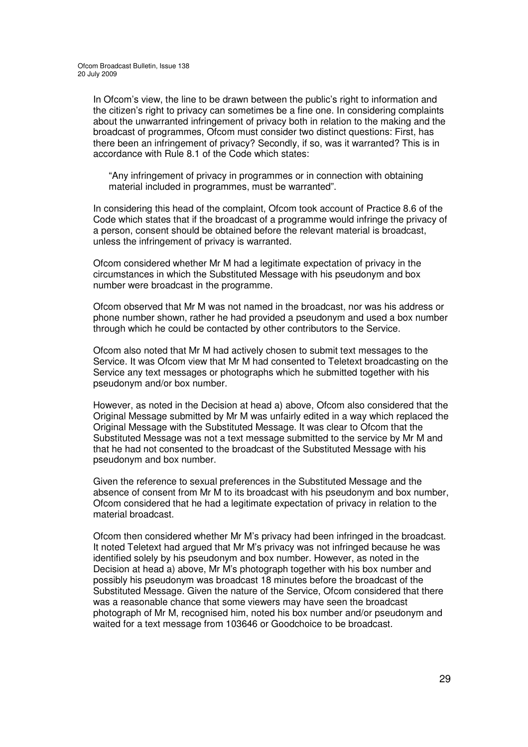In Ofcom's view, the line to be drawn between the public's right to information and the citizen's right to privacy can sometimes be a fine one. In considering complaints about the unwarranted infringement of privacy both in relation to the making and the broadcast of programmes, Ofcom must consider two distinct questions: First, has there been an infringement of privacy? Secondly, if so, was it warranted? This is in accordance with Rule 8.1 of the Code which states:

> "Any infringement of privacy in programmes or in connection with obtaining material included in programmes, must be warranted".

In considering this head of the complaint, Ofcom took account of Practice 8.6 of the Code which states that if the broadcast of a programme would infringe the privacy of a person, consent should be obtained before the relevant material is broadcast, unless the infringement of privacy is warranted.

Ofcom considered whether Mr M had a legitimate expectation of privacy in the circumstances in which the Substituted Message with his pseudonym and box number were broadcast in the programme.

Ofcom observed that Mr M was not named in the broadcast, nor was his address or phone number shown, rather he had provided a pseudonym and used a box number through which he could be contacted by other contributors to the Service.

Ofcom also noted that Mr M had actively chosen to submit text messages to the Service. It was Ofcom view that Mr M had consented to Teletext broadcasting on the Service any text messages or photographs which he submitted together with his pseudonym and/or box number.

However, as noted in the Decision at head a) above, Ofcom also considered that the Original Message submitted by Mr M was unfairly edited in a way which replaced the Original Message with the Substituted Message. It was clear to Ofcom that the Substituted Message was not a text message submitted to the service by Mr M and that he had not consented to the broadcast of the Substituted Message with his pseudonym and box number.

Given the reference to sexual preferences in the Substituted Message and the absence of consent from Mr M to its broadcast with his pseudonym and box number, Ofcom considered that he had a legitimate expectation of privacy in relation to the material broadcast.

Ofcom then considered whether Mr M's privacy had been infringed in the broadcast. It noted Teletext had argued that Mr M's privacy was not infringed because he was identified solely by his pseudonym and box number. However, as noted in the Decision at head a) above, Mr M's photograph together with his box number and possibly his pseudonym was broadcast 18 minutes before the broadcast of the Substituted Message. Given the nature of the Service, Ofcom considered that there was a reasonable chance that some viewers may have seen the broadcast photograph of Mr M, recognised him, noted his box number and/or pseudonym and waited for a text message from 103646 or Goodchoice to be broadcast.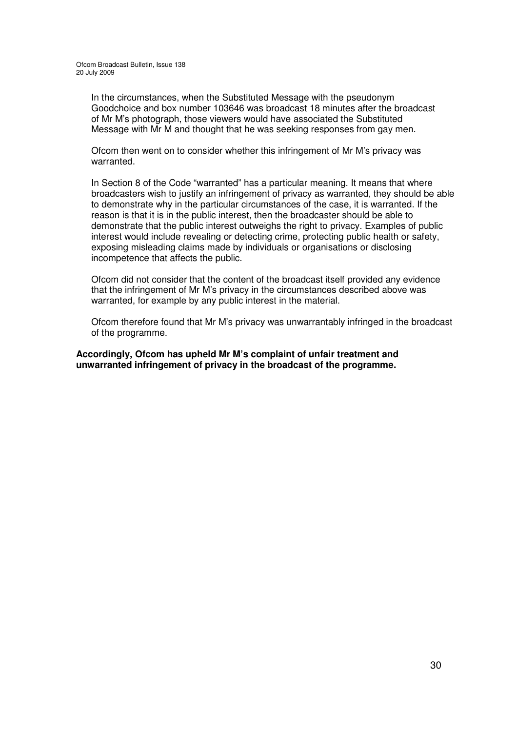In the circumstances, when the Substituted Message with the pseudonym Goodchoice and box number 103646 was broadcast 18 minutes after the broadcast of Mr M's photograph, those viewers would have associated the Substituted Message with Mr M and thought that he was seeking responses from gay men.

Ofcom then went on to consider whether this infringement of Mr M's privacy was warranted.

In Section 8 of the Code "warranted" has a particular meaning. It means that where broadcasters wish to justify an infringement of privacy as warranted, they should be able to demonstrate why in the particular circumstances of the case, it is warranted. If the reason is that it is in the public interest, then the broadcaster should be able to demonstrate that the public interest outweighs the right to privacy. Examples of public interest would include revealing or detecting crime, protecting public health or safety, exposing misleading claims made by individuals or organisations or disclosing incompetence that affects the public.

Ofcom did not consider that the content of the broadcast itself provided any evidence that the infringement of Mr M's privacy in the circumstances described above was warranted, for example by any public interest in the material.

Ofcom therefore found that Mr M's privacy was unwarrantably infringed in the broadcast of the programme.

**Accordingly, Ofcom has upheld Mr M's complaint of unfair treatment and unwarranted infringement of privacy in the broadcast of the programme.**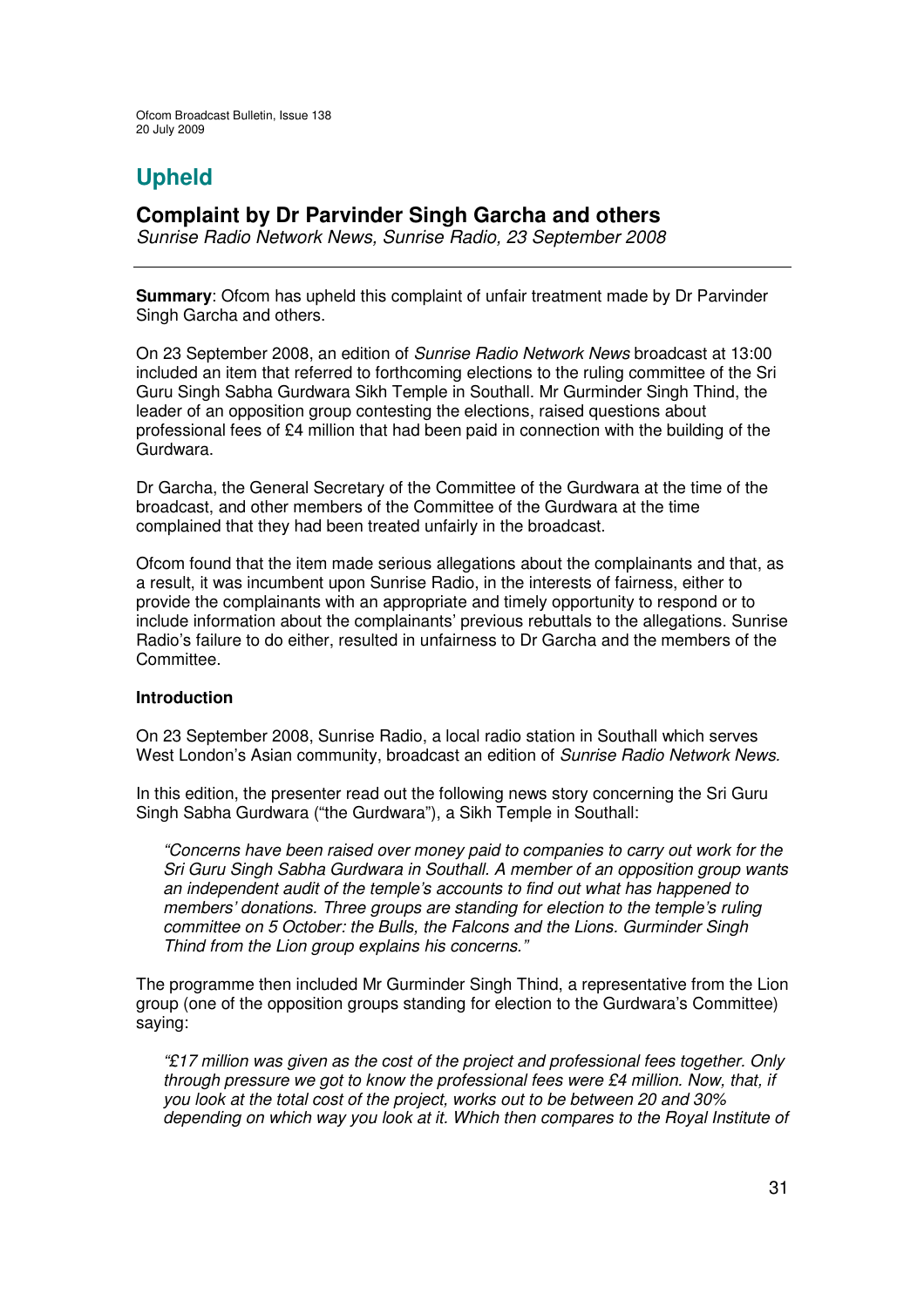# Upheld

## Complaint by Dr Parvinder Singh Garcha and others

*Sunrise Radio Network News, Sunrise Radio, 23 September 2008*

---

**Summary**: Ofcom has upheld this complaint of unfair treatment made by Dr Parvinder Singh Garcha and others.

On 23 September 2008, an edition of *Sunrise Radio Network News* broadcast at 13:00 included an item that referred to forthcoming elections to the ruling committee of the Sri Guru Singh Sabha Gurdwara Sikh Temple in Southall. Mr Gurminder Singh Thind, the leader of an opposition group contesting the elections, raised questions about professional fees of £4 million that had been paid in connection with the building of the Gurdwara.

Dr Garcha, the General Secretary of the Committee of the Gurdwara at the time of the broadcast, and other members of the Committee of the Gurdwara at the time complained that they had been treated unfairly in the broadcast.

Ofcom found that the item made serious allegations about the complainants and that, as a result, it was incumbent upon Sunrise Radio, in the interests of fairness, either to provide the complainants with an appropriate and timely opportunity to respond or to include information about the complainants' previous rebuttals to the allegations. Sunrise Radio's failure to do either, resulted in unfairness to Dr Garcha and the members of the Committee.

### Introduction

On 23 September 2008, Sunrise Radio, a local radio station in Southall which serves West London's Asian community, broadcast an edition of *Sunrise Radio Network News.*

In this edition, the presenter read out the following news story concerning the Sri Guru Singh Sabha Gurdwara ("the Gurdwara"), a Sikh Temple in Southall:

> *"Concerns have been raised over money paid to companies to carry out work for the Sri Guru Singh Sabha Gurdwara in Southall. A member of an opposition group wants an independent audit of the temple's accounts to find out what has happened to members' donations. Three groups are standing for election to the temple's ruling committee on 5 October: the Bulls, the Falcons and the Lions. Gurminder Singh Thind from the Lion group explains his concerns."*

The programme then included Mr Gurminder Singh Thind, a representative from the Lion group (one of the opposition groups standing for election to the Gurdwara's Committee) saying:

> *"£17 million was given as the cost of the project and professional fees together. Only through pressure we got to know the professional fees were £4 million. Now, that, if you look at the total cost of the project, works out to be between 20 and 30% depending on which way you look at it. Which then compares to the Royal Institute of*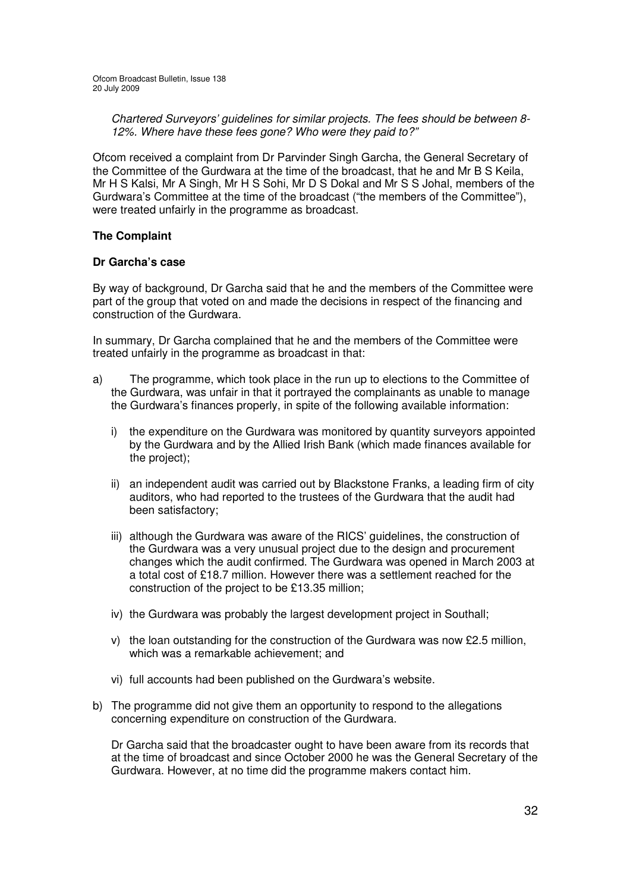*Chartered Surveyors' guidelines for similar projects. The fees should be between 8-12%. Where have these fees gone? Who were they paid to?"*

Ofcom received a complaint from Dr Parvinder Singh Garcha, the General Secretary of the Committee of the Gurdwara at the time of the broadcast, that he and Mr B S Keila, Mr H S Kalsi, Mr A Singh, Mr H S Sohi, Mr D S Dokal and Mr S S Johal, members of the Gurdwara's Committee at the time of the broadcast ("the members of the Committee"), were treated unfairly in the programme as broadcast.

**The Complaint**

**Dr Garcha's case**

By way of background, Dr Garcha said that he and the members of the Committee were part of the group that voted on and made the decisions in respect of the financing and construction of the Gurdwara.

In summary, Dr Garcha complained that he and the members of the Committee were treated unfairly in the programme as broadcast in that:

a) The programme, which took place in the run up to elections to the Committee of the Gurdwara, was unfair in that it portrayed the complainants as unable to manage the Gurdwara's finances properly, in spite of the following available information:

   i) the expenditure on the Gurdwara was monitored by quantity surveyors appointed by the Gurdwara and by the Allied Irish Bank (which made finances available for the project);

   ii) an independent audit was carried out by Blackstone Franks, a leading firm of city auditors, who had reported to the trustees of the Gurdwara that the audit had been satisfactory;

   iii) although the Gurdwara was aware of the RICS' guidelines, the construction of the Gurdwara was a very unusual project due to the design and procurement changes which the audit confirmed. The Gurdwara was opened in March 2003 at a total cost of £18.7 million. However there was a settlement reached for the construction of the project to be £13.35 million;

   iv) the Gurdwara was probably the largest development project in Southall;

   v) the loan outstanding for the construction of the Gurdwara was now £2.5 million, which was a remarkable achievement; and

   vi) full accounts had been published on the Gurdwara's website.

b) The programme did not give them an opportunity to respond to the allegations concerning expenditure on construction of the Gurdwara.

   Dr Garcha said that the broadcaster ought to have been aware from its records that at the time of broadcast and since October 2000 he was the General Secretary of the Gurdwara. However, at no time did the programme makers contact him.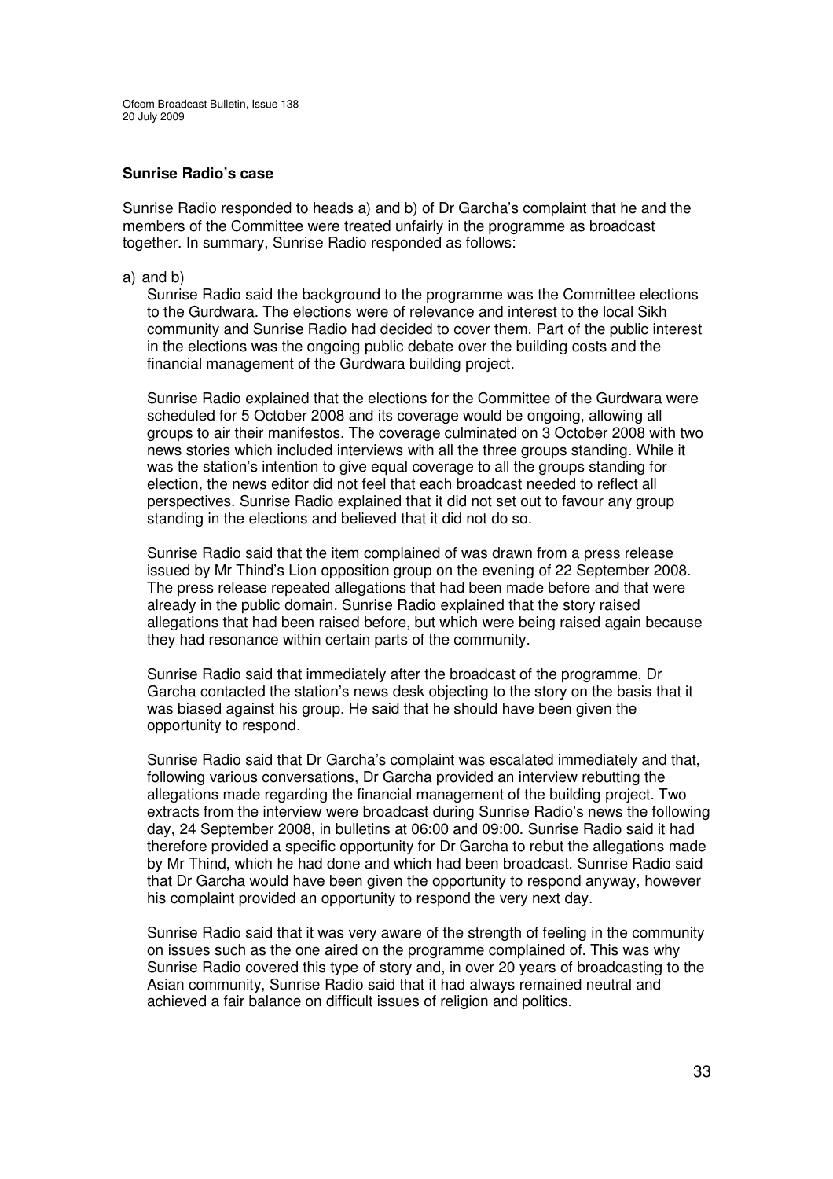**Sunrise Radio's case**

Sunrise Radio responded to heads a) and b) of Dr Garcha's complaint that he and the members of the Committee were treated unfairly in the programme as broadcast together. In summary, Sunrise Radio responded as follows:

a) and b)

Sunrise Radio said the background to the programme was the Committee elections to the Gurdwara. The elections were of relevance and interest to the local Sikh community and Sunrise Radio had decided to cover them. Part of the public interest in the elections was the ongoing public debate over the building costs and the financial management of the Gurdwara building project.

Sunrise Radio explained that the elections for the Committee of the Gurdwara were scheduled for 5 October 2008 and its coverage would be ongoing, allowing all groups to air their manifestos. The coverage culminated on 3 October 2008 with two news stories which included interviews with all the three groups standing. While it was the station's intention to give equal coverage to all the groups standing for election, the news editor did not feel that each broadcast needed to reflect all perspectives. Sunrise Radio explained that it did not set out to favour any group standing in the elections and believed that it did not do so.

Sunrise Radio said that the item complained of was drawn from a press release issued by Mr Thind's Lion opposition group on the evening of 22 September 2008. The press release repeated allegations that had been made before and that were already in the public domain. Sunrise Radio explained that the story raised allegations that had been raised before, but which were being raised again because they had resonance within certain parts of the community.

Sunrise Radio said that immediately after the broadcast of the programme, Dr Garcha contacted the station's news desk objecting to the story on the basis that it was biased against his group. He said that he should have been given the opportunity to respond.

Sunrise Radio said that Dr Garcha's complaint was escalated immediately and that, following various conversations, Dr Garcha provided an interview rebutting the allegations made regarding the financial management of the building project. Two extracts from the interview were broadcast during Sunrise Radio's news the following day, 24 September 2008, in bulletins at 06:00 and 09:00. Sunrise Radio said it had therefore provided a specific opportunity for Dr Garcha to rebut the allegations made by Mr Thind, which he had done and which had been broadcast. Sunrise Radio said that Dr Garcha would have been given the opportunity to respond anyway, however his complaint provided an opportunity to respond the very next day.

Sunrise Radio said that it was very aware of the strength of feeling in the community on issues such as the one aired on the programme complained of. This was why Sunrise Radio covered this type of story and, in over 20 years of broadcasting to the Asian community, Sunrise Radio said that it had always remained neutral and achieved a fair balance on difficult issues of religion and politics.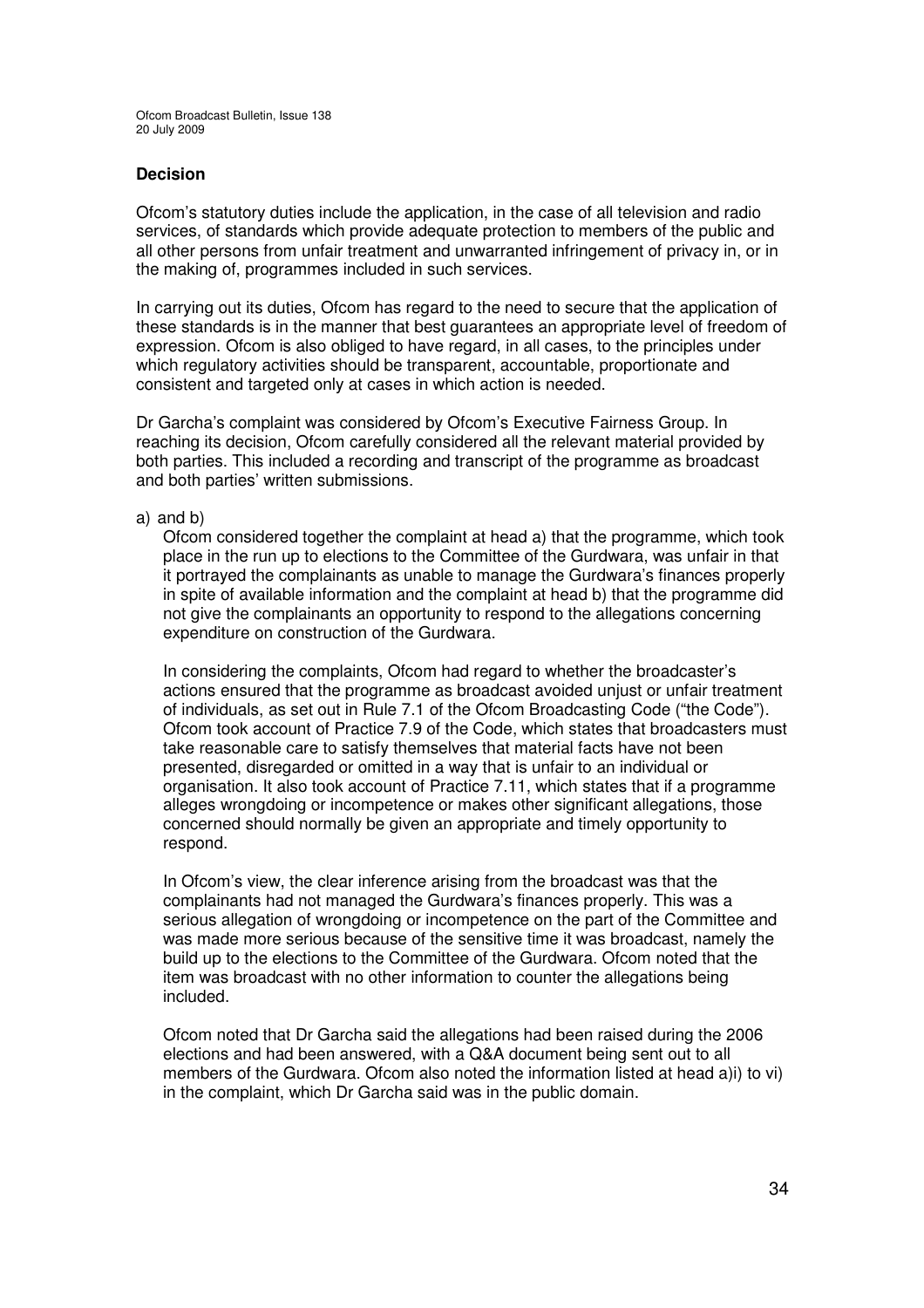### Decision

Ofcom's statutory duties include the application, in the case of all television and radio services, of standards which provide adequate protection to members of the public and all other persons from unfair treatment and unwarranted infringement of privacy in, or in the making of, programmes included in such services.

In carrying out its duties, Ofcom has regard to the need to secure that the application of these standards is in the manner that best guarantees an appropriate level of freedom of expression. Ofcom is also obliged to have regard, in all cases, to the principles under which regulatory activities should be transparent, accountable, proportionate and consistent and targeted only at cases in which action is needed.

Dr Garcha's complaint was considered by Ofcom's Executive Fairness Group. In reaching its decision, Ofcom carefully considered all the relevant material provided by both parties. This included a recording and transcript of the programme as broadcast and both parties' written submissions.

a) and b)

Ofcom considered together the complaint at head a) that the programme, which took place in the run up to elections to the Committee of the Gurdwara, was unfair in that it portrayed the complainants as unable to manage the Gurdwara's finances properly in spite of available information and the complaint at head b) that the programme did not give the complainants an opportunity to respond to the allegations concerning expenditure on construction of the Gurdwara.

In considering the complaints, Ofcom had regard to whether the broadcaster's actions ensured that the programme as broadcast avoided unjust or unfair treatment of individuals, as set out in Rule 7.1 of the Ofcom Broadcasting Code ("the Code"). Ofcom took account of Practice 7.9 of the Code, which states that broadcasters must take reasonable care to satisfy themselves that material facts have not been presented, disregarded or omitted in a way that is unfair to an individual or organisation. It also took account of Practice 7.11, which states that if a programme alleges wrongdoing or incompetence or makes other significant allegations, those concerned should normally be given an appropriate and timely opportunity to respond.

In Ofcom's view, the clear inference arising from the broadcast was that the complainants had not managed the Gurdwara's finances properly. This was a serious allegation of wrongdoing or incompetence on the part of the Committee and was made more serious because of the sensitive time it was broadcast, namely the build up to the elections to the Committee of the Gurdwara. Ofcom noted that the item was broadcast with no other information to counter the allegations being included.

Ofcom noted that Dr Garcha said the allegations had been raised during the 2006 elections and had been answered, with a Q&A document being sent out to all members of the Gurdwara. Ofcom also noted the information listed at head a)i) to vi) in the complaint, which Dr Garcha said was in the public domain.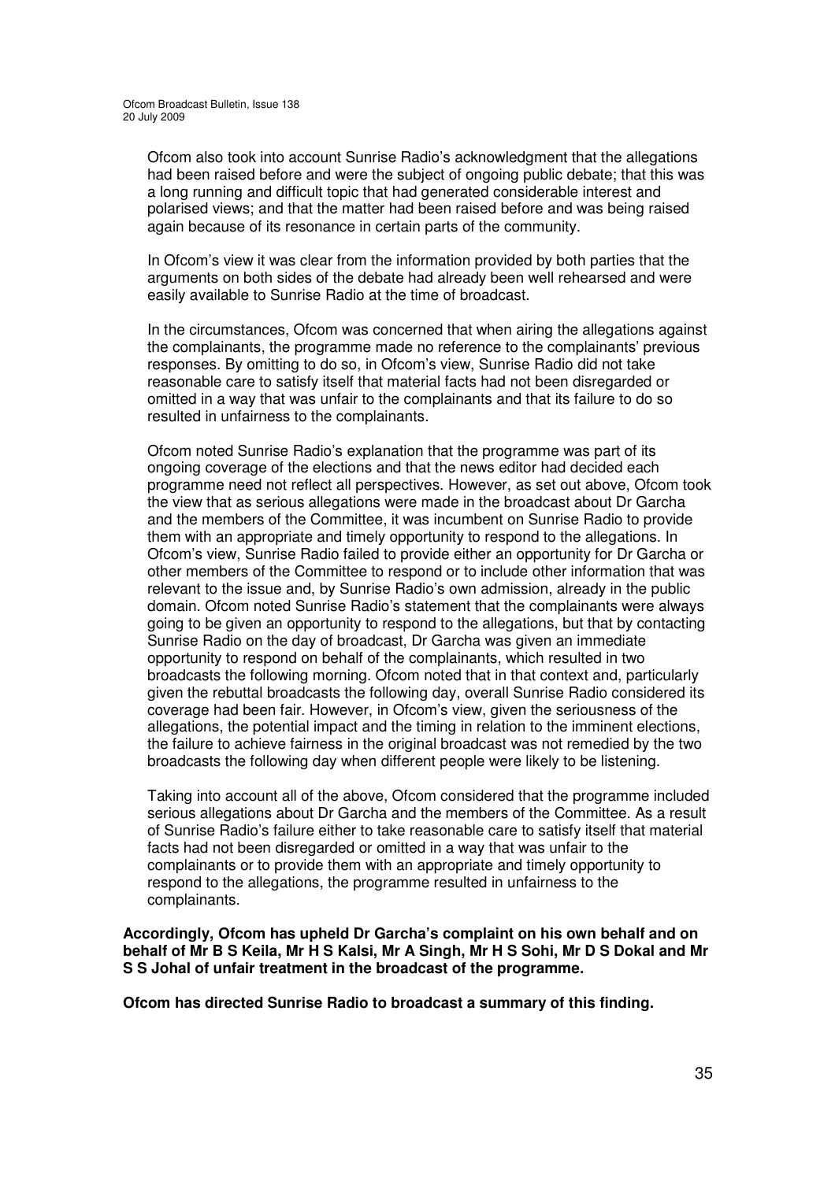Ofcom also took into account Sunrise Radio's acknowledgment that the allegations had been raised before and were the subject of ongoing public debate; that this was a long running and difficult topic that had generated considerable interest and polarised views; and that the matter had been raised before and was being raised again because of its resonance in certain parts of the community.

In Ofcom's view it was clear from the information provided by both parties that the arguments on both sides of the debate had already been well rehearsed and were easily available to Sunrise Radio at the time of broadcast.

In the circumstances, Ofcom was concerned that when airing the allegations against the complainants, the programme made no reference to the complainants' previous responses. By omitting to do so, in Ofcom's view, Sunrise Radio did not take reasonable care to satisfy itself that material facts had not been disregarded or omitted in a way that was unfair to the complainants and that its failure to do so resulted in unfairness to the complainants.

Ofcom noted Sunrise Radio's explanation that the programme was part of its ongoing coverage of the elections and that the news editor had decided each programme need not reflect all perspectives. However, as set out above, Ofcom took the view that as serious allegations were made in the broadcast about Dr Garcha and the members of the Committee, it was incumbent on Sunrise Radio to provide them with an appropriate and timely opportunity to respond to the allegations. In Ofcom's view, Sunrise Radio failed to provide either an opportunity for Dr Garcha or other members of the Committee to respond or to include other information that was relevant to the issue and, by Sunrise Radio's own admission, already in the public domain. Ofcom noted Sunrise Radio's statement that the complainants were always going to be given an opportunity to respond to the allegations, but that by contacting Sunrise Radio on the day of broadcast, Dr Garcha was given an immediate opportunity to respond on behalf of the complainants, which resulted in two broadcasts the following morning. Ofcom noted that in that context and, particularly given the rebuttal broadcasts the following day, overall Sunrise Radio considered its coverage had been fair. However, in Ofcom's view, given the seriousness of the allegations, the potential impact and the timing in relation to the imminent elections, the failure to achieve fairness in the original broadcast was not remedied by the two broadcasts the following day when different people were likely to be listening.

Taking into account all of the above, Ofcom considered that the programme included serious allegations about Dr Garcha and the members of the Committee. As a result of Sunrise Radio's failure either to take reasonable care to satisfy itself that material facts had not been disregarded or omitted in a way that was unfair to the complainants or to provide them with an appropriate and timely opportunity to respond to the allegations, the programme resulted in unfairness to the complainants.

**Accordingly, Ofcom has upheld Dr Garcha's complaint on his own behalf and on behalf of Mr B S Keila, Mr H S Kalsi, Mr A Singh, Mr H S Sohi, Mr D S Dokal and Mr S S Johal of unfair treatment in the broadcast of the programme.**

**Ofcom has directed Sunrise Radio to broadcast a summary of this finding.**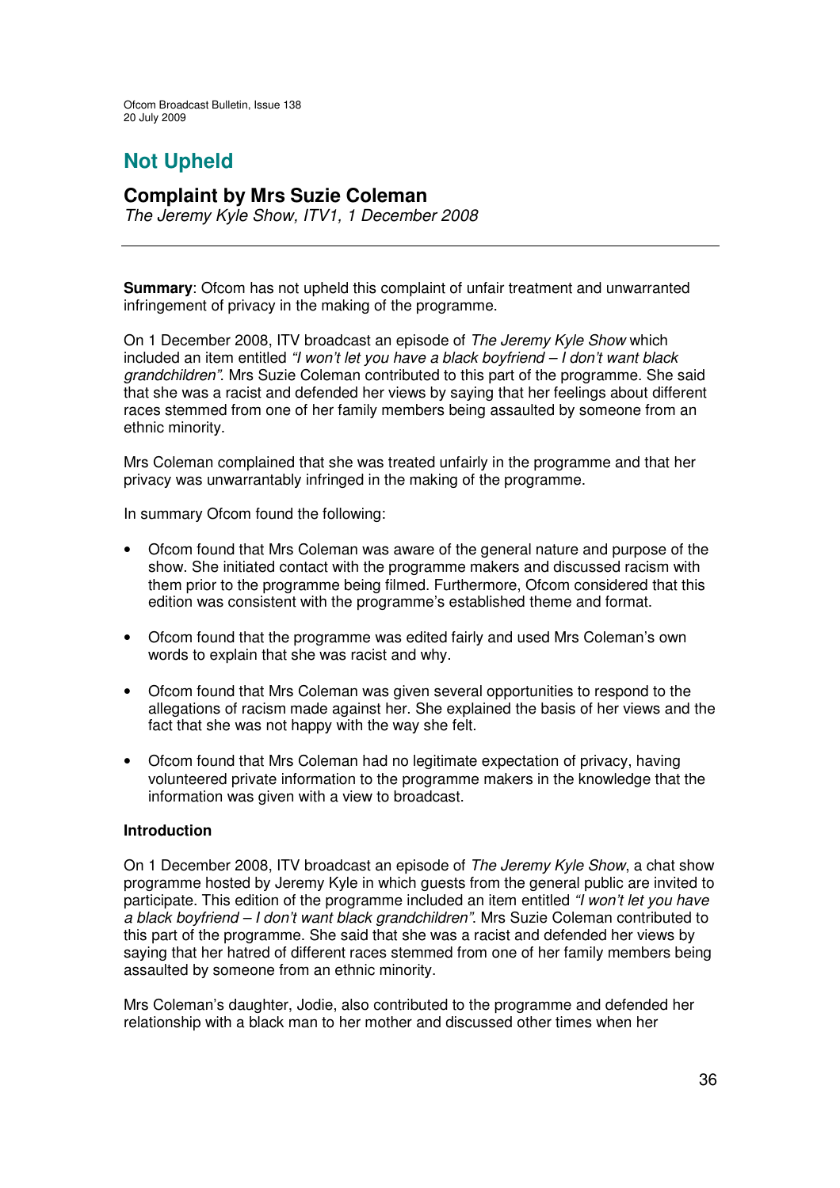# Not Upheld

## Complaint by Mrs Suzie Coleman

*The Jeremy Kyle Show, ITV1, 1 December 2008*

**Summary**: Ofcom has not upheld this complaint of unfair treatment and unwarranted infringement of privacy in the making of the programme.

On 1 December 2008, ITV broadcast an episode of *The Jeremy Kyle Show* which included an item entitled *"I won't let you have a black boyfriend – I don't want black grandchildren"*. Mrs Suzie Coleman contributed to this part of the programme. She said that she was a racist and defended her views by saying that her feelings about different races stemmed from one of her family members being assaulted by someone from an ethnic minority.

Mrs Coleman complained that she was treated unfairly in the programme and that her privacy was unwarrantably infringed in the making of the programme.

In summary Ofcom found the following:

- Ofcom found that Mrs Coleman was aware of the general nature and purpose of the show. She initiated contact with the programme makers and discussed racism with them prior to the programme being filmed. Furthermore, Ofcom considered that this edition was consistent with the programme's established theme and format.
- Ofcom found that the programme was edited fairly and used Mrs Coleman's own words to explain that she was racist and why.
- Ofcom found that Mrs Coleman was given several opportunities to respond to the allegations of racism made against her. She explained the basis of her views and the fact that she was not happy with the way she felt.
- Ofcom found that Mrs Coleman had no legitimate expectation of privacy, having volunteered private information to the programme makers in the knowledge that the information was given with a view to broadcast.

### Introduction

On 1 December 2008, ITV broadcast an episode of *The Jeremy Kyle Show*, a chat show programme hosted by Jeremy Kyle in which guests from the general public are invited to participate. This edition of the programme included an item entitled *"I won't let you have a black boyfriend – I don't want black grandchildren"*. Mrs Suzie Coleman contributed to this part of the programme. She said that she was a racist and defended her views by saying that her hatred of different races stemmed from one of her family members being assaulted by someone from an ethnic minority.

Mrs Coleman's daughter, Jodie, also contributed to the programme and defended her relationship with a black man to her mother and discussed other times when her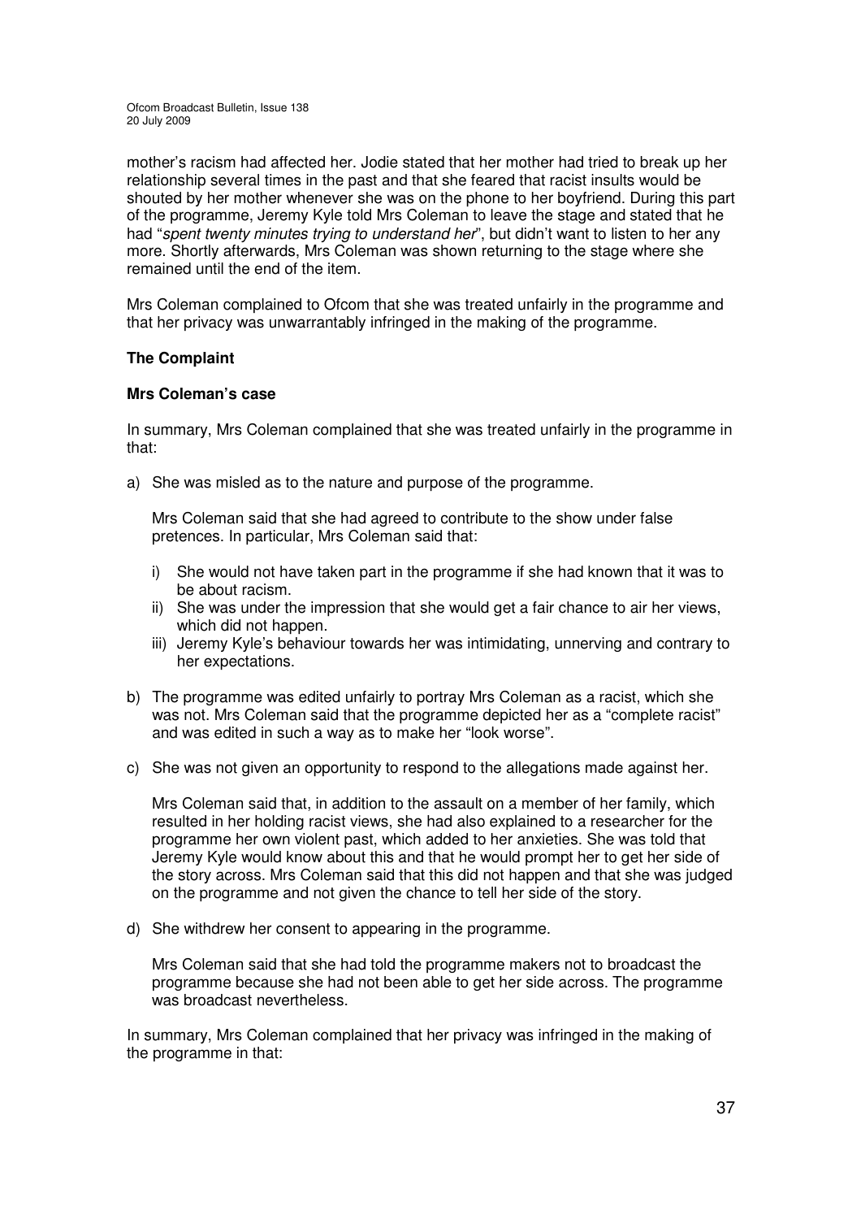mother's racism had affected her. Jodie stated that her mother had tried to break up her relationship several times in the past and that she feared that racist insults would be shouted by her mother whenever she was on the phone to her boyfriend. During this part of the programme, Jeremy Kyle told Mrs Coleman to leave the stage and stated that he had "*spent twenty minutes trying to understand her*", but didn't want to listen to her any more. Shortly afterwards, Mrs Coleman was shown returning to the stage where she remained until the end of the item.

Mrs Coleman complained to Ofcom that she was treated unfairly in the programme and that her privacy was unwarrantably infringed in the making of the programme.

**The Complaint**

**Mrs Coleman's case**

In summary, Mrs Coleman complained that she was treated unfairly in the programme in that:

a) She was misled as to the nature and purpose of the programme.

   Mrs Coleman said that she had agreed to contribute to the show under false pretences. In particular, Mrs Coleman said that:

   i) She would not have taken part in the programme if she had known that it was to be about racism.
   ii) She was under the impression that she would get a fair chance to air her views, which did not happen.
   iii) Jeremy Kyle's behaviour towards her was intimidating, unnerving and contrary to her expectations.

b) The programme was edited unfairly to portray Mrs Coleman as a racist, which she was not. Mrs Coleman said that the programme depicted her as a "complete racist" and was edited in such a way as to make her "look worse".

c) She was not given an opportunity to respond to the allegations made against her.

   Mrs Coleman said that, in addition to the assault on a member of her family, which resulted in her holding racist views, she had also explained to a researcher for the programme her own violent past, which added to her anxieties. She was told that Jeremy Kyle would know about this and that he would prompt her to get her side of the story across. Mrs Coleman said that this did not happen and that she was judged on the programme and not given the chance to tell her side of the story.

d) She withdrew her consent to appearing in the programme.

   Mrs Coleman said that she had told the programme makers not to broadcast the programme because she had not been able to get her side across. The programme was broadcast nevertheless.

In summary, Mrs Coleman complained that her privacy was infringed in the making of the programme in that: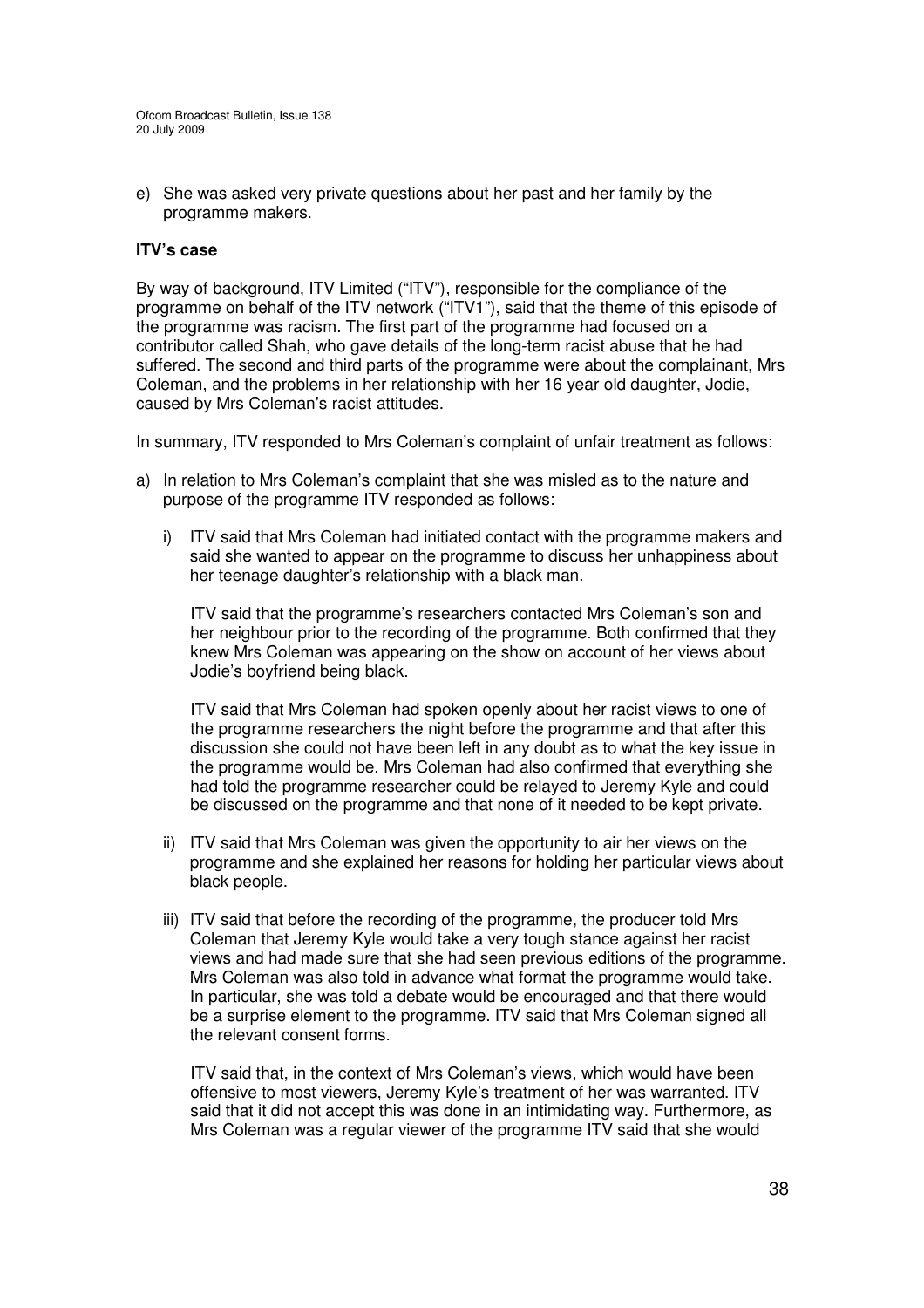e) She was asked very private questions about her past and her family by the programme makers.

**ITV's case**

By way of background, ITV Limited ("ITV"), responsible for the compliance of the programme on behalf of the ITV network ("ITV1"), said that the theme of this episode of the programme was racism. The first part of the programme had focused on a contributor called Shah, who gave details of the long-term racist abuse that he had suffered. The second and third parts of the programme were about the complainant, Mrs Coleman, and the problems in her relationship with her 16 year old daughter, Jodie, caused by Mrs Coleman's racist attitudes.

In summary, ITV responded to Mrs Coleman's complaint of unfair treatment as follows:

a) In relation to Mrs Coleman's complaint that she was misled as to the nature and purpose of the programme ITV responded as follows:

   i) ITV said that Mrs Coleman had initiated contact with the programme makers and said she wanted to appear on the programme to discuss her unhappiness about her teenage daughter's relationship with a black man.

   ITV said that the programme's researchers contacted Mrs Coleman's son and her neighbour prior to the recording of the programme. Both confirmed that they knew Mrs Coleman was appearing on the show on account of her views about Jodie's boyfriend being black.

   ITV said that Mrs Coleman had spoken openly about her racist views to one of the programme researchers the night before the programme and that after this discussion she could not have been left in any doubt as to what the key issue in the programme would be. Mrs Coleman had also confirmed that everything she had told the programme researcher could be relayed to Jeremy Kyle and could be discussed on the programme and that none of it needed to be kept private.

   ii) ITV said that Mrs Coleman was given the opportunity to air her views on the programme and she explained her reasons for holding her particular views about black people.

   iii) ITV said that before the recording of the programme, the producer told Mrs Coleman that Jeremy Kyle would take a very tough stance against her racist views and had made sure that she had seen previous editions of the programme. Mrs Coleman was also told in advance what format the programme would take. In particular, she was told a debate would be encouraged and that there would be a surprise element to the programme. ITV said that Mrs Coleman signed all the relevant consent forms.

   ITV said that, in the context of Mrs Coleman's views, which would have been offensive to most viewers, Jeremy Kyle's treatment of her was warranted. ITV said that it did not accept this was done in an intimidating way. Furthermore, as Mrs Coleman was a regular viewer of the programme ITV said that she would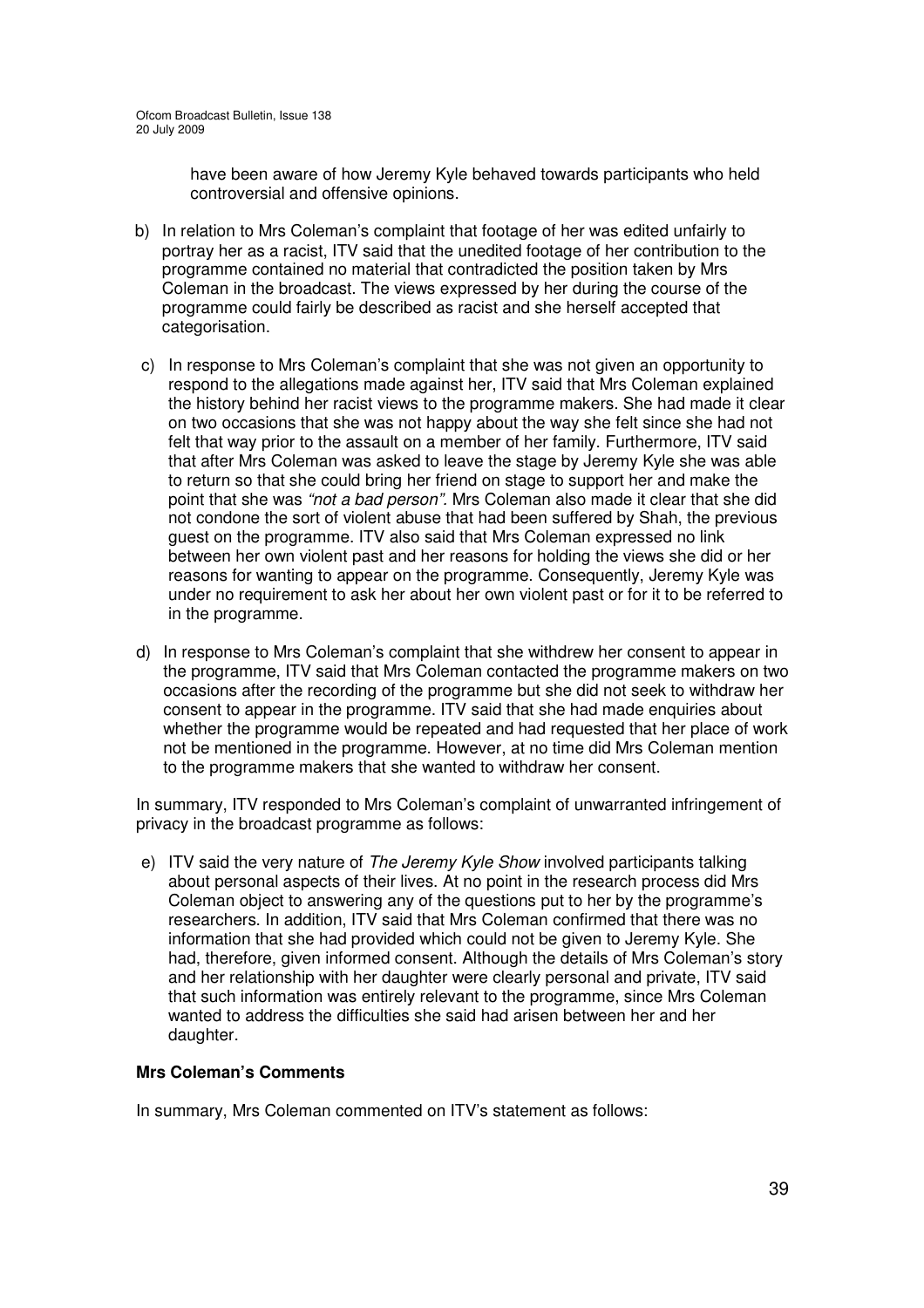have been aware of how Jeremy Kyle behaved towards participants who held controversial and offensive opinions.

b) In relation to Mrs Coleman's complaint that footage of her was edited unfairly to portray her as a racist, ITV said that the unedited footage of her contribution to the programme contained no material that contradicted the position taken by Mrs Coleman in the broadcast. The views expressed by her during the course of the programme could fairly be described as racist and she herself accepted that categorisation.

c) In response to Mrs Coleman's complaint that she was not given an opportunity to respond to the allegations made against her, ITV said that Mrs Coleman explained the history behind her racist views to the programme makers. She had made it clear on two occasions that she was not happy about the way she felt since she had not felt that way prior to the assault on a member of her family. Furthermore, ITV said that after Mrs Coleman was asked to leave the stage by Jeremy Kyle she was able to return so that she could bring her friend on stage to support her and make the point that she was *"not a bad person"*. Mrs Coleman also made it clear that she did not condone the sort of violent abuse that had been suffered by Shah, the previous guest on the programme. ITV also said that Mrs Coleman expressed no link between her own violent past and her reasons for holding the views she did or her reasons for wanting to appear on the programme. Consequently, Jeremy Kyle was under no requirement to ask her about her own violent past or for it to be referred to in the programme.

d) In response to Mrs Coleman's complaint that she withdrew her consent to appear in the programme, ITV said that Mrs Coleman contacted the programme makers on two occasions after the recording of the programme but she did not seek to withdraw her consent to appear in the programme. ITV said that she had made enquiries about whether the programme would be repeated and had requested that her place of work not be mentioned in the programme. However, at no time did Mrs Coleman mention to the programme makers that she wanted to withdraw her consent.

In summary, ITV responded to Mrs Coleman's complaint of unwarranted infringement of privacy in the broadcast programme as follows:

e) ITV said the very nature of *The Jeremy Kyle Show* involved participants talking about personal aspects of their lives. At no point in the research process did Mrs Coleman object to answering any of the questions put to her by the programme's researchers. In addition, ITV said that Mrs Coleman confirmed that there was no information that she had provided which could not be given to Jeremy Kyle. She had, therefore, given informed consent. Although the details of Mrs Coleman's story and her relationship with her daughter were clearly personal and private, ITV said that such information was entirely relevant to the programme, since Mrs Coleman wanted to address the difficulties she said had arisen between her and her daughter.

**Mrs Coleman's Comments**

In summary, Mrs Coleman commented on ITV's statement as follows: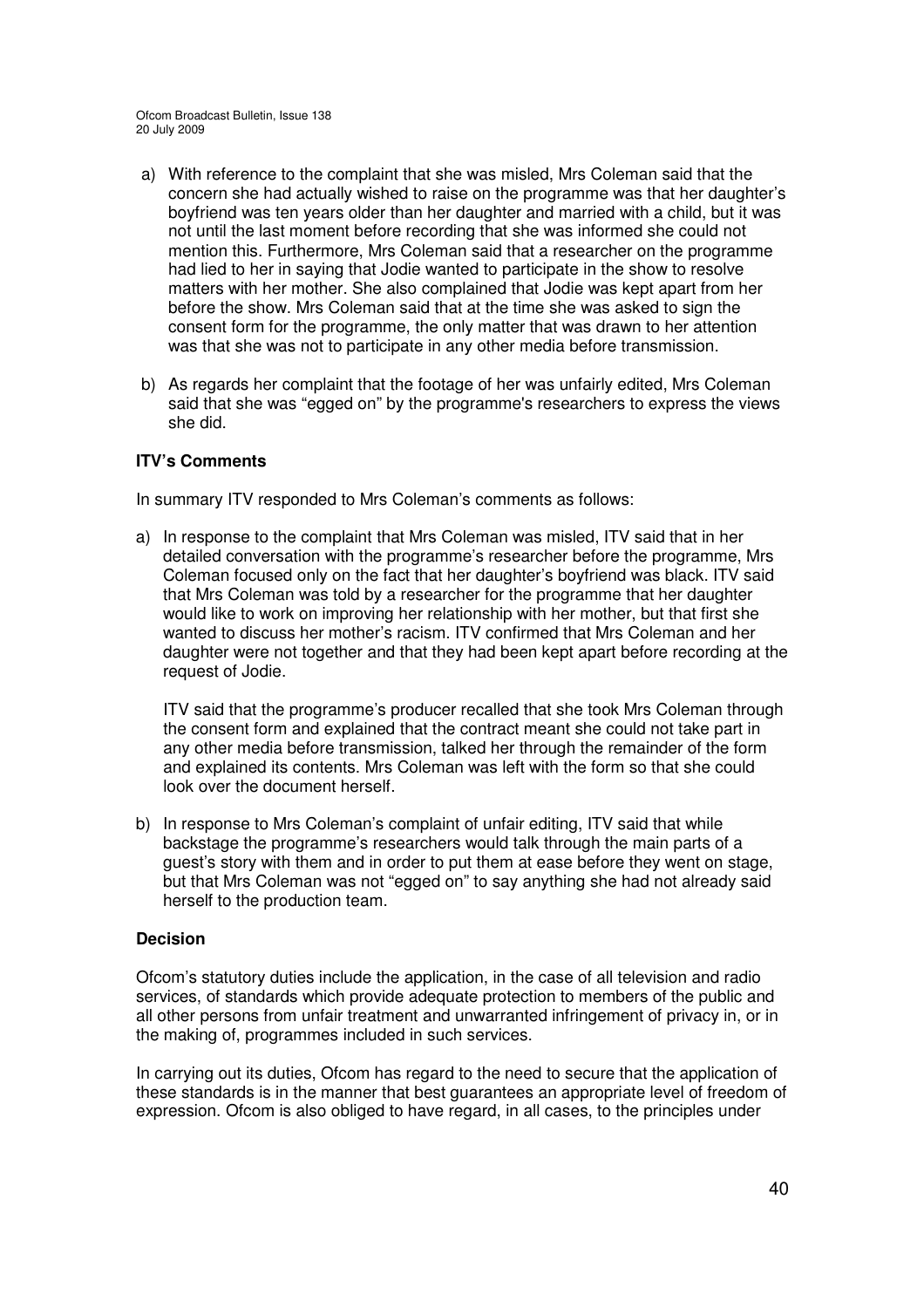a) With reference to the complaint that she was misled, Mrs Coleman said that the concern she had actually wished to raise on the programme was that her daughter's boyfriend was ten years older than her daughter and married with a child, but it was not until the last moment before recording that she was informed she could not mention this. Furthermore, Mrs Coleman said that a researcher on the programme had lied to her in saying that Jodie wanted to participate in the show to resolve matters with her mother. She also complained that Jodie was kept apart from her before the show. Mrs Coleman said that at the time she was asked to sign the consent form for the programme, the only matter that was drawn to her attention was that she was not to participate in any other media before transmission.

b) As regards her complaint that the footage of her was unfairly edited, Mrs Coleman said that she was "egged on" by the programme's researchers to express the views she did.

**ITV's Comments**

In summary ITV responded to Mrs Coleman's comments as follows:

a) In response to the complaint that Mrs Coleman was misled, ITV said that in her detailed conversation with the programme's researcher before the programme, Mrs Coleman focused only on the fact that her daughter's boyfriend was black. ITV said that Mrs Coleman was told by a researcher for the programme that her daughter would like to work on improving her relationship with her mother, but that first she wanted to discuss her mother's racism. ITV confirmed that Mrs Coleman and her daughter were not together and that they had been kept apart before recording at the request of Jodie.

   ITV said that the programme's producer recalled that she took Mrs Coleman through the consent form and explained that the contract meant she could not take part in any other media before transmission, talked her through the remainder of the form and explained its contents. Mrs Coleman was left with the form so that she could look over the document herself.

b) In response to Mrs Coleman's complaint of unfair editing, ITV said that while backstage the programme's researchers would talk through the main parts of a guest's story with them and in order to put them at ease before they went on stage, but that Mrs Coleman was not "egged on" to say anything she had not already said herself to the production team.

**Decision**

Ofcom's statutory duties include the application, in the case of all television and radio services, of standards which provide adequate protection to members of the public and all other persons from unfair treatment and unwarranted infringement of privacy in, or in the making of, programmes included in such services.

In carrying out its duties, Ofcom has regard to the need to secure that the application of these standards is in the manner that best guarantees an appropriate level of freedom of expression. Ofcom is also obliged to have regard, in all cases, to the principles under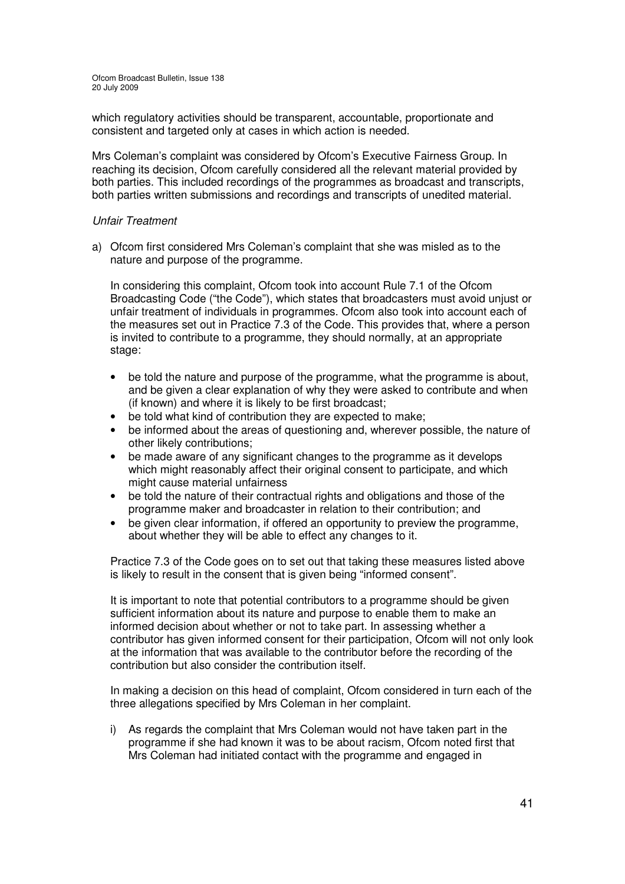which regulatory activities should be transparent, accountable, proportionate and consistent and targeted only at cases in which action is needed.

Mrs Coleman's complaint was considered by Ofcom's Executive Fairness Group. In reaching its decision, Ofcom carefully considered all the relevant material provided by both parties. This included recordings of the programmes as broadcast and transcripts, both parties written submissions and recordings and transcripts of unedited material.

*Unfair Treatment*

a) Ofcom first considered Mrs Coleman's complaint that she was misled as to the nature and purpose of the programme.

   In considering this complaint, Ofcom took into account Rule 7.1 of the Ofcom Broadcasting Code ("the Code"), which states that broadcasters must avoid unjust or unfair treatment of individuals in programmes. Ofcom also took into account each of the measures set out in Practice 7.3 of the Code. This provides that, where a person is invited to contribute to a programme, they should normally, at an appropriate stage:

   - be told the nature and purpose of the programme, what the programme is about, and be given a clear explanation of why they were asked to contribute and when (if known) and where it is likely to be first broadcast;
   - be told what kind of contribution they are expected to make;
   - be informed about the areas of questioning and, wherever possible, the nature of other likely contributions;
   - be made aware of any significant changes to the programme as it develops which might reasonably affect their original consent to participate, and which might cause material unfairness
   - be told the nature of their contractual rights and obligations and those of the programme maker and broadcaster in relation to their contribution; and
   - be given clear information, if offered an opportunity to preview the programme, about whether they will be able to effect any changes to it.

   Practice 7.3 of the Code goes on to set out that taking these measures listed above is likely to result in the consent that is given being "informed consent".

   It is important to note that potential contributors to a programme should be given sufficient information about its nature and purpose to enable them to make an informed decision about whether or not to take part. In assessing whether a contributor has given informed consent for their participation, Ofcom will not only look at the information that was available to the contributor before the recording of the contribution but also consider the contribution itself.

   In making a decision on this head of complaint, Ofcom considered in turn each of the three allegations specified by Mrs Coleman in her complaint.

   i) As regards the complaint that Mrs Coleman would not have taken part in the programme if she had known it was to be about racism, Ofcom noted first that Mrs Coleman had initiated contact with the programme and engaged in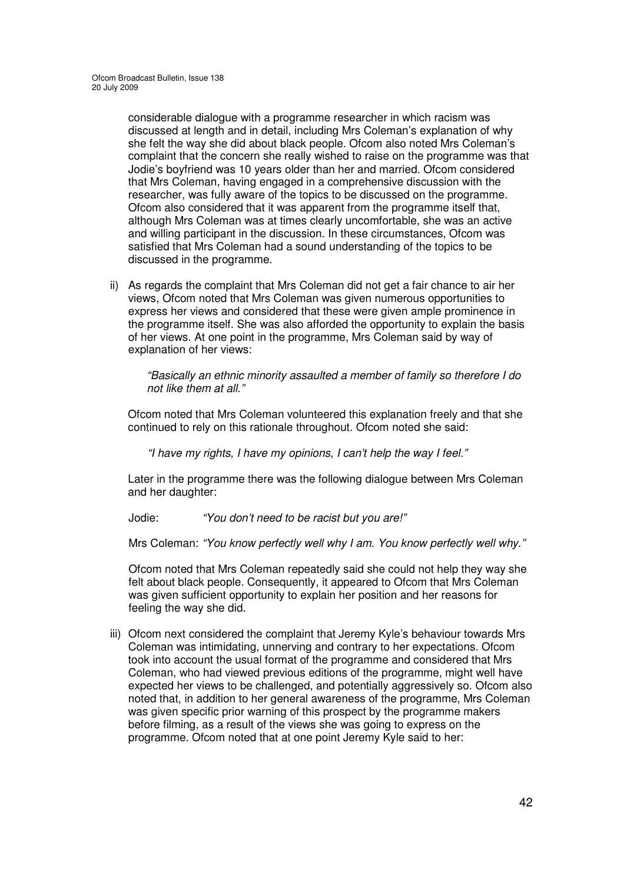considerable dialogue with a programme researcher in which racism was discussed at length and in detail, including Mrs Coleman's explanation of why she felt the way she did about black people. Ofcom also noted Mrs Coleman's complaint that the concern she really wished to raise on the programme was that Jodie's boyfriend was 10 years older than her and married. Ofcom considered that Mrs Coleman, having engaged in a comprehensive discussion with the researcher, was fully aware of the topics to be discussed on the programme. Ofcom also considered that it was apparent from the programme itself that, although Mrs Coleman was at times clearly uncomfortable, she was an active and willing participant in the discussion. In these circumstances, Ofcom was satisfied that Mrs Coleman had a sound understanding of the topics to be discussed in the programme.

ii) As regards the complaint that Mrs Coleman did not get a fair chance to air her views, Ofcom noted that Mrs Coleman was given numerous opportunities to express her views and considered that these were given ample prominence in the programme itself. She was also afforded the opportunity to explain the basis of her views. At one point in the programme, Mrs Coleman said by way of explanation of her views:

> *"Basically an ethnic minority assaulted a member of family so therefore I do not like them at all."*

Ofcom noted that Mrs Coleman volunteered this explanation freely and that she continued to rely on this rationale throughout. Ofcom noted she said:

> *"I have my rights, I have my opinions, I can't help the way I feel."*

Later in the programme there was the following dialogue between Mrs Coleman and her daughter:

Jodie: *"You don't need to be racist but you are!"*

Mrs Coleman: *"You know perfectly well why I am. You know perfectly well why."*

Ofcom noted that Mrs Coleman repeatedly said she could not help they way she felt about black people. Consequently, it appeared to Ofcom that Mrs Coleman was given sufficient opportunity to explain her position and her reasons for feeling the way she did.

iii) Ofcom next considered the complaint that Jeremy Kyle's behaviour towards Mrs Coleman was intimidating, unnerving and contrary to her expectations. Ofcom took into account the usual format of the programme and considered that Mrs Coleman, who had viewed previous editions of the programme, might well have expected her views to be challenged, and potentially aggressively so. Ofcom also noted that, in addition to her general awareness of the programme, Mrs Coleman was given specific prior warning of this prospect by the programme makers before filming, as a result of the views she was going to express on the programme. Ofcom noted that at one point Jeremy Kyle said to her: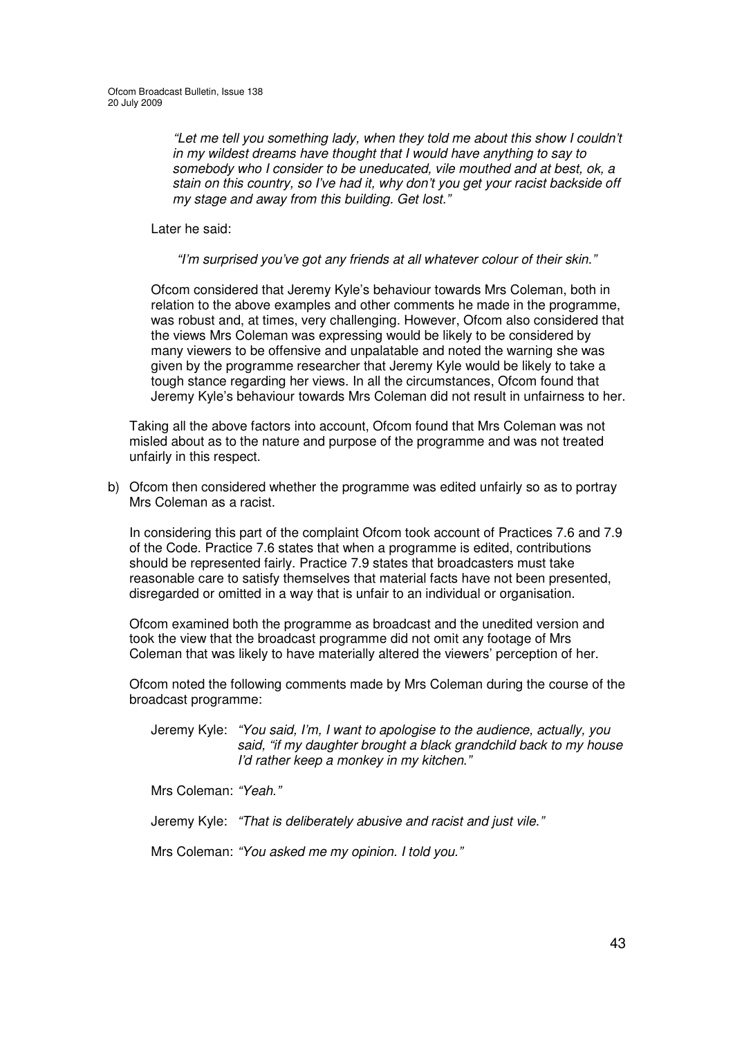> *"Let me tell you something lady, when they told me about this show I couldn't in my wildest dreams have thought that I would have anything to say to somebody who I consider to be uneducated, vile mouthed and at best, ok, a stain on this country, so I've had it, why don't you get your racist backside off my stage and away from this building. Get lost."*

Later he said:

> *"I'm surprised you've got any friends at all whatever colour of their skin."*

Ofcom considered that Jeremy Kyle's behaviour towards Mrs Coleman, both in relation to the above examples and other comments he made in the programme, was robust and, at times, very challenging. However, Ofcom also considered that the views Mrs Coleman was expressing would be likely to be considered by many viewers to be offensive and unpalatable and noted the warning she was given by the programme researcher that Jeremy Kyle would be likely to take a tough stance regarding her views. In all the circumstances, Ofcom found that Jeremy Kyle's behaviour towards Mrs Coleman did not result in unfairness to her.

Taking all the above factors into account, Ofcom found that Mrs Coleman was not misled about as to the nature and purpose of the programme and was not treated unfairly in this respect.

b) Ofcom then considered whether the programme was edited unfairly so as to portray Mrs Coleman as a racist.

In considering this part of the complaint Ofcom took account of Practices 7.6 and 7.9 of the Code. Practice 7.6 states that when a programme is edited, contributions should be represented fairly. Practice 7.9 states that broadcasters must take reasonable care to satisfy themselves that material facts have not been presented, disregarded or omitted in a way that is unfair to an individual or organisation.

Ofcom examined both the programme as broadcast and the unedited version and took the view that the broadcast programme did not omit any footage of Mrs Coleman that was likely to have materially altered the viewers' perception of her.

Ofcom noted the following comments made by Mrs Coleman during the course of the broadcast programme:

Jeremy Kyle: *"You said, I'm, I want to apologise to the audience, actually, you said, "if my daughter brought a black grandchild back to my house I'd rather keep a monkey in my kitchen."*

Mrs Coleman: *"Yeah."*

Jeremy Kyle: *"That is deliberately abusive and racist and just vile."*

Mrs Coleman: *"You asked me my opinion. I told you."*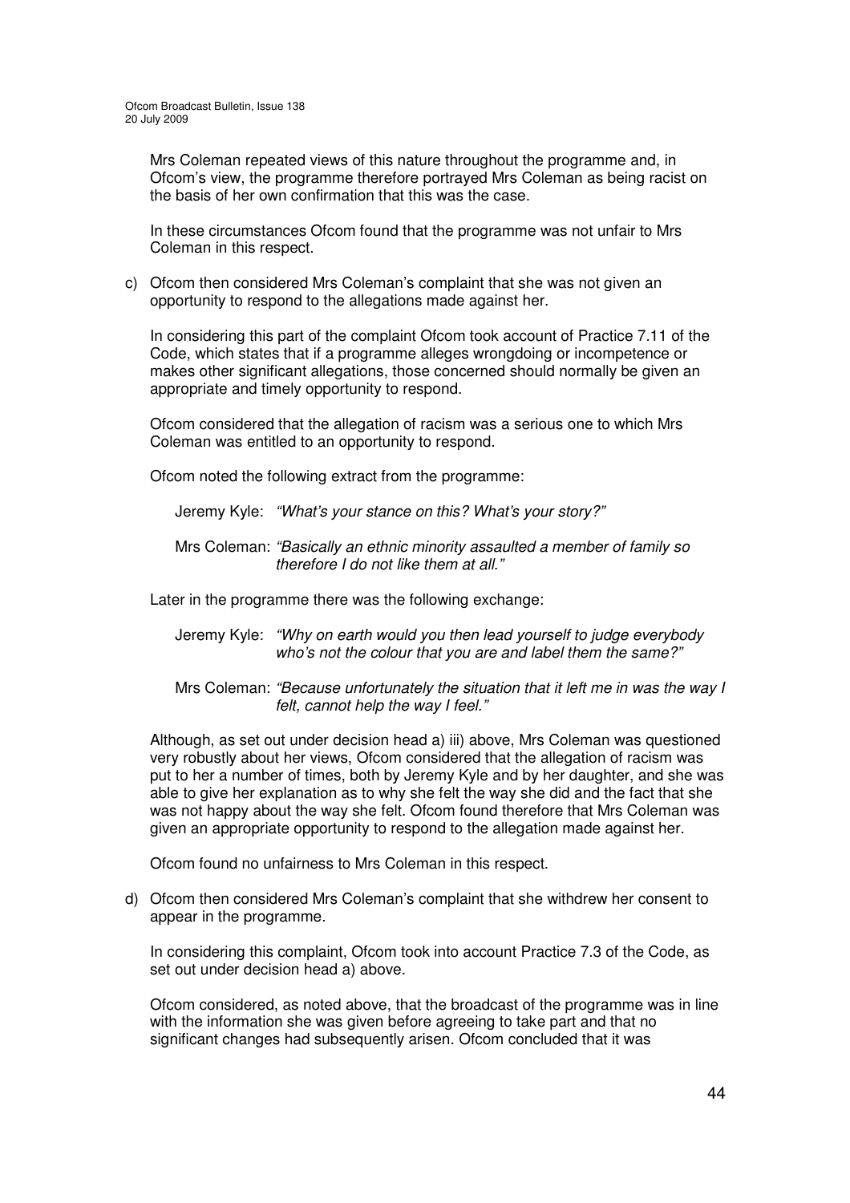Mrs Coleman repeated views of this nature throughout the programme and, in Ofcom's view, the programme therefore portrayed Mrs Coleman as being racist on the basis of her own confirmation that this was the case.

In these circumstances Ofcom found that the programme was not unfair to Mrs Coleman in this respect.

c) Ofcom then considered Mrs Coleman's complaint that she was not given an opportunity to respond to the allegations made against her.

In considering this part of the complaint Ofcom took account of Practice 7.11 of the Code, which states that if a programme alleges wrongdoing or incompetence or makes other significant allegations, those concerned should normally be given an appropriate and timely opportunity to respond.

Ofcom considered that the allegation of racism was a serious one to which Mrs Coleman was entitled to an opportunity to respond.

Ofcom noted the following extract from the programme:

Jeremy Kyle: *"What's your stance on this? What's your story?"*

Mrs Coleman: *"Basically an ethnic minority assaulted a member of family so therefore I do not like them at all."*

Later in the programme there was the following exchange:

Jeremy Kyle: *"Why on earth would you then lead yourself to judge everybody who's not the colour that you are and label them the same?"*

Mrs Coleman: *"Because unfortunately the situation that it left me in was the way I felt, cannot help the way I feel."*

Although, as set out under decision head a) iii) above, Mrs Coleman was questioned very robustly about her views, Ofcom considered that the allegation of racism was put to her a number of times, both by Jeremy Kyle and by her daughter, and she was able to give her explanation as to why she felt the way she did and the fact that she was not happy about the way she felt. Ofcom found therefore that Mrs Coleman was given an appropriate opportunity to respond to the allegation made against her.

Ofcom found no unfairness to Mrs Coleman in this respect.

d) Ofcom then considered Mrs Coleman's complaint that she withdrew her consent to appear in the programme.

In considering this complaint, Ofcom took into account Practice 7.3 of the Code, as set out under decision head a) above.

Ofcom considered, as noted above, that the broadcast of the programme was in line with the information she was given before agreeing to take part and that no significant changes had subsequently arisen. Ofcom concluded that it was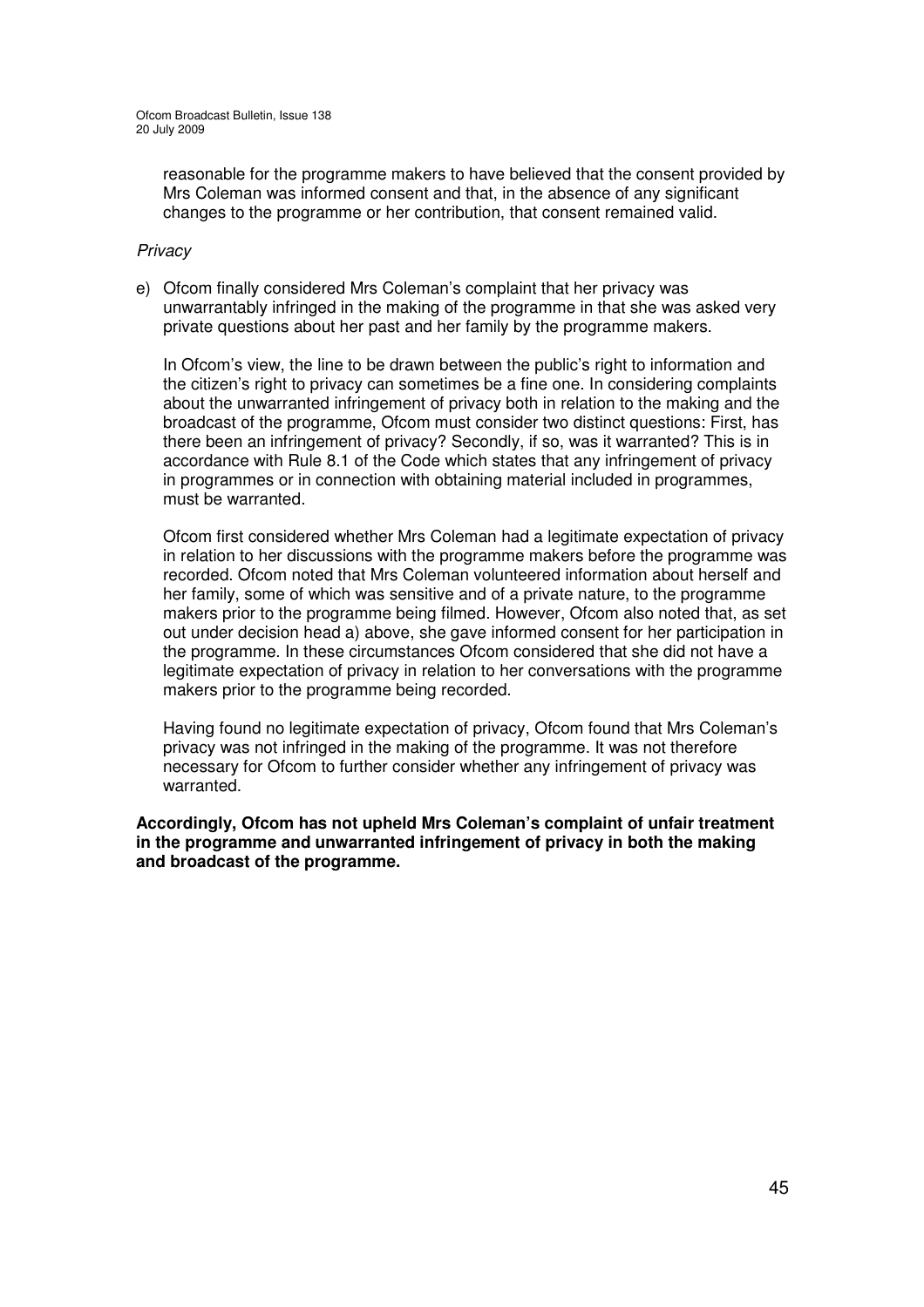reasonable for the programme makers to have believed that the consent provided by Mrs Coleman was informed consent and that, in the absence of any significant changes to the programme or her contribution, that consent remained valid.

*Privacy*

e) Ofcom finally considered Mrs Coleman's complaint that her privacy was unwarrantably infringed in the making of the programme in that she was asked very private questions about her past and her family by the programme makers.

   In Ofcom's view, the line to be drawn between the public's right to information and the citizen's right to privacy can sometimes be a fine one. In considering complaints about the unwarranted infringement of privacy both in relation to the making and the broadcast of the programme, Ofcom must consider two distinct questions: First, has there been an infringement of privacy? Secondly, if so, was it warranted? This is in accordance with Rule 8.1 of the Code which states that any infringement of privacy in programmes or in connection with obtaining material included in programmes, must be warranted.

   Ofcom first considered whether Mrs Coleman had a legitimate expectation of privacy in relation to her discussions with the programme makers before the programme was recorded. Ofcom noted that Mrs Coleman volunteered information about herself and her family, some of which was sensitive and of a private nature, to the programme makers prior to the programme being filmed. However, Ofcom also noted that, as set out under decision head a) above, she gave informed consent for her participation in the programme. In these circumstances Ofcom considered that she did not have a legitimate expectation of privacy in relation to her conversations with the programme makers prior to the programme being recorded.

   Having found no legitimate expectation of privacy, Ofcom found that Mrs Coleman's privacy was not infringed in the making of the programme. It was not therefore necessary for Ofcom to further consider whether any infringement of privacy was warranted.

**Accordingly, Ofcom has not upheld Mrs Coleman's complaint of unfair treatment in the programme and unwarranted infringement of privacy in both the making and broadcast of the programme.**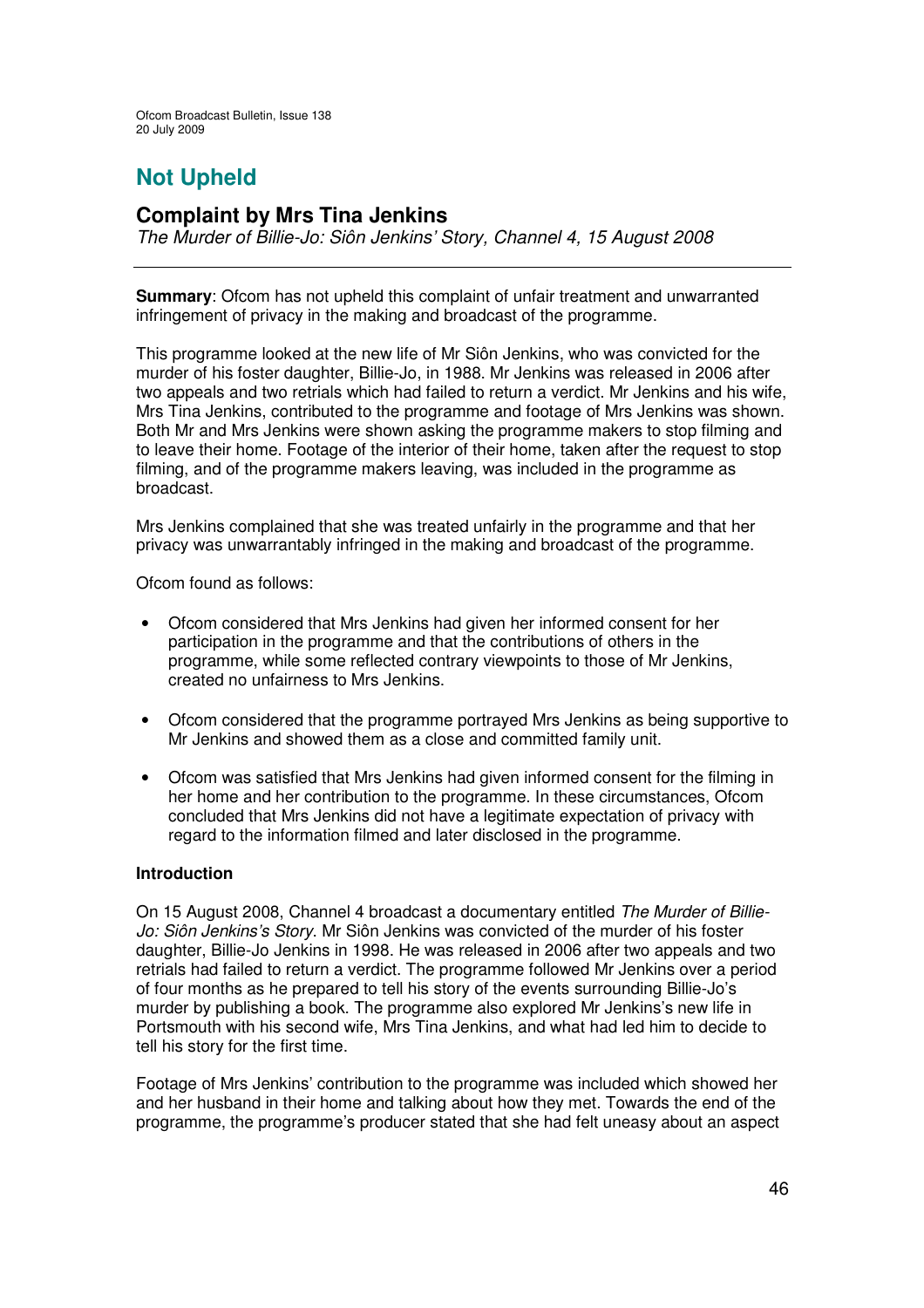## Not Upheld

### Complaint by Mrs Tina Jenkins

*The Murder of Billie-Jo: Siôn Jenkins' Story, Channel 4, 15 August 2008*

---

**Summary**: Ofcom has not upheld this complaint of unfair treatment and unwarranted infringement of privacy in the making and broadcast of the programme.

This programme looked at the new life of Mr Siôn Jenkins, who was convicted for the murder of his foster daughter, Billie-Jo, in 1988. Mr Jenkins was released in 2006 after two appeals and two retrials which had failed to return a verdict. Mr Jenkins and his wife, Mrs Tina Jenkins, contributed to the programme and footage of Mrs Jenkins was shown. Both Mr and Mrs Jenkins were shown asking the programme makers to stop filming and to leave their home. Footage of the interior of their home, taken after the request to stop filming, and of the programme makers leaving, was included in the programme as broadcast.

Mrs Jenkins complained that she was treated unfairly in the programme and that her privacy was unwarrantably infringed in the making and broadcast of the programme.

Ofcom found as follows:

- Ofcom considered that Mrs Jenkins had given her informed consent for her participation in the programme and that the contributions of others in the programme, while some reflected contrary viewpoints to those of Mr Jenkins, created no unfairness to Mrs Jenkins.
- Ofcom considered that the programme portrayed Mrs Jenkins as being supportive to Mr Jenkins and showed them as a close and committed family unit.
- Ofcom was satisfied that Mrs Jenkins had given informed consent for the filming in her home and her contribution to the programme. In these circumstances, Ofcom concluded that Mrs Jenkins did not have a legitimate expectation of privacy with regard to the information filmed and later disclosed in the programme.

#### Introduction

On 15 August 2008, Channel 4 broadcast a documentary entitled *The Murder of Billie-Jo: Siôn Jenkins's Story*. Mr Siôn Jenkins was convicted of the murder of his foster daughter, Billie-Jo Jenkins in 1998. He was released in 2006 after two appeals and two retrials had failed to return a verdict. The programme followed Mr Jenkins over a period of four months as he prepared to tell his story of the events surrounding Billie-Jo's murder by publishing a book. The programme also explored Mr Jenkins's new life in Portsmouth with his second wife, Mrs Tina Jenkins, and what had led him to decide to tell his story for the first time.

Footage of Mrs Jenkins' contribution to the programme was included which showed her and her husband in their home and talking about how they met. Towards the end of the programme, the programme's producer stated that she had felt uneasy about an aspect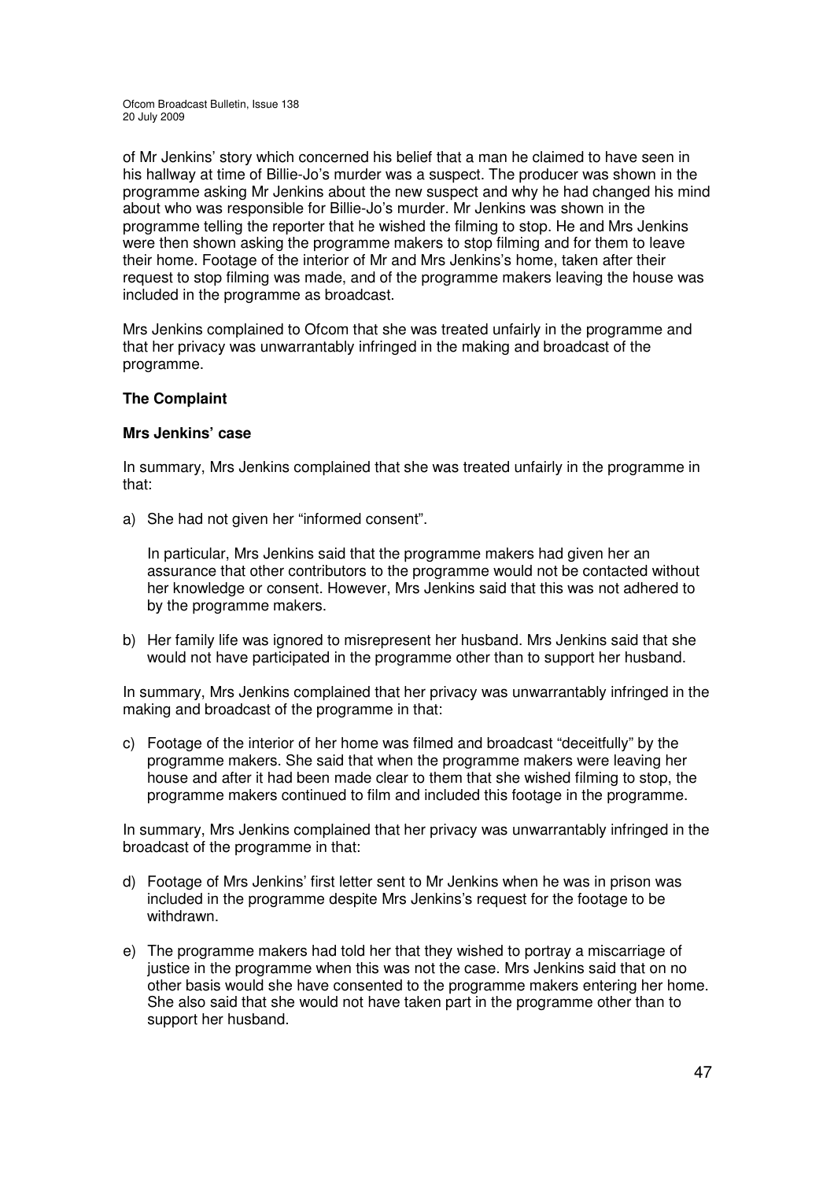of Mr Jenkins' story which concerned his belief that a man he claimed to have seen in his hallway at time of Billie-Jo's murder was a suspect. The producer was shown in the programme asking Mr Jenkins about the new suspect and why he had changed his mind about who was responsible for Billie-Jo's murder. Mr Jenkins was shown in the programme telling the reporter that he wished the filming to stop. He and Mrs Jenkins were then shown asking the programme makers to stop filming and for them to leave their home. Footage of the interior of Mr and Mrs Jenkins's home, taken after their request to stop filming was made, and of the programme makers leaving the house was included in the programme as broadcast.

Mrs Jenkins complained to Ofcom that she was treated unfairly in the programme and that her privacy was unwarrantably infringed in the making and broadcast of the programme.

**The Complaint**

**Mrs Jenkins' case**

In summary, Mrs Jenkins complained that she was treated unfairly in the programme in that:

a) She had not given her "informed consent".

   In particular, Mrs Jenkins said that the programme makers had given her an assurance that other contributors to the programme would not be contacted without her knowledge or consent. However, Mrs Jenkins said that this was not adhered to by the programme makers.

b) Her family life was ignored to misrepresent her husband. Mrs Jenkins said that she would not have participated in the programme other than to support her husband.

In summary, Mrs Jenkins complained that her privacy was unwarrantably infringed in the making and broadcast of the programme in that:

c) Footage of the interior of her home was filmed and broadcast "deceitfully" by the programme makers. She said that when the programme makers were leaving her house and after it had been made clear to them that she wished filming to stop, the programme makers continued to film and included this footage in the programme.

In summary, Mrs Jenkins complained that her privacy was unwarrantably infringed in the broadcast of the programme in that:

d) Footage of Mrs Jenkins' first letter sent to Mr Jenkins when he was in prison was included in the programme despite Mrs Jenkins's request for the footage to be withdrawn.

e) The programme makers had told her that they wished to portray a miscarriage of justice in the programme when this was not the case. Mrs Jenkins said that on no other basis would she have consented to the programme makers entering her home. She also said that she would not have taken part in the programme other than to support her husband.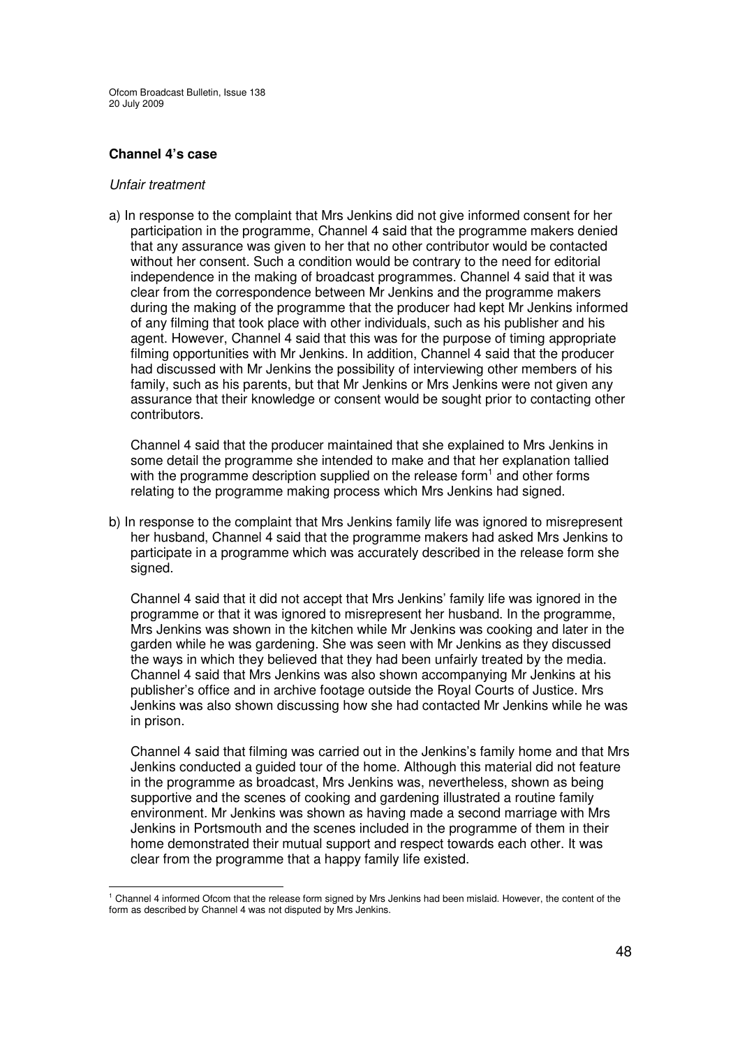**Channel 4's case**

*Unfair treatment*

a) In response to the complaint that Mrs Jenkins did not give informed consent for her participation in the programme, Channel 4 said that the programme makers denied that any assurance was given to her that no other contributor would be contacted without her consent. Such a condition would be contrary to the need for editorial independence in the making of broadcast programmes. Channel 4 said that it was clear from the correspondence between Mr Jenkins and the programme makers during the making of the programme that the producer had kept Mr Jenkins informed of any filming that took place with other individuals, such as his publisher and his agent. However, Channel 4 said that this was for the purpose of timing appropriate filming opportunities with Mr Jenkins. In addition, Channel 4 said that the producer had discussed with Mr Jenkins the possibility of interviewing other members of his family, such as his parents, but that Mr Jenkins or Mrs Jenkins were not given any assurance that their knowledge or consent would be sought prior to contacting other contributors.

Channel 4 said that the producer maintained that she explained to Mrs Jenkins in some detail the programme she intended to make and that her explanation tallied with the programme description supplied on the release form[1] and other forms relating to the programme making process which Mrs Jenkins had signed.

b) In response to the complaint that Mrs Jenkins family life was ignored to misrepresent her husband, Channel 4 said that the programme makers had asked Mrs Jenkins to participate in a programme which was accurately described in the release form she signed.

Channel 4 said that it did not accept that Mrs Jenkins' family life was ignored in the programme or that it was ignored to misrepresent her husband. In the programme, Mrs Jenkins was shown in the kitchen while Mr Jenkins was cooking and later in the garden while he was gardening. She was seen with Mr Jenkins as they discussed the ways in which they believed that they had been unfairly treated by the media. Channel 4 said that Mrs Jenkins was also shown accompanying Mr Jenkins at his publisher's office and in archive footage outside the Royal Courts of Justice. Mrs Jenkins was also shown discussing how she had contacted Mr Jenkins while he was in prison.

Channel 4 said that filming was carried out in the Jenkins's family home and that Mrs Jenkins conducted a guided tour of the home. Although this material did not feature in the programme as broadcast, Mrs Jenkins was, nevertheless, shown as being supportive and the scenes of cooking and gardening illustrated a routine family environment. Mr Jenkins was shown as having made a second marriage with Mrs Jenkins in Portsmouth and the scenes included in the programme of them in their home demonstrated their mutual support and respect towards each other. It was clear from the programme that a happy family life existed.

[1] Channel 4 informed Ofcom that the release form signed by Mrs Jenkins had been mislaid. However, the content of the form as described by Channel 4 was not disputed by Mrs Jenkins.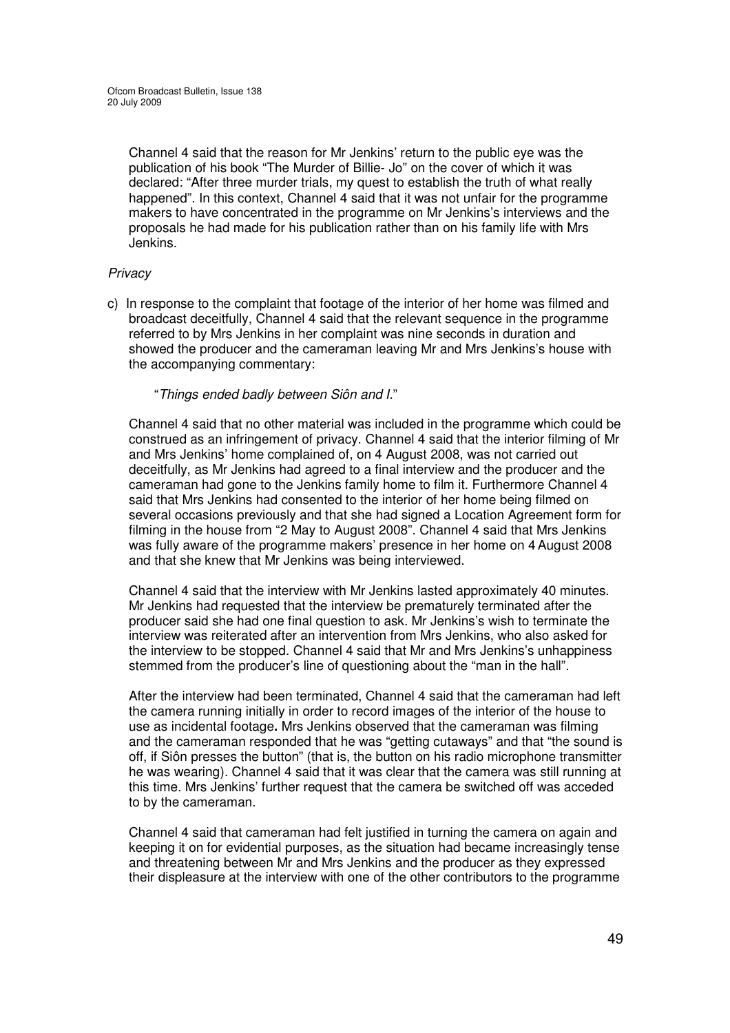Channel 4 said that the reason for Mr Jenkins' return to the public eye was the publication of his book "The Murder of Billie- Jo" on the cover of which it was declared: "After three murder trials, my quest to establish the truth of what really happened". In this context, Channel 4 said that it was not unfair for the programme makers to have concentrated in the programme on Mr Jenkins's interviews and the proposals he had made for his publication rather than on his family life with Mrs Jenkins.

*Privacy*

c) In response to the complaint that footage of the interior of her home was filmed and broadcast deceitfully, Channel 4 said that the relevant sequence in the programme referred to by Mrs Jenkins in her complaint was nine seconds in duration and showed the producer and the cameraman leaving Mr and Mrs Jenkins's house with the accompanying commentary:

"*Things ended badly between Siôn and I.*"

Channel 4 said that no other material was included in the programme which could be construed as an infringement of privacy. Channel 4 said that the interior filming of Mr and Mrs Jenkins' home complained of, on 4 August 2008, was not carried out deceitfully, as Mr Jenkins had agreed to a final interview and the producer and the cameraman had gone to the Jenkins family home to film it. Furthermore Channel 4 said that Mrs Jenkins had consented to the interior of her home being filmed on several occasions previously and that she had signed a Location Agreement form for filming in the house from "2 May to August 2008". Channel 4 said that Mrs Jenkins was fully aware of the programme makers' presence in her home on 4 August 2008 and that she knew that Mr Jenkins was being interviewed.

Channel 4 said that the interview with Mr Jenkins lasted approximately 40 minutes. Mr Jenkins had requested that the interview be prematurely terminated after the producer said she had one final question to ask. Mr Jenkins's wish to terminate the interview was reiterated after an intervention from Mrs Jenkins, who also asked for the interview to be stopped. Channel 4 said that Mr and Mrs Jenkins's unhappiness stemmed from the producer's line of questioning about the "man in the hall".

After the interview had been terminated, Channel 4 said that the cameraman had left the camera running initially in order to record images of the interior of the house to use as incidental footage**.** Mrs Jenkins observed that the cameraman was filming and the cameraman responded that he was "getting cutaways" and that "the sound is off, if Siôn presses the button" (that is, the button on his radio microphone transmitter he was wearing). Channel 4 said that it was clear that the camera was still running at this time. Mrs Jenkins' further request that the camera be switched off was acceded to by the cameraman.

Channel 4 said that cameraman had felt justified in turning the camera on again and keeping it on for evidential purposes, as the situation had became increasingly tense and threatening between Mr and Mrs Jenkins and the producer as they expressed their displeasure at the interview with one of the other contributors to the programme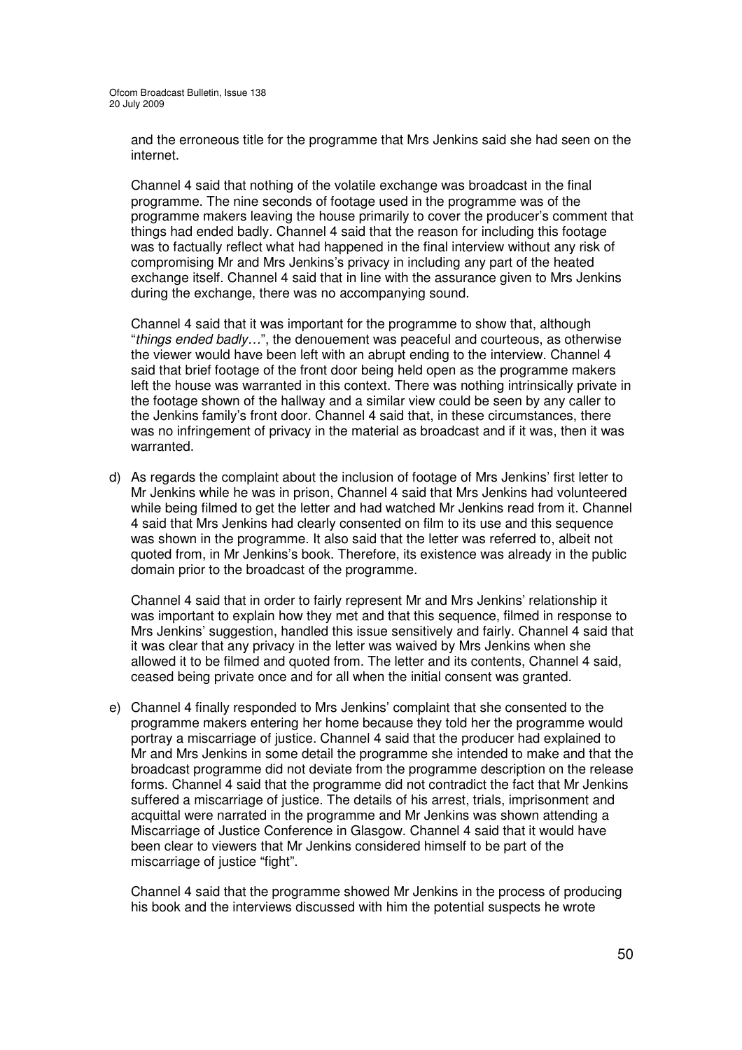and the erroneous title for the programme that Mrs Jenkins said she had seen on the internet.

Channel 4 said that nothing of the volatile exchange was broadcast in the final programme. The nine seconds of footage used in the programme was of the programme makers leaving the house primarily to cover the producer's comment that things had ended badly. Channel 4 said that the reason for including this footage was to factually reflect what had happened in the final interview without any risk of compromising Mr and Mrs Jenkins's privacy in including any part of the heated exchange itself. Channel 4 said that in line with the assurance given to Mrs Jenkins during the exchange, there was no accompanying sound.

Channel 4 said that it was important for the programme to show that, although "*things ended badly…*", the denouement was peaceful and courteous, as otherwise the viewer would have been left with an abrupt ending to the interview. Channel 4 said that brief footage of the front door being held open as the programme makers left the house was warranted in this context. There was nothing intrinsically private in the footage shown of the hallway and a similar view could be seen by any caller to the Jenkins family's front door. Channel 4 said that, in these circumstances, there was no infringement of privacy in the material as broadcast and if it was, then it was warranted.

d) As regards the complaint about the inclusion of footage of Mrs Jenkins' first letter to Mr Jenkins while he was in prison, Channel 4 said that Mrs Jenkins had volunteered while being filmed to get the letter and had watched Mr Jenkins read from it. Channel 4 said that Mrs Jenkins had clearly consented on film to its use and this sequence was shown in the programme. It also said that the letter was referred to, albeit not quoted from, in Mr Jenkins's book. Therefore, its existence was already in the public domain prior to the broadcast of the programme.

   Channel 4 said that in order to fairly represent Mr and Mrs Jenkins' relationship it was important to explain how they met and that this sequence, filmed in response to Mrs Jenkins' suggestion, handled this issue sensitively and fairly. Channel 4 said that it was clear that any privacy in the letter was waived by Mrs Jenkins when she allowed it to be filmed and quoted from. The letter and its contents, Channel 4 said, ceased being private once and for all when the initial consent was granted.

e) Channel 4 finally responded to Mrs Jenkins' complaint that she consented to the programme makers entering her home because they told her the programme would portray a miscarriage of justice. Channel 4 said that the producer had explained to Mr and Mrs Jenkins in some detail the programme she intended to make and that the broadcast programme did not deviate from the programme description on the release forms. Channel 4 said that the programme did not contradict the fact that Mr Jenkins suffered a miscarriage of justice. The details of his arrest, trials, imprisonment and acquittal were narrated in the programme and Mr Jenkins was shown attending a Miscarriage of Justice Conference in Glasgow. Channel 4 said that it would have been clear to viewers that Mr Jenkins considered himself to be part of the miscarriage of justice "fight".

   Channel 4 said that the programme showed Mr Jenkins in the process of producing his book and the interviews discussed with him the potential suspects he wrote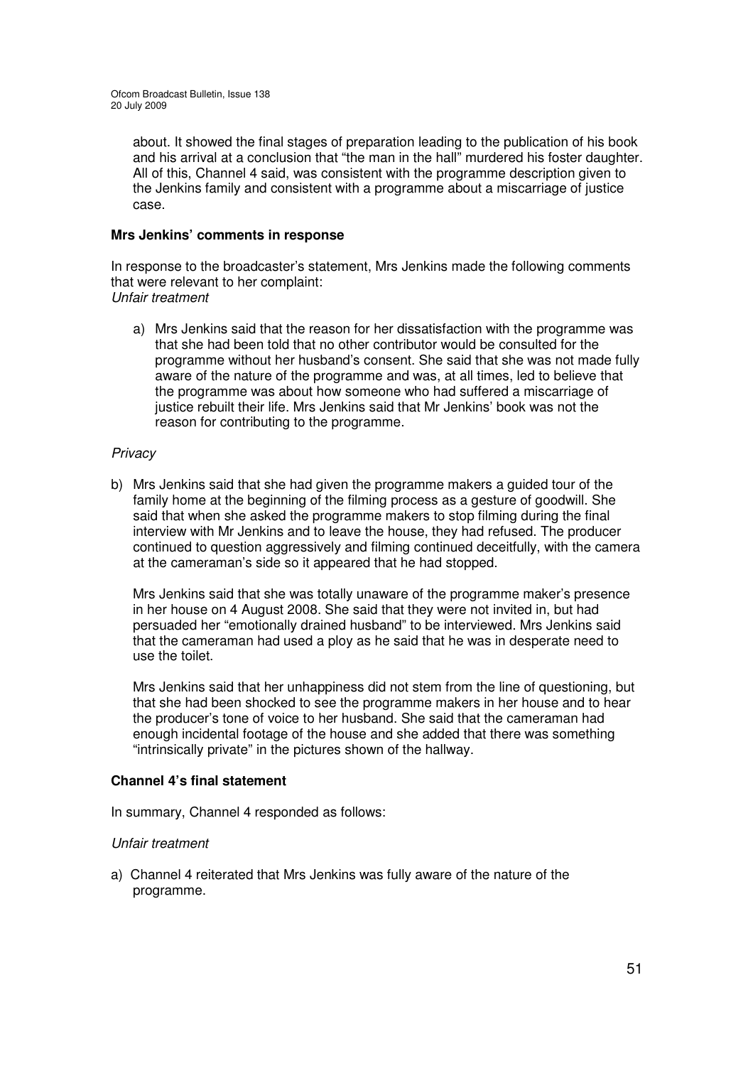about. It showed the final stages of preparation leading to the publication of his book and his arrival at a conclusion that "the man in the hall" murdered his foster daughter. All of this, Channel 4 said, was consistent with the programme description given to the Jenkins family and consistent with a programme about a miscarriage of justice case.

**Mrs Jenkins' comments in response**

In response to the broadcaster's statement, Mrs Jenkins made the following comments that were relevant to her complaint:

*Unfair treatment*

a) Mrs Jenkins said that the reason for her dissatisfaction with the programme was that she had been told that no other contributor would be consulted for the programme without her husband's consent. She said that she was not made fully aware of the nature of the programme and was, at all times, led to believe that the programme was about how someone who had suffered a miscarriage of justice rebuilt their life. Mrs Jenkins said that Mr Jenkins' book was not the reason for contributing to the programme.

*Privacy*

b) Mrs Jenkins said that she had given the programme makers a guided tour of the family home at the beginning of the filming process as a gesture of goodwill. She said that when she asked the programme makers to stop filming during the final interview with Mr Jenkins and to leave the house, they had refused. The producer continued to question aggressively and filming continued deceitfully, with the camera at the cameraman's side so it appeared that he had stopped.

   Mrs Jenkins said that she was totally unaware of the programme maker's presence in her house on 4 August 2008. She said that they were not invited in, but had persuaded her "emotionally drained husband" to be interviewed. Mrs Jenkins said that the cameraman had used a ploy as he said that he was in desperate need to use the toilet.

   Mrs Jenkins said that her unhappiness did not stem from the line of questioning, but that she had been shocked to see the programme makers in her house and to hear the producer's tone of voice to her husband. She said that the cameraman had enough incidental footage of the house and she added that there was something "intrinsically private" in the pictures shown of the hallway.

**Channel 4's final statement**

In summary, Channel 4 responded as follows:

*Unfair treatment*

a) Channel 4 reiterated that Mrs Jenkins was fully aware of the nature of the programme.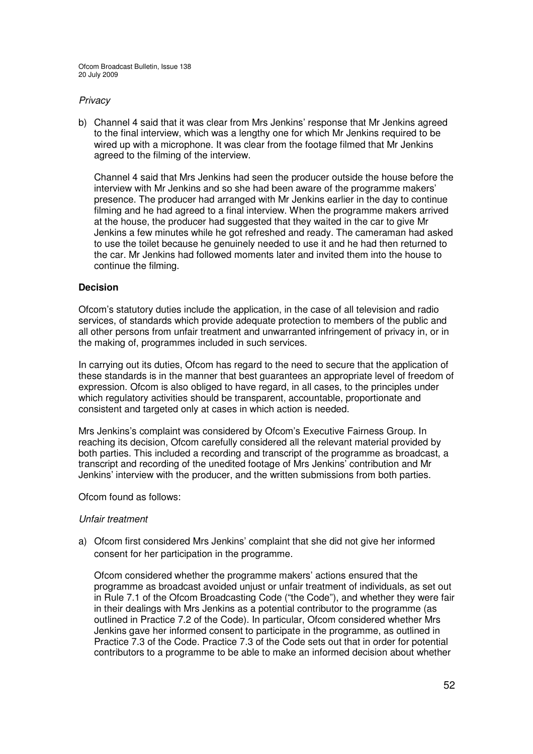*Privacy*

b) Channel 4 said that it was clear from Mrs Jenkins' response that Mr Jenkins agreed to the final interview, which was a lengthy one for which Mr Jenkins required to be wired up with a microphone. It was clear from the footage filmed that Mr Jenkins agreed to the filming of the interview.

   Channel 4 said that Mrs Jenkins had seen the producer outside the house before the interview with Mr Jenkins and so she had been aware of the programme makers' presence. The producer had arranged with Mr Jenkins earlier in the day to continue filming and he had agreed to a final interview. When the programme makers arrived at the house, the producer had suggested that they waited in the car to give Mr Jenkins a few minutes while he got refreshed and ready. The cameraman had asked to use the toilet because he genuinely needed to use it and he had then returned to the car. Mr Jenkins had followed moments later and invited them into the house to continue the filming.

**Decision**

Ofcom's statutory duties include the application, in the case of all television and radio services, of standards which provide adequate protection to members of the public and all other persons from unfair treatment and unwarranted infringement of privacy in, or in the making of, programmes included in such services.

In carrying out its duties, Ofcom has regard to the need to secure that the application of these standards is in the manner that best guarantees an appropriate level of freedom of expression. Ofcom is also obliged to have regard, in all cases, to the principles under which regulatory activities should be transparent, accountable, proportionate and consistent and targeted only at cases in which action is needed.

Mrs Jenkins's complaint was considered by Ofcom's Executive Fairness Group. In reaching its decision, Ofcom carefully considered all the relevant material provided by both parties. This included a recording and transcript of the programme as broadcast, a transcript and recording of the unedited footage of Mrs Jenkins' contribution and Mr Jenkins' interview with the producer, and the written submissions from both parties.

Ofcom found as follows:

*Unfair treatment*

a) Ofcom first considered Mrs Jenkins' complaint that she did not give her informed consent for her participation in the programme.

   Ofcom considered whether the programme makers' actions ensured that the programme as broadcast avoided unjust or unfair treatment of individuals, as set out in Rule 7.1 of the Ofcom Broadcasting Code ("the Code"), and whether they were fair in their dealings with Mrs Jenkins as a potential contributor to the programme (as outlined in Practice 7.2 of the Code). In particular, Ofcom considered whether Mrs Jenkins gave her informed consent to participate in the programme, as outlined in Practice 7.3 of the Code. Practice 7.3 of the Code sets out that in order for potential contributors to a programme to be able to make an informed decision about whether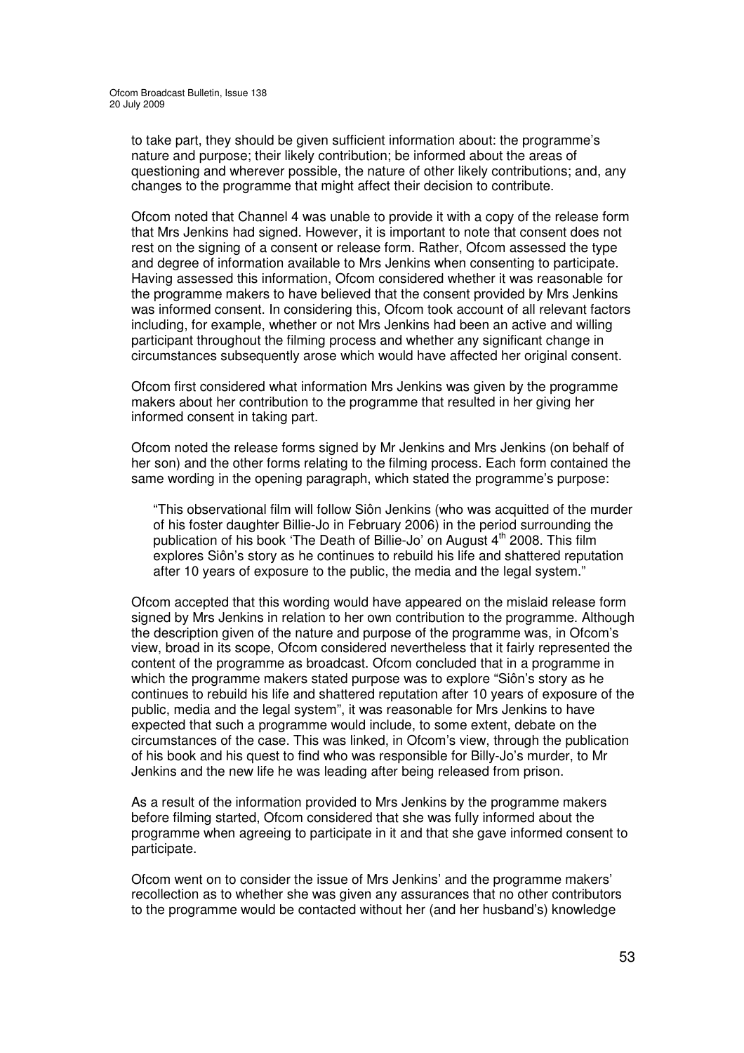to take part, they should be given sufficient information about: the programme's nature and purpose; their likely contribution; be informed about the areas of questioning and wherever possible, the nature of other likely contributions; and, any changes to the programme that might affect their decision to contribute.

Ofcom noted that Channel 4 was unable to provide it with a copy of the release form that Mrs Jenkins had signed. However, it is important to note that consent does not rest on the signing of a consent or release form. Rather, Ofcom assessed the type and degree of information available to Mrs Jenkins when consenting to participate. Having assessed this information, Ofcom considered whether it was reasonable for the programme makers to have believed that the consent provided by Mrs Jenkins was informed consent. In considering this, Ofcom took account of all relevant factors including, for example, whether or not Mrs Jenkins had been an active and willing participant throughout the filming process and whether any significant change in circumstances subsequently arose which would have affected her original consent.

Ofcom first considered what information Mrs Jenkins was given by the programme makers about her contribution to the programme that resulted in her giving her informed consent in taking part.

Ofcom noted the release forms signed by Mr Jenkins and Mrs Jenkins (on behalf of her son) and the other forms relating to the filming process. Each form contained the same wording in the opening paragraph, which stated the programme's purpose:

> "This observational film will follow Siôn Jenkins (who was acquitted of the murder of his foster daughter Billie-Jo in February 2006) in the period surrounding the publication of his book 'The Death of Billie-Jo' on August 4th 2008. This film explores Siôn's story as he continues to rebuild his life and shattered reputation after 10 years of exposure to the public, the media and the legal system."

Ofcom accepted that this wording would have appeared on the mislaid release form signed by Mrs Jenkins in relation to her own contribution to the programme. Although the description given of the nature and purpose of the programme was, in Ofcom's view, broad in its scope, Ofcom considered nevertheless that it fairly represented the content of the programme as broadcast. Ofcom concluded that in a programme in which the programme makers stated purpose was to explore "Siôn's story as he continues to rebuild his life and shattered reputation after 10 years of exposure of the public, media and the legal system", it was reasonable for Mrs Jenkins to have expected that such a programme would include, to some extent, debate on the circumstances of the case. This was linked, in Ofcom's view, through the publication of his book and his quest to find who was responsible for Billy-Jo's murder, to Mr Jenkins and the new life he was leading after being released from prison.

As a result of the information provided to Mrs Jenkins by the programme makers before filming started, Ofcom considered that she was fully informed about the programme when agreeing to participate in it and that she gave informed consent to participate.

Ofcom went on to consider the issue of Mrs Jenkins' and the programme makers' recollection as to whether she was given any assurances that no other contributors to the programme would be contacted without her (and her husband's) knowledge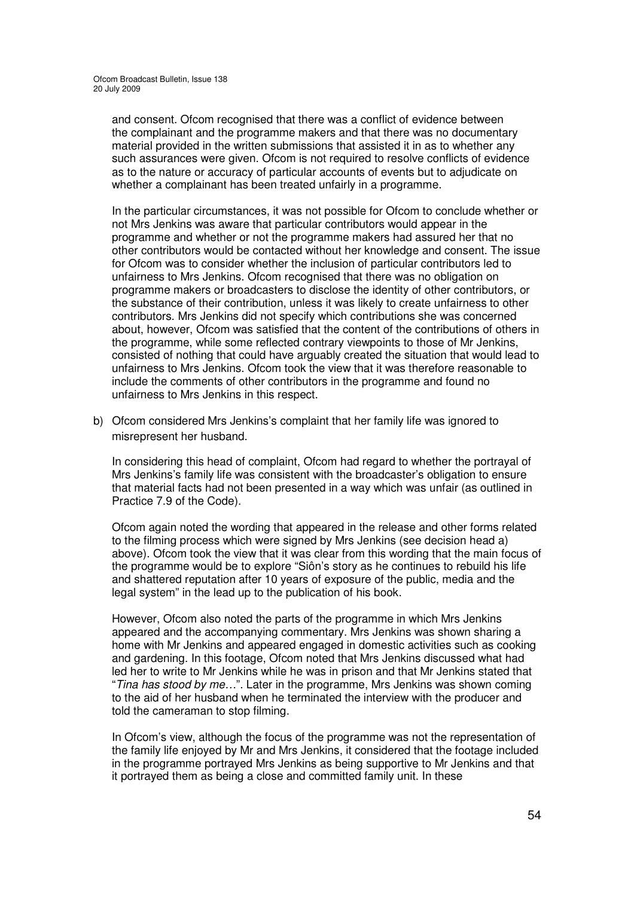and consent. Ofcom recognised that there was a conflict of evidence between the complainant and the programme makers and that there was no documentary material provided in the written submissions that assisted it in as to whether any such assurances were given. Ofcom is not required to resolve conflicts of evidence as to the nature or accuracy of particular accounts of events but to adjudicate on whether a complainant has been treated unfairly in a programme.

In the particular circumstances, it was not possible for Ofcom to conclude whether or not Mrs Jenkins was aware that particular contributors would appear in the programme and whether or not the programme makers had assured her that no other contributors would be contacted without her knowledge and consent. The issue for Ofcom was to consider whether the inclusion of particular contributors led to unfairness to Mrs Jenkins. Ofcom recognised that there was no obligation on programme makers or broadcasters to disclose the identity of other contributors, or the substance of their contribution, unless it was likely to create unfairness to other contributors. Mrs Jenkins did not specify which contributions she was concerned about, however, Ofcom was satisfied that the content of the contributions of others in the programme, while some reflected contrary viewpoints to those of Mr Jenkins, consisted of nothing that could have arguably created the situation that would lead to unfairness to Mrs Jenkins. Ofcom took the view that it was therefore reasonable to include the comments of other contributors in the programme and found no unfairness to Mrs Jenkins in this respect.

b) Ofcom considered Mrs Jenkins's complaint that her family life was ignored to misrepresent her husband.

   In considering this head of complaint, Ofcom had regard to whether the portrayal of Mrs Jenkins's family life was consistent with the broadcaster's obligation to ensure that material facts had not been presented in a way which was unfair (as outlined in Practice 7.9 of the Code).

   Ofcom again noted the wording that appeared in the release and other forms related to the filming process which were signed by Mrs Jenkins (see decision head a) above). Ofcom took the view that it was clear from this wording that the main focus of the programme would be to explore "Siôn's story as he continues to rebuild his life and shattered reputation after 10 years of exposure of the public, media and the legal system" in the lead up to the publication of his book.

   However, Ofcom also noted the parts of the programme in which Mrs Jenkins appeared and the accompanying commentary. Mrs Jenkins was shown sharing a home with Mr Jenkins and appeared engaged in domestic activities such as cooking and gardening. In this footage, Ofcom noted that Mrs Jenkins discussed what had led her to write to Mr Jenkins while he was in prison and that Mr Jenkins stated that "*Tina has stood by me…*". Later in the programme, Mrs Jenkins was shown coming to the aid of her husband when he terminated the interview with the producer and told the cameraman to stop filming.

   In Ofcom's view, although the focus of the programme was not the representation of the family life enjoyed by Mr and Mrs Jenkins, it considered that the footage included in the programme portrayed Mrs Jenkins as being supportive to Mr Jenkins and that it portrayed them as being a close and committed family unit. In these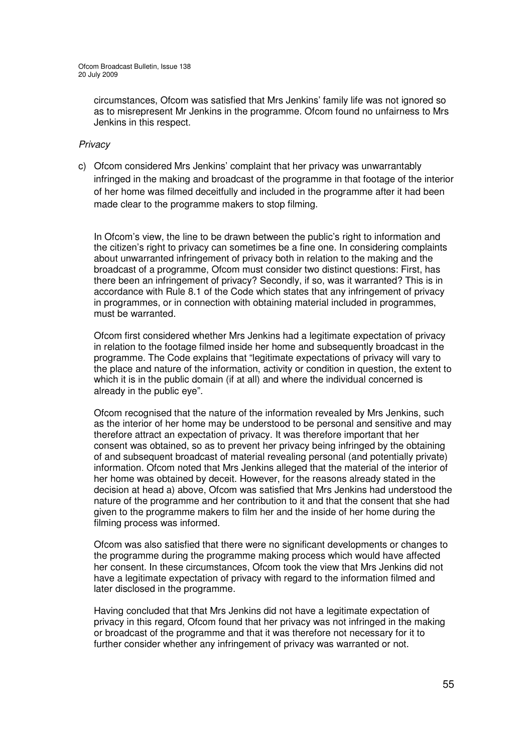circumstances, Ofcom was satisfied that Mrs Jenkins' family life was not ignored so as to misrepresent Mr Jenkins in the programme. Ofcom found no unfairness to Mrs Jenkins in this respect.

*Privacy*

c) Ofcom considered Mrs Jenkins' complaint that her privacy was unwarrantably infringed in the making and broadcast of the programme in that footage of the interior of her home was filmed deceitfully and included in the programme after it had been made clear to the programme makers to stop filming.

In Ofcom's view, the line to be drawn between the public's right to information and the citizen's right to privacy can sometimes be a fine one. In considering complaints about unwarranted infringement of privacy both in relation to the making and the broadcast of a programme, Ofcom must consider two distinct questions: First, has there been an infringement of privacy? Secondly, if so, was it warranted? This is in accordance with Rule 8.1 of the Code which states that any infringement of privacy in programmes, or in connection with obtaining material included in programmes, must be warranted.

Ofcom first considered whether Mrs Jenkins had a legitimate expectation of privacy in relation to the footage filmed inside her home and subsequently broadcast in the programme. The Code explains that "legitimate expectations of privacy will vary to the place and nature of the information, activity or condition in question, the extent to which it is in the public domain (if at all) and where the individual concerned is already in the public eye".

Ofcom recognised that the nature of the information revealed by Mrs Jenkins, such as the interior of her home may be understood to be personal and sensitive and may therefore attract an expectation of privacy. It was therefore important that her consent was obtained, so as to prevent her privacy being infringed by the obtaining of and subsequent broadcast of material revealing personal (and potentially private) information. Ofcom noted that Mrs Jenkins alleged that the material of the interior of her home was obtained by deceit. However, for the reasons already stated in the decision at head a) above, Ofcom was satisfied that Mrs Jenkins had understood the nature of the programme and her contribution to it and that the consent that she had given to the programme makers to film her and the inside of her home during the filming process was informed.

Ofcom was also satisfied that there were no significant developments or changes to the programme during the programme making process which would have affected her consent. In these circumstances, Ofcom took the view that Mrs Jenkins did not have a legitimate expectation of privacy with regard to the information filmed and later disclosed in the programme.

Having concluded that that Mrs Jenkins did not have a legitimate expectation of privacy in this regard, Ofcom found that her privacy was not infringed in the making or broadcast of the programme and that it was therefore not necessary for it to further consider whether any infringement of privacy was warranted or not.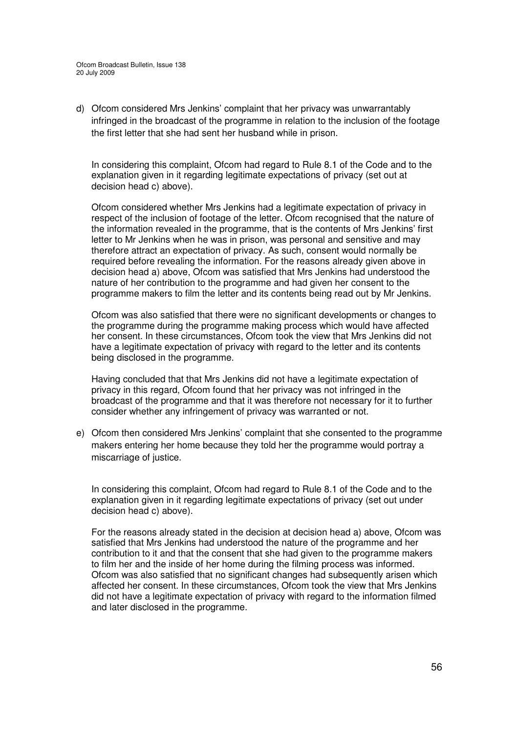d) Ofcom considered Mrs Jenkins' complaint that her privacy was unwarrantably infringed in the broadcast of the programme in relation to the inclusion of the footage the first letter that she had sent her husband while in prison.

   In considering this complaint, Ofcom had regard to Rule 8.1 of the Code and to the explanation given in it regarding legitimate expectations of privacy (set out at decision head c) above).

   Ofcom considered whether Mrs Jenkins had a legitimate expectation of privacy in respect of the inclusion of footage of the letter. Ofcom recognised that the nature of the information revealed in the programme, that is the contents of Mrs Jenkins' first letter to Mr Jenkins when he was in prison, was personal and sensitive and may therefore attract an expectation of privacy. As such, consent would normally be required before revealing the information. For the reasons already given above in decision head a) above, Ofcom was satisfied that Mrs Jenkins had understood the nature of her contribution to the programme and had given her consent to the programme makers to film the letter and its contents being read out by Mr Jenkins.

   Ofcom was also satisfied that there were no significant developments or changes to the programme during the programme making process which would have affected her consent. In these circumstances, Ofcom took the view that Mrs Jenkins did not have a legitimate expectation of privacy with regard to the letter and its contents being disclosed in the programme.

   Having concluded that that Mrs Jenkins did not have a legitimate expectation of privacy in this regard, Ofcom found that her privacy was not infringed in the broadcast of the programme and that it was therefore not necessary for it to further consider whether any infringement of privacy was warranted or not.

e) Ofcom then considered Mrs Jenkins' complaint that she consented to the programme makers entering her home because they told her the programme would portray a miscarriage of justice.

   In considering this complaint, Ofcom had regard to Rule 8.1 of the Code and to the explanation given in it regarding legitimate expectations of privacy (set out under decision head c) above).

   For the reasons already stated in the decision at decision head a) above, Ofcom was satisfied that Mrs Jenkins had understood the nature of the programme and her contribution to it and that the consent that she had given to the programme makers to film her and the inside of her home during the filming process was informed. Ofcom was also satisfied that no significant changes had subsequently arisen which affected her consent. In these circumstances, Ofcom took the view that Mrs Jenkins did not have a legitimate expectation of privacy with regard to the information filmed and later disclosed in the programme.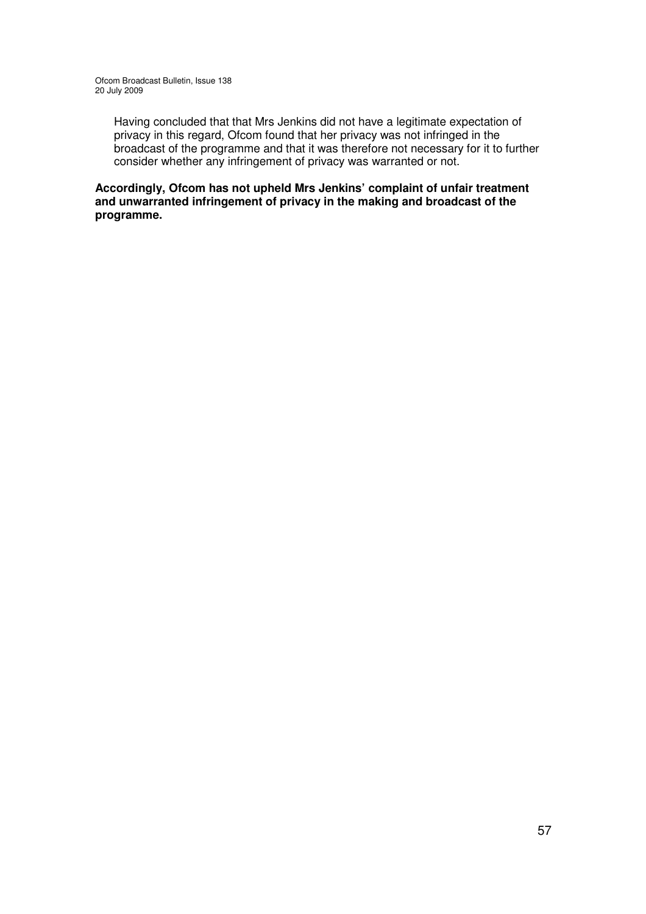Having concluded that that Mrs Jenkins did not have a legitimate expectation of privacy in this regard, Ofcom found that her privacy was not infringed in the broadcast of the programme and that it was therefore not necessary for it to further consider whether any infringement of privacy was warranted or not.

**Accordingly, Ofcom has not upheld Mrs Jenkins' complaint of unfair treatment and unwarranted infringement of privacy in the making and broadcast of the programme.**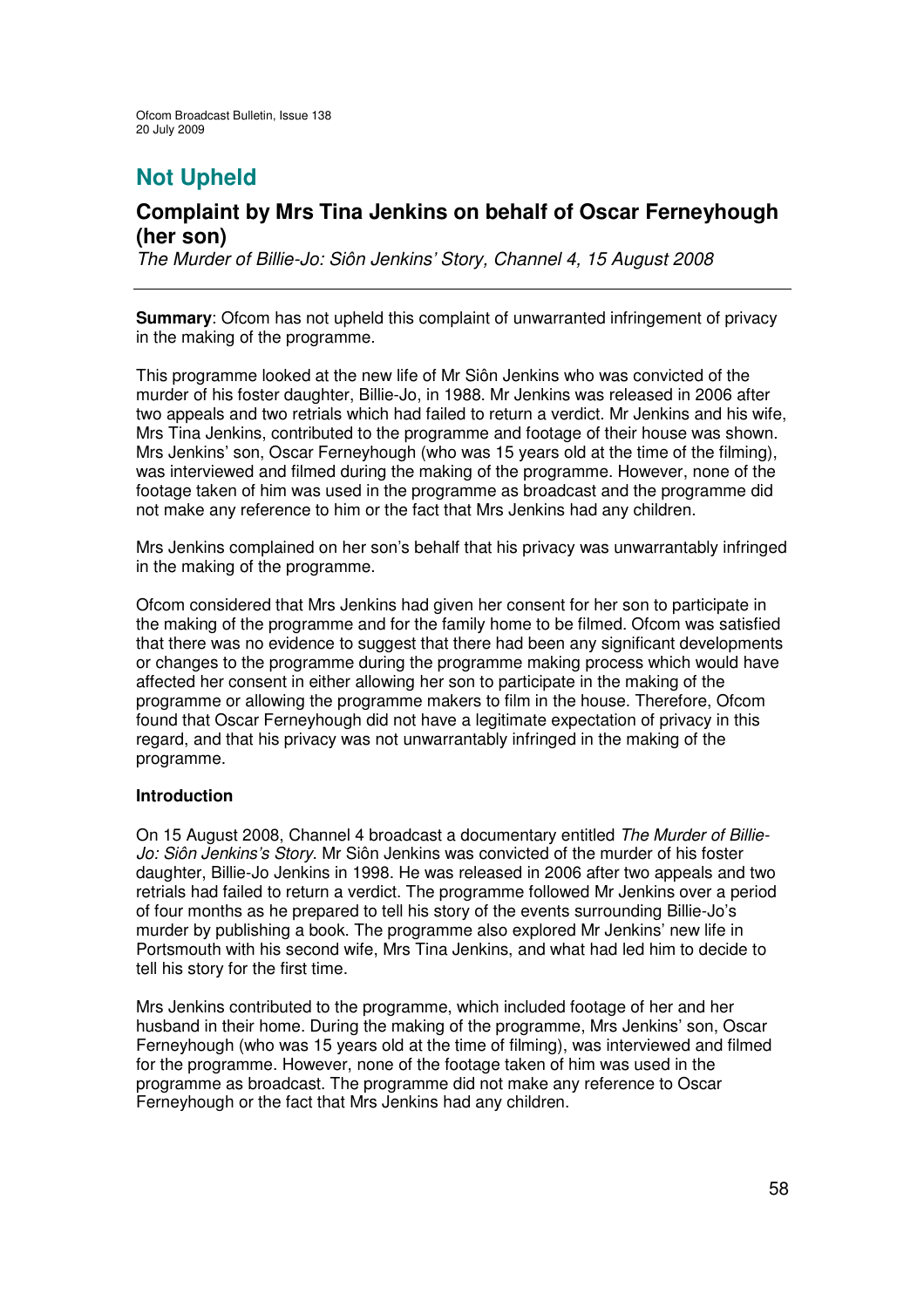# Not Upheld

## Complaint by Mrs Tina Jenkins on behalf of Oscar Ferneyhough (her son)

*The Murder of Billie-Jo: Siôn Jenkins' Story, Channel 4, 15 August 2008*

**Summary**: Ofcom has not upheld this complaint of unwarranted infringement of privacy in the making of the programme.

This programme looked at the new life of Mr Siôn Jenkins who was convicted of the murder of his foster daughter, Billie-Jo, in 1988. Mr Jenkins was released in 2006 after two appeals and two retrials which had failed to return a verdict. Mr Jenkins and his wife, Mrs Tina Jenkins, contributed to the programme and footage of their house was shown. Mrs Jenkins' son, Oscar Ferneyhough (who was 15 years old at the time of the filming), was interviewed and filmed during the making of the programme. However, none of the footage taken of him was used in the programme as broadcast and the programme did not make any reference to him or the fact that Mrs Jenkins had any children.

Mrs Jenkins complained on her son's behalf that his privacy was unwarrantably infringed in the making of the programme.

Ofcom considered that Mrs Jenkins had given her consent for her son to participate in the making of the programme and for the family home to be filmed. Ofcom was satisfied that there was no evidence to suggest that there had been any significant developments or changes to the programme during the programme making process which would have affected her consent in either allowing her son to participate in the making of the programme or allowing the programme makers to film in the house. Therefore, Ofcom found that Oscar Ferneyhough did not have a legitimate expectation of privacy in this regard, and that his privacy was not unwarrantably infringed in the making of the programme.

**Introduction**

On 15 August 2008, Channel 4 broadcast a documentary entitled *The Murder of Billie-Jo: Siôn Jenkins's Story*. Mr Siôn Jenkins was convicted of the murder of his foster daughter, Billie-Jo Jenkins in 1998. He was released in 2006 after two appeals and two retrials had failed to return a verdict. The programme followed Mr Jenkins over a period of four months as he prepared to tell his story of the events surrounding Billie-Jo's murder by publishing a book. The programme also explored Mr Jenkins' new life in Portsmouth with his second wife, Mrs Tina Jenkins, and what had led him to decide to tell his story for the first time.

Mrs Jenkins contributed to the programme, which included footage of her and her husband in their home. During the making of the programme, Mrs Jenkins' son, Oscar Ferneyhough (who was 15 years old at the time of filming), was interviewed and filmed for the programme. However, none of the footage taken of him was used in the programme as broadcast. The programme did not make any reference to Oscar Ferneyhough or the fact that Mrs Jenkins had any children.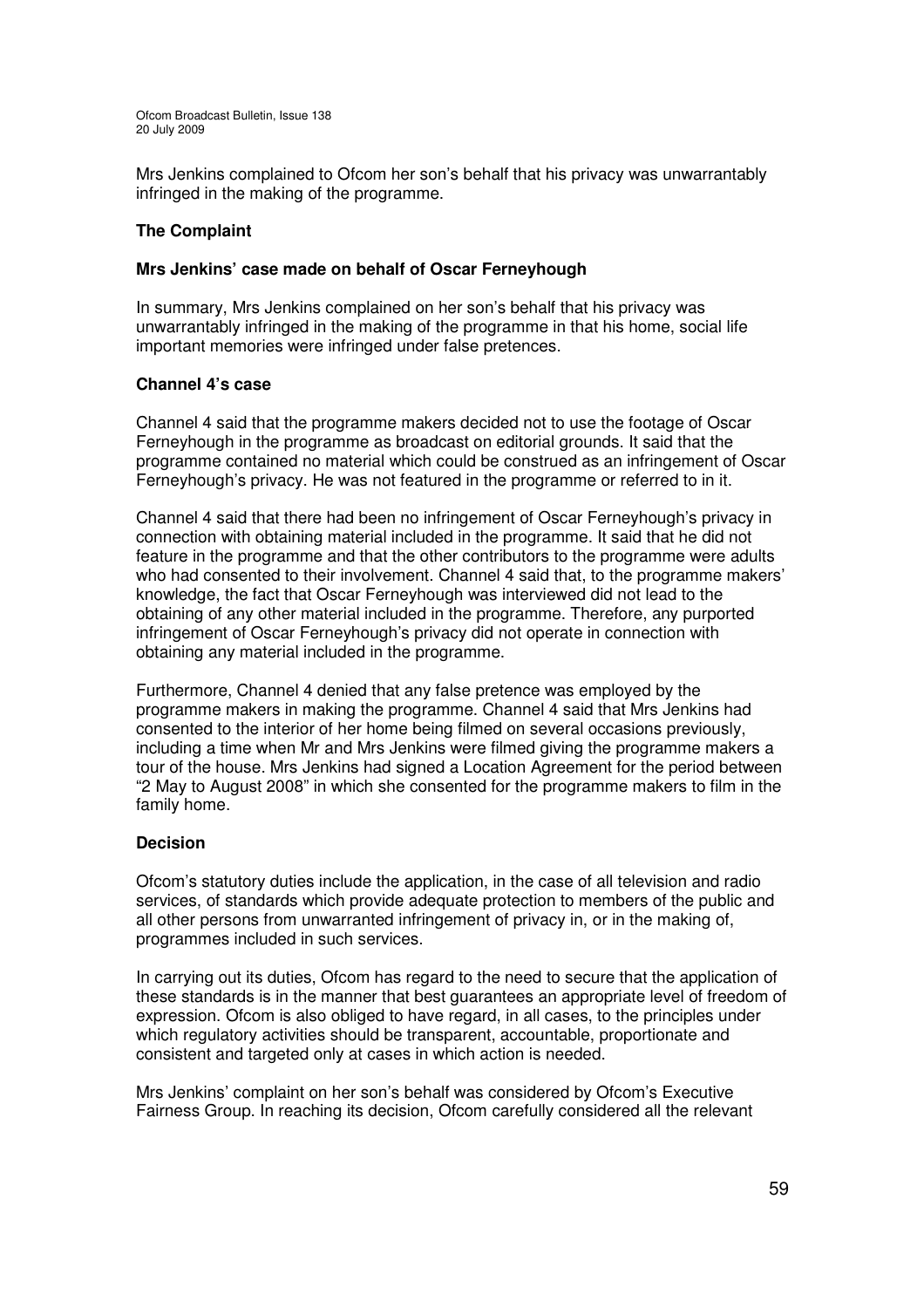Mrs Jenkins complained to Ofcom her son's behalf that his privacy was unwarrantably infringed in the making of the programme.

**The Complaint**

**Mrs Jenkins' case made on behalf of Oscar Ferneyhough**

In summary, Mrs Jenkins complained on her son's behalf that his privacy was unwarrantably infringed in the making of the programme in that his home, social life important memories were infringed under false pretences.

**Channel 4's case**

Channel 4 said that the programme makers decided not to use the footage of Oscar Ferneyhough in the programme as broadcast on editorial grounds. It said that the programme contained no material which could be construed as an infringement of Oscar Ferneyhough's privacy. He was not featured in the programme or referred to in it.

Channel 4 said that there had been no infringement of Oscar Ferneyhough's privacy in connection with obtaining material included in the programme. It said that he did not feature in the programme and that the other contributors to the programme were adults who had consented to their involvement. Channel 4 said that, to the programme makers' knowledge, the fact that Oscar Ferneyhough was interviewed did not lead to the obtaining of any other material included in the programme. Therefore, any purported infringement of Oscar Ferneyhough's privacy did not operate in connection with obtaining any material included in the programme.

Furthermore, Channel 4 denied that any false pretence was employed by the programme makers in making the programme. Channel 4 said that Mrs Jenkins had consented to the interior of her home being filmed on several occasions previously, including a time when Mr and Mrs Jenkins were filmed giving the programme makers a tour of the house. Mrs Jenkins had signed a Location Agreement for the period between "2 May to August 2008" in which she consented for the programme makers to film in the family home.

**Decision**

Ofcom's statutory duties include the application, in the case of all television and radio services, of standards which provide adequate protection to members of the public and all other persons from unwarranted infringement of privacy in, or in the making of, programmes included in such services.

In carrying out its duties, Ofcom has regard to the need to secure that the application of these standards is in the manner that best guarantees an appropriate level of freedom of expression. Ofcom is also obliged to have regard, in all cases, to the principles under which regulatory activities should be transparent, accountable, proportionate and consistent and targeted only at cases in which action is needed.

Mrs Jenkins' complaint on her son's behalf was considered by Ofcom's Executive Fairness Group. In reaching its decision, Ofcom carefully considered all the relevant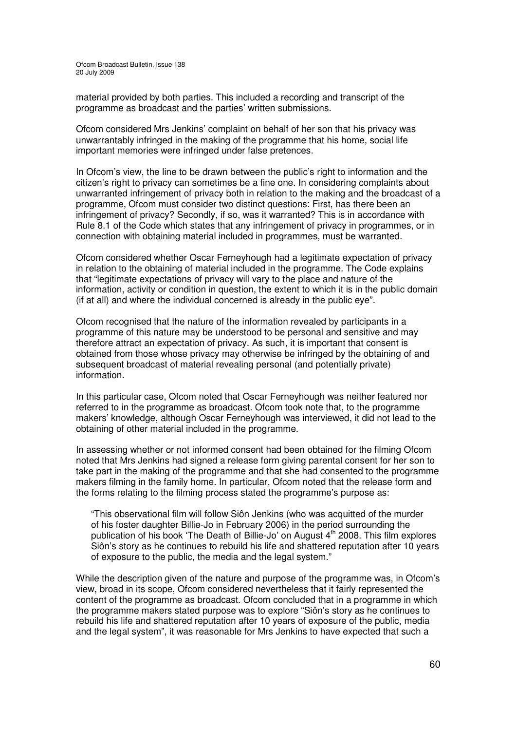material provided by both parties. This included a recording and transcript of the programme as broadcast and the parties' written submissions.

Ofcom considered Mrs Jenkins' complaint on behalf of her son that his privacy was unwarrantably infringed in the making of the programme that his home, social life important memories were infringed under false pretences.

In Ofcom's view, the line to be drawn between the public's right to information and the citizen's right to privacy can sometimes be a fine one. In considering complaints about unwarranted infringement of privacy both in relation to the making and the broadcast of a programme, Ofcom must consider two distinct questions: First, has there been an infringement of privacy? Secondly, if so, was it warranted? This is in accordance with Rule 8.1 of the Code which states that any infringement of privacy in programmes, or in connection with obtaining material included in programmes, must be warranted.

Ofcom considered whether Oscar Ferneyhough had a legitimate expectation of privacy in relation to the obtaining of material included in the programme. The Code explains that "legitimate expectations of privacy will vary to the place and nature of the information, activity or condition in question, the extent to which it is in the public domain (if at all) and where the individual concerned is already in the public eye".

Ofcom recognised that the nature of the information revealed by participants in a programme of this nature may be understood to be personal and sensitive and may therefore attract an expectation of privacy. As such, it is important that consent is obtained from those whose privacy may otherwise be infringed by the obtaining of and subsequent broadcast of material revealing personal (and potentially private) information.

In this particular case, Ofcom noted that Oscar Ferneyhough was neither featured nor referred to in the programme as broadcast. Ofcom took note that, to the programme makers' knowledge, although Oscar Ferneyhough was interviewed, it did not lead to the obtaining of other material included in the programme.

In assessing whether or not informed consent had been obtained for the filming Ofcom noted that Mrs Jenkins had signed a release form giving parental consent for her son to take part in the making of the programme and that she had consented to the programme makers filming in the family home. In particular, Ofcom noted that the release form and the forms relating to the filming process stated the programme's purpose as:

> "This observational film will follow Siôn Jenkins (who was acquitted of the murder of his foster daughter Billie-Jo in February 2006) in the period surrounding the publication of his book 'The Death of Billie-Jo' on August 4th 2008. This film explores Siôn's story as he continues to rebuild his life and shattered reputation after 10 years of exposure to the public, the media and the legal system."

While the description given of the nature and purpose of the programme was, in Ofcom's view, broad in its scope, Ofcom considered nevertheless that it fairly represented the content of the programme as broadcast. Ofcom concluded that in a programme in which the programme makers stated purpose was to explore "Siôn's story as he continues to rebuild his life and shattered reputation after 10 years of exposure of the public, media and the legal system", it was reasonable for Mrs Jenkins to have expected that such a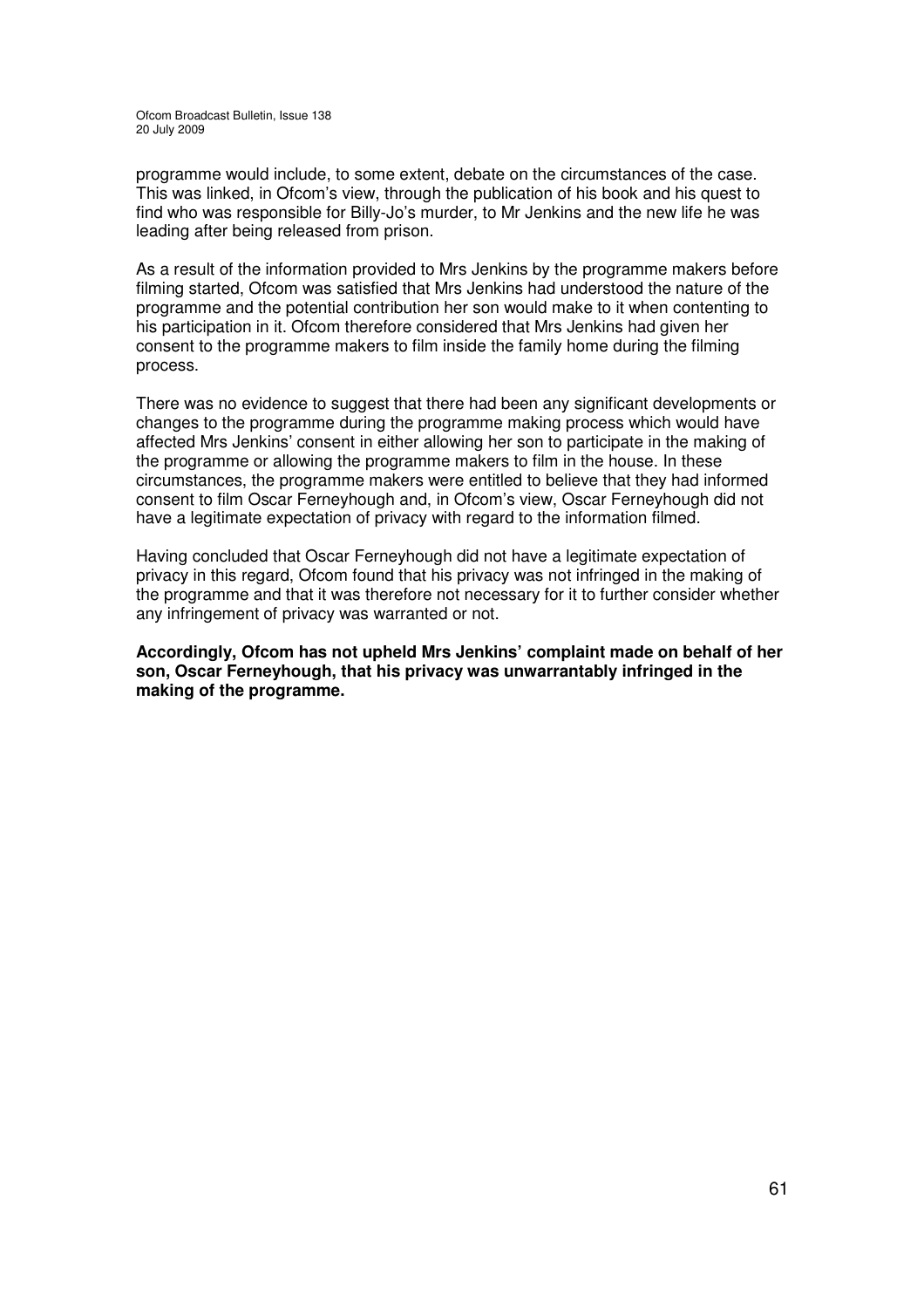programme would include, to some extent, debate on the circumstances of the case. This was linked, in Ofcom's view, through the publication of his book and his quest to find who was responsible for Billy-Jo's murder, to Mr Jenkins and the new life he was leading after being released from prison.

As a result of the information provided to Mrs Jenkins by the programme makers before filming started, Ofcom was satisfied that Mrs Jenkins had understood the nature of the programme and the potential contribution her son would make to it when contenting to his participation in it. Ofcom therefore considered that Mrs Jenkins had given her consent to the programme makers to film inside the family home during the filming process.

There was no evidence to suggest that there had been any significant developments or changes to the programme during the programme making process which would have affected Mrs Jenkins' consent in either allowing her son to participate in the making of the programme or allowing the programme makers to film in the house. In these circumstances, the programme makers were entitled to believe that they had informed consent to film Oscar Ferneyhough and, in Ofcom's view, Oscar Ferneyhough did not have a legitimate expectation of privacy with regard to the information filmed.

Having concluded that Oscar Ferneyhough did not have a legitimate expectation of privacy in this regard, Ofcom found that his privacy was not infringed in the making of the programme and that it was therefore not necessary for it to further consider whether any infringement of privacy was warranted or not.

**Accordingly, Ofcom has not upheld Mrs Jenkins' complaint made on behalf of her son, Oscar Ferneyhough, that his privacy was unwarrantably infringed in the making of the programme.**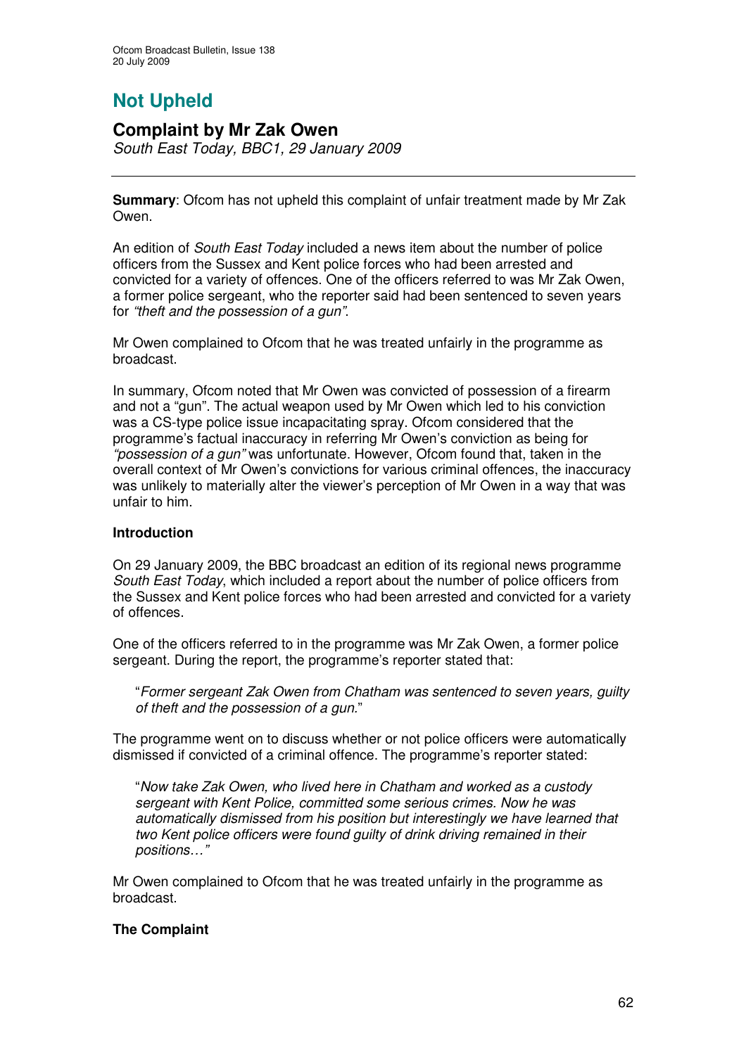## Not Upheld

### Complaint by Mr Zak Owen

*South East Today, BBC1, 29 January 2009*

---

**Summary**: Ofcom has not upheld this complaint of unfair treatment made by Mr Zak Owen.

An edition of *South East Today* included a news item about the number of police officers from the Sussex and Kent police forces who had been arrested and convicted for a variety of offences. One of the officers referred to was Mr Zak Owen, a former police sergeant, who the reporter said had been sentenced to seven years for *"theft and the possession of a gun"*.

Mr Owen complained to Ofcom that he was treated unfairly in the programme as broadcast.

In summary, Ofcom noted that Mr Owen was convicted of possession of a firearm and not a "gun". The actual weapon used by Mr Owen which led to his conviction was a CS-type police issue incapacitating spray. Ofcom considered that the programme's factual inaccuracy in referring Mr Owen's conviction as being for *"possession of a gun"* was unfortunate. However, Ofcom found that, taken in the overall context of Mr Owen's convictions for various criminal offences, the inaccuracy was unlikely to materially alter the viewer's perception of Mr Owen in a way that was unfair to him.

**Introduction**

On 29 January 2009, the BBC broadcast an edition of its regional news programme *South East Today*, which included a report about the number of police officers from the Sussex and Kent police forces who had been arrested and convicted for a variety of offences.

One of the officers referred to in the programme was Mr Zak Owen, a former police sergeant. During the report, the programme's reporter stated that:

> "*Former sergeant Zak Owen from Chatham was sentenced to seven years, guilty of theft and the possession of a gun.*"

The programme went on to discuss whether or not police officers were automatically dismissed if convicted of a criminal offence. The programme's reporter stated:

> "*Now take Zak Owen, who lived here in Chatham and worked as a custody sergeant with Kent Police, committed some serious crimes. Now he was automatically dismissed from his position but interestingly we have learned that two Kent police officers were found guilty of drink driving remained in their positions…"*

Mr Owen complained to Ofcom that he was treated unfairly in the programme as broadcast.

**The Complaint**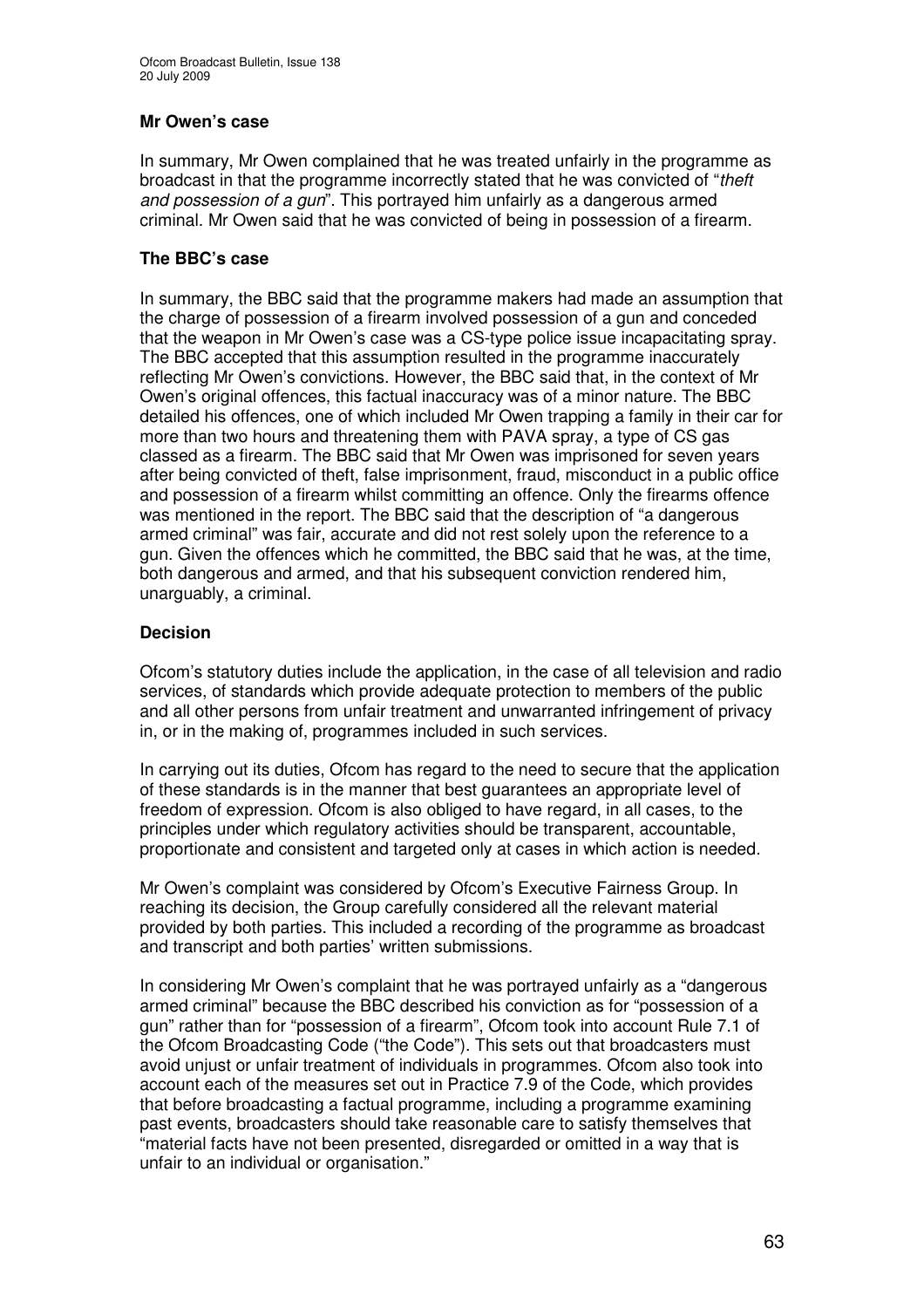**Mr Owen's case**

In summary, Mr Owen complained that he was treated unfairly in the programme as broadcast in that the programme incorrectly stated that he was convicted of "*theft and possession of a gun*". This portrayed him unfairly as a dangerous armed criminal. Mr Owen said that he was convicted of being in possession of a firearm.

**The BBC's case**

In summary, the BBC said that the programme makers had made an assumption that the charge of possession of a firearm involved possession of a gun and conceded that the weapon in Mr Owen's case was a CS-type police issue incapacitating spray. The BBC accepted that this assumption resulted in the programme inaccurately reflecting Mr Owen's convictions. However, the BBC said that, in the context of Mr Owen's original offences, this factual inaccuracy was of a minor nature. The BBC detailed his offences, one of which included Mr Owen trapping a family in their car for more than two hours and threatening them with PAVA spray, a type of CS gas classed as a firearm. The BBC said that Mr Owen was imprisoned for seven years after being convicted of theft, false imprisonment, fraud, misconduct in a public office and possession of a firearm whilst committing an offence. Only the firearms offence was mentioned in the report. The BBC said that the description of "a dangerous armed criminal" was fair, accurate and did not rest solely upon the reference to a gun. Given the offences which he committed, the BBC said that he was, at the time, both dangerous and armed, and that his subsequent conviction rendered him, unarguably, a criminal.

**Decision**

Ofcom's statutory duties include the application, in the case of all television and radio services, of standards which provide adequate protection to members of the public and all other persons from unfair treatment and unwarranted infringement of privacy in, or in the making of, programmes included in such services.

In carrying out its duties, Ofcom has regard to the need to secure that the application of these standards is in the manner that best guarantees an appropriate level of freedom of expression. Ofcom is also obliged to have regard, in all cases, to the principles under which regulatory activities should be transparent, accountable, proportionate and consistent and targeted only at cases in which action is needed.

Mr Owen's complaint was considered by Ofcom's Executive Fairness Group. In reaching its decision, the Group carefully considered all the relevant material provided by both parties. This included a recording of the programme as broadcast and transcript and both parties' written submissions.

In considering Mr Owen's complaint that he was portrayed unfairly as a "dangerous armed criminal" because the BBC described his conviction as for "possession of a gun" rather than for "possession of a firearm", Ofcom took into account Rule 7.1 of the Ofcom Broadcasting Code ("the Code"). This sets out that broadcasters must avoid unjust or unfair treatment of individuals in programmes. Ofcom also took into account each of the measures set out in Practice 7.9 of the Code, which provides that before broadcasting a factual programme, including a programme examining past events, broadcasters should take reasonable care to satisfy themselves that "material facts have not been presented, disregarded or omitted in a way that is unfair to an individual or organisation."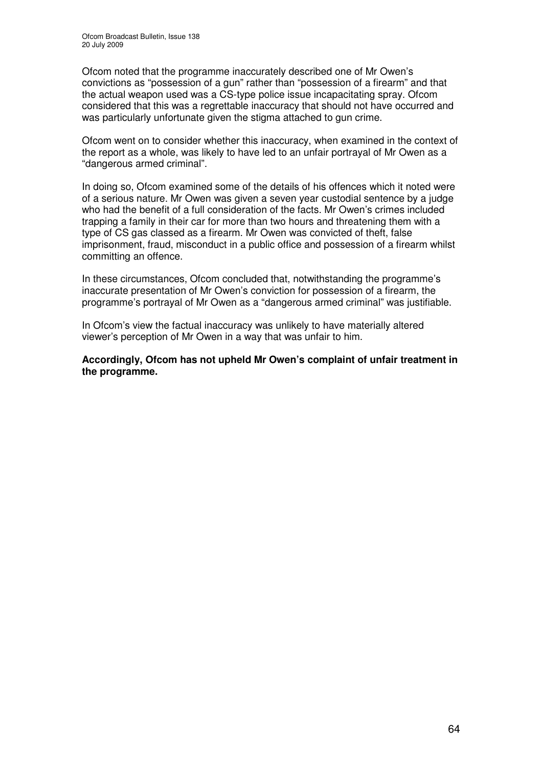Ofcom noted that the programme inaccurately described one of Mr Owen's convictions as "possession of a gun" rather than "possession of a firearm" and that the actual weapon used was a CS-type police issue incapacitating spray. Ofcom considered that this was a regrettable inaccuracy that should not have occurred and was particularly unfortunate given the stigma attached to gun crime.

Ofcom went on to consider whether this inaccuracy, when examined in the context of the report as a whole, was likely to have led to an unfair portrayal of Mr Owen as a "dangerous armed criminal".

In doing so, Ofcom examined some of the details of his offences which it noted were of a serious nature. Mr Owen was given a seven year custodial sentence by a judge who had the benefit of a full consideration of the facts. Mr Owen's crimes included trapping a family in their car for more than two hours and threatening them with a type of CS gas classed as a firearm. Mr Owen was convicted of theft, false imprisonment, fraud, misconduct in a public office and possession of a firearm whilst committing an offence.

In these circumstances, Ofcom concluded that, notwithstanding the programme's inaccurate presentation of Mr Owen's conviction for possession of a firearm, the programme's portrayal of Mr Owen as a "dangerous armed criminal" was justifiable.

In Ofcom's view the factual inaccuracy was unlikely to have materially altered viewer's perception of Mr Owen in a way that was unfair to him.

**Accordingly, Ofcom has not upheld Mr Owen's complaint of unfair treatment in the programme.**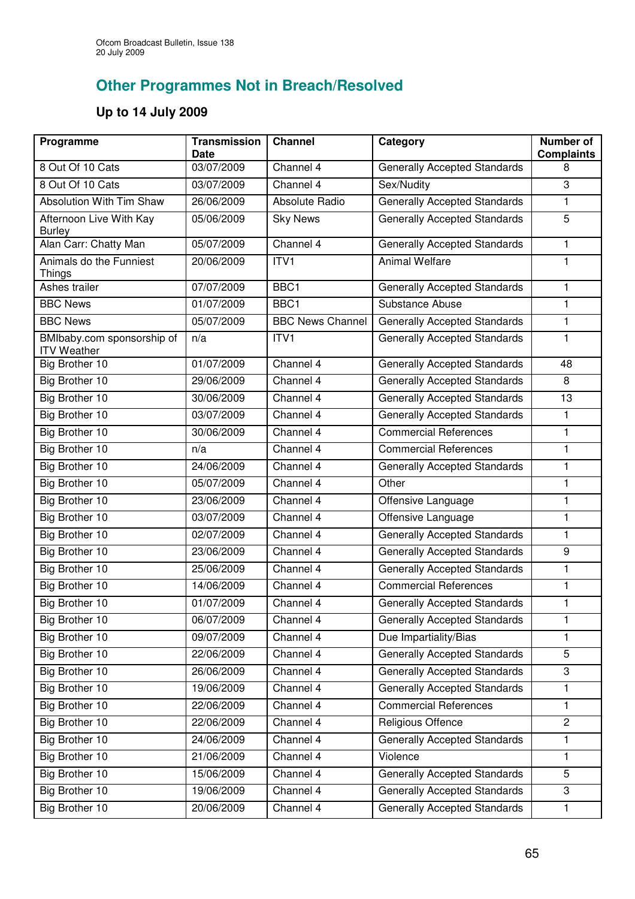## Other Programmes Not in Breach/Resolved

### Up to 14 July 2009

| Programme | Transmission Date | Channel | Category | Number of Complaints |
|---|---|---|---|---|
| 8 Out Of 10 Cats | 03/07/2009 | Channel 4 | Generally Accepted Standards | 8 |
| 8 Out Of 10 Cats | 03/07/2009 | Channel 4 | Sex/Nudity | 3 |
| Absolution With Tim Shaw | 26/06/2009 | Absolute Radio | Generally Accepted Standards | 1 |
| Afternoon Live With Kay Burley | 05/06/2009 | Sky News | Generally Accepted Standards | 5 |
| Alan Carr: Chatty Man | 05/07/2009 | Channel 4 | Generally Accepted Standards | 1 |
| Animals do the Funniest Things | 20/06/2009 | ITV1 | Animal Welfare | 1 |
| Ashes trailer | 07/07/2009 | BBC1 | Generally Accepted Standards | 1 |
| BBC News | 01/07/2009 | BBC1 | Substance Abuse | 1 |
| BBC News | 05/07/2009 | BBC News Channel | Generally Accepted Standards | 1 |
| BMIbaby.com sponsorship of ITV Weather | n/a | ITV1 | Generally Accepted Standards | 1 |
| Big Brother 10 | 01/07/2009 | Channel 4 | Generally Accepted Standards | 48 |
| Big Brother 10 | 29/06/2009 | Channel 4 | Generally Accepted Standards | 8 |
| Big Brother 10 | 30/06/2009 | Channel 4 | Generally Accepted Standards | 13 |
| Big Brother 10 | 03/07/2009 | Channel 4 | Generally Accepted Standards | 1 |
| Big Brother 10 | 30/06/2009 | Channel 4 | Commercial References | 1 |
| Big Brother 10 | n/a | Channel 4 | Commercial References | 1 |
| Big Brother 10 | 24/06/2009 | Channel 4 | Generally Accepted Standards | 1 |
| Big Brother 10 | 05/07/2009 | Channel 4 | Other | 1 |
| Big Brother 10 | 23/06/2009 | Channel 4 | Offensive Language | 1 |
| Big Brother 10 | 03/07/2009 | Channel 4 | Offensive Language | 1 |
| Big Brother 10 | 02/07/2009 | Channel 4 | Generally Accepted Standards | 1 |
| Big Brother 10 | 23/06/2009 | Channel 4 | Generally Accepted Standards | 9 |
| Big Brother 10 | 25/06/2009 | Channel 4 | Generally Accepted Standards | 1 |
| Big Brother 10 | 14/06/2009 | Channel 4 | Commercial References | 1 |
| Big Brother 10 | 01/07/2009 | Channel 4 | Generally Accepted Standards | 1 |
| Big Brother 10 | 06/07/2009 | Channel 4 | Generally Accepted Standards | 1 |
| Big Brother 10 | 09/07/2009 | Channel 4 | Due Impartiality/Bias | 1 |
| Big Brother 10 | 22/06/2009 | Channel 4 | Generally Accepted Standards | 5 |
| Big Brother 10 | 26/06/2009 | Channel 4 | Generally Accepted Standards | 3 |
| Big Brother 10 | 19/06/2009 | Channel 4 | Generally Accepted Standards | 1 |
| Big Brother 10 | 22/06/2009 | Channel 4 | Commercial References | 1 |
| Big Brother 10 | 22/06/2009 | Channel 4 | Religious Offence | 2 |
| Big Brother 10 | 24/06/2009 | Channel 4 | Generally Accepted Standards | 1 |
| Big Brother 10 | 21/06/2009 | Channel 4 | Violence | 1 |
| Big Brother 10 | 15/06/2009 | Channel 4 | Generally Accepted Standards | 5 |
| Big Brother 10 | 19/06/2009 | Channel 4 | Generally Accepted Standards | 3 |
| Big Brother 10 | 20/06/2009 | Channel 4 | Generally Accepted Standards | 1 |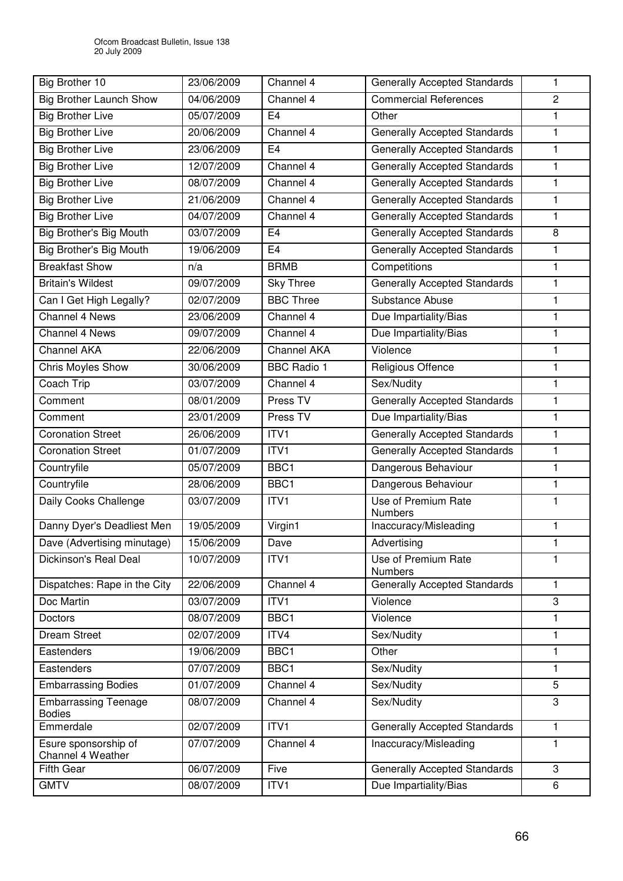| Big Brother 10 | 23/06/2009 | Channel 4 | Generally Accepted Standards | 1 |
|---|---|---|---|---|
| Big Brother Launch Show | 04/06/2009 | Channel 4 | Commercial References | 2 |
| Big Brother Live | 05/07/2009 | E4 | Other | 1 |
| Big Brother Live | 20/06/2009 | Channel 4 | Generally Accepted Standards | 1 |
| Big Brother Live | 23/06/2009 | E4 | Generally Accepted Standards | 1 |
| Big Brother Live | 12/07/2009 | Channel 4 | Generally Accepted Standards | 1 |
| Big Brother Live | 08/07/2009 | Channel 4 | Generally Accepted Standards | 1 |
| Big Brother Live | 21/06/2009 | Channel 4 | Generally Accepted Standards | 1 |
| Big Brother Live | 04/07/2009 | Channel 4 | Generally Accepted Standards | 1 |
| Big Brother's Big Mouth | 03/07/2009 | E4 | Generally Accepted Standards | 8 |
| Big Brother's Big Mouth | 19/06/2009 | E4 | Generally Accepted Standards | 1 |
| Breakfast Show | n/a | BRMB | Competitions | 1 |
| Britain's Wildest | 09/07/2009 | Sky Three | Generally Accepted Standards | 1 |
| Can I Get High Legally? | 02/07/2009 | BBC Three | Substance Abuse | 1 |
| Channel 4 News | 23/06/2009 | Channel 4 | Due Impartiality/Bias | 1 |
| Channel 4 News | 09/07/2009 | Channel 4 | Due Impartiality/Bias | 1 |
| Channel AKA | 22/06/2009 | Channel AKA | Violence | 1 |
| Chris Moyles Show | 30/06/2009 | BBC Radio 1 | Religious Offence | 1 |
| Coach Trip | 03/07/2009 | Channel 4 | Sex/Nudity | 1 |
| Comment | 08/01/2009 | Press TV | Generally Accepted Standards | 1 |
| Comment | 23/01/2009 | Press TV | Due Impartiality/Bias | 1 |
| Coronation Street | 26/06/2009 | ITV1 | Generally Accepted Standards | 1 |
| Coronation Street | 01/07/2009 | ITV1 | Generally Accepted Standards | 1 |
| Countryfile | 05/07/2009 | BBC1 | Dangerous Behaviour | 1 |
| Countryfile | 28/06/2009 | BBC1 | Dangerous Behaviour | 1 |
| Daily Cooks Challenge | 03/07/2009 | ITV1 | Use of Premium Rate Numbers | 1 |
| Danny Dyer's Deadliest Men | 19/05/2009 | Virgin1 | Inaccuracy/Misleading | 1 |
| Dave (Advertising minutage) | 15/06/2009 | Dave | Advertising | 1 |
| Dickinson's Real Deal | 10/07/2009 | ITV1 | Use of Premium Rate Numbers | 1 |
| Dispatches: Rape in the City | 22/06/2009 | Channel 4 | Generally Accepted Standards | 1 |
| Doc Martin | 03/07/2009 | ITV1 | Violence | 3 |
| Doctors | 08/07/2009 | BBC1 | Violence | 1 |
| Dream Street | 02/07/2009 | ITV4 | Sex/Nudity | 1 |
| Eastenders | 19/06/2009 | BBC1 | Other | 1 |
| Eastenders | 07/07/2009 | BBC1 | Sex/Nudity | 1 |
| Embarrassing Bodies | 01/07/2009 | Channel 4 | Sex/Nudity | 5 |
| Embarrassing Teenage Bodies | 08/07/2009 | Channel 4 | Sex/Nudity | 3 |
| Emmerdale | 02/07/2009 | ITV1 | Generally Accepted Standards | 1 |
| Esure sponsorship of Channel 4 Weather | 07/07/2009 | Channel 4 | Inaccuracy/Misleading | 1 |
| Fifth Gear | 06/07/2009 | Five | Generally Accepted Standards | 3 |
| GMTV | 08/07/2009 | ITV1 | Due Impartiality/Bias | 6 |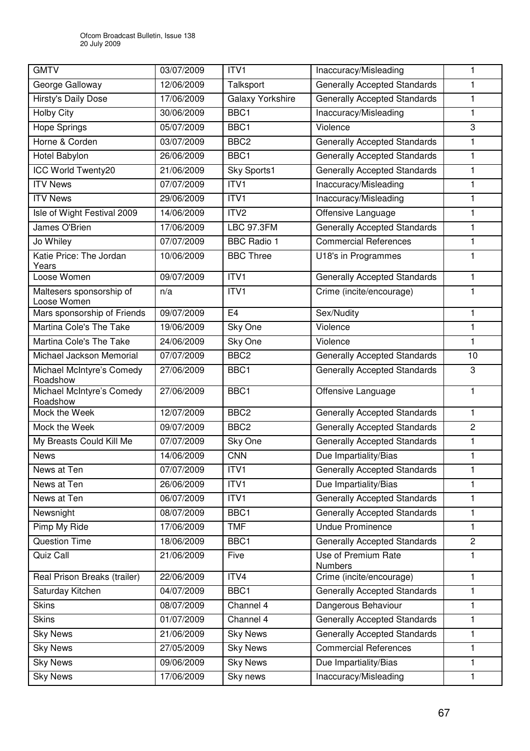| GMTV | 03/07/2009 | ITV1 | Inaccuracy/Misleading | 1 |
|---|---|---|---|---|
| George Galloway | 12/06/2009 | Talksport | Generally Accepted Standards | 1 |
| Hirsty's Daily Dose | 17/06/2009 | Galaxy Yorkshire | Generally Accepted Standards | 1 |
| Holby City | 30/06/2009 | BBC1 | Inaccuracy/Misleading | 1 |
| Hope Springs | 05/07/2009 | BBC1 | Violence | 3 |
| Horne & Corden | 03/07/2009 | BBC2 | Generally Accepted Standards | 1 |
| Hotel Babylon | 26/06/2009 | BBC1 | Generally Accepted Standards | 1 |
| ICC World Twenty20 | 21/06/2009 | Sky Sports1 | Generally Accepted Standards | 1 |
| ITV News | 07/07/2009 | ITV1 | Inaccuracy/Misleading | 1 |
| ITV News | 29/06/2009 | ITV1 | Inaccuracy/Misleading | 1 |
| Isle of Wight Festival 2009 | 14/06/2009 | ITV2 | Offensive Language | 1 |
| James O'Brien | 17/06/2009 | LBC 97.3FM | Generally Accepted Standards | 1 |
| Jo Whiley | 07/07/2009 | BBC Radio 1 | Commercial References | 1 |
| Katie Price: The Jordan Years | 10/06/2009 | BBC Three | U18's in Programmes | 1 |
| Loose Women | 09/07/2009 | ITV1 | Generally Accepted Standards | 1 |
| Maltesers sponsorship of Loose Women | n/a | ITV1 | Crime (incite/encourage) | 1 |
| Mars sponsorship of Friends | 09/07/2009 | E4 | Sex/Nudity | 1 |
| Martina Cole's The Take | 19/06/2009 | Sky One | Violence | 1 |
| Martina Cole's The Take | 24/06/2009 | Sky One | Violence | 1 |
| Michael Jackson Memorial | 07/07/2009 | BBC2 | Generally Accepted Standards | 10 |
| Michael McIntyre's Comedy Roadshow | 27/06/2009 | BBC1 | Generally Accepted Standards | 3 |
| Michael McIntyre's Comedy Roadshow | 27/06/2009 | BBC1 | Offensive Language | 1 |
| Mock the Week | 12/07/2009 | BBC2 | Generally Accepted Standards | 1 |
| Mock the Week | 09/07/2009 | BBC2 | Generally Accepted Standards | 2 |
| My Breasts Could Kill Me | 07/07/2009 | Sky One | Generally Accepted Standards | 1 |
| News | 14/06/2009 | CNN | Due Impartiality/Bias | 1 |
| News at Ten | 07/07/2009 | ITV1 | Generally Accepted Standards | 1 |
| News at Ten | 26/06/2009 | ITV1 | Due Impartiality/Bias | 1 |
| News at Ten | 06/07/2009 | ITV1 | Generally Accepted Standards | 1 |
| Newsnight | 08/07/2009 | BBC1 | Generally Accepted Standards | 1 |
| Pimp My Ride | 17/06/2009 | TMF | Undue Prominence | 1 |
| Question Time | 18/06/2009 | BBC1 | Generally Accepted Standards | 2 |
| Quiz Call | 21/06/2009 | Five | Use of Premium Rate Numbers | 1 |
| Real Prison Breaks (trailer) | 22/06/2009 | ITV4 | Crime (incite/encourage) | 1 |
| Saturday Kitchen | 04/07/2009 | BBC1 | Generally Accepted Standards | 1 |
| Skins | 08/07/2009 | Channel 4 | Dangerous Behaviour | 1 |
| Skins | 01/07/2009 | Channel 4 | Generally Accepted Standards | 1 |
| Sky News | 21/06/2009 | Sky News | Generally Accepted Standards | 1 |
| Sky News | 27/05/2009 | Sky News | Commercial References | 1 |
| Sky News | 09/06/2009 | Sky News | Due Impartiality/Bias | 1 |
| Sky News | 17/06/2009 | Sky news | Inaccuracy/Misleading | 1 |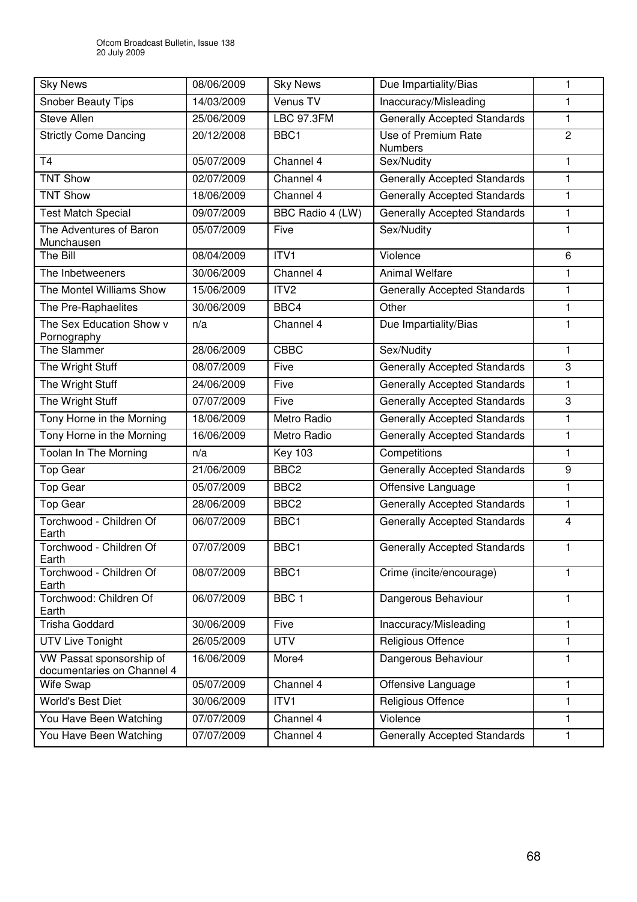| | | | | |
|---|---|---|---|---|
| Sky News | 08/06/2009 | Sky News | Due Impartiality/Bias | 1 |
| Snober Beauty Tips | 14/03/2009 | Venus TV | Inaccuracy/Misleading | 1 |
| Steve Allen | 25/06/2009 | LBC 97.3FM | Generally Accepted Standards | 1 |
| Strictly Come Dancing | 20/12/2008 | BBC1 | Use of Premium Rate Numbers | 2 |
| T4 | 05/07/2009 | Channel 4 | Sex/Nudity | 1 |
| TNT Show | 02/07/2009 | Channel 4 | Generally Accepted Standards | 1 |
| TNT Show | 18/06/2009 | Channel 4 | Generally Accepted Standards | 1 |
| Test Match Special | 09/07/2009 | BBC Radio 4 (LW) | Generally Accepted Standards | 1 |
| The Adventures of Baron Munchausen | 05/07/2009 | Five | Sex/Nudity | 1 |
| The Bill | 08/04/2009 | ITV1 | Violence | 6 |
| The Inbetweeners | 30/06/2009 | Channel 4 | Animal Welfare | 1 |
| The Montel Williams Show | 15/06/2009 | ITV2 | Generally Accepted Standards | 1 |
| The Pre-Raphaelites | 30/06/2009 | BBC4 | Other | 1 |
| The Sex Education Show v Pornography | n/a | Channel 4 | Due Impartiality/Bias | 1 |
| The Slammer | 28/06/2009 | CBBC | Sex/Nudity | 1 |
| The Wright Stuff | 08/07/2009 | Five | Generally Accepted Standards | 3 |
| The Wright Stuff | 24/06/2009 | Five | Generally Accepted Standards | 1 |
| The Wright Stuff | 07/07/2009 | Five | Generally Accepted Standards | 3 |
| Tony Horne in the Morning | 18/06/2009 | Metro Radio | Generally Accepted Standards | 1 |
| Tony Horne in the Morning | 16/06/2009 | Metro Radio | Generally Accepted Standards | 1 |
| Toolan In The Morning | n/a | Key 103 | Competitions | 1 |
| Top Gear | 21/06/2009 | BBC2 | Generally Accepted Standards | 9 |
| Top Gear | 05/07/2009 | BBC2 | Offensive Language | 1 |
| Top Gear | 28/06/2009 | BBC2 | Generally Accepted Standards | 1 |
| Torchwood - Children Of Earth | 06/07/2009 | BBC1 | Generally Accepted Standards | 4 |
| Torchwood - Children Of Earth | 07/07/2009 | BBC1 | Generally Accepted Standards | 1 |
| Torchwood - Children Of Earth | 08/07/2009 | BBC1 | Crime (incite/encourage) | 1 |
| Torchwood: Children Of Earth | 06/07/2009 | BBC 1 | Dangerous Behaviour | 1 |
| Trisha Goddard | 30/06/2009 | Five | Inaccuracy/Misleading | 1 |
| UTV Live Tonight | 26/05/2009 | UTV | Religious Offence | 1 |
| VW Passat sponsorship of documentaries on Channel 4 | 16/06/2009 | More4 | Dangerous Behaviour | 1 |
| Wife Swap | 05/07/2009 | Channel 4 | Offensive Language | 1 |
| World's Best Diet | 30/06/2009 | ITV1 | Religious Offence | 1 |
| You Have Been Watching | 07/07/2009 | Channel 4 | Violence | 1 |
| You Have Been Watching | 07/07/2009 | Channel 4 | Generally Accepted Standards | 1 |